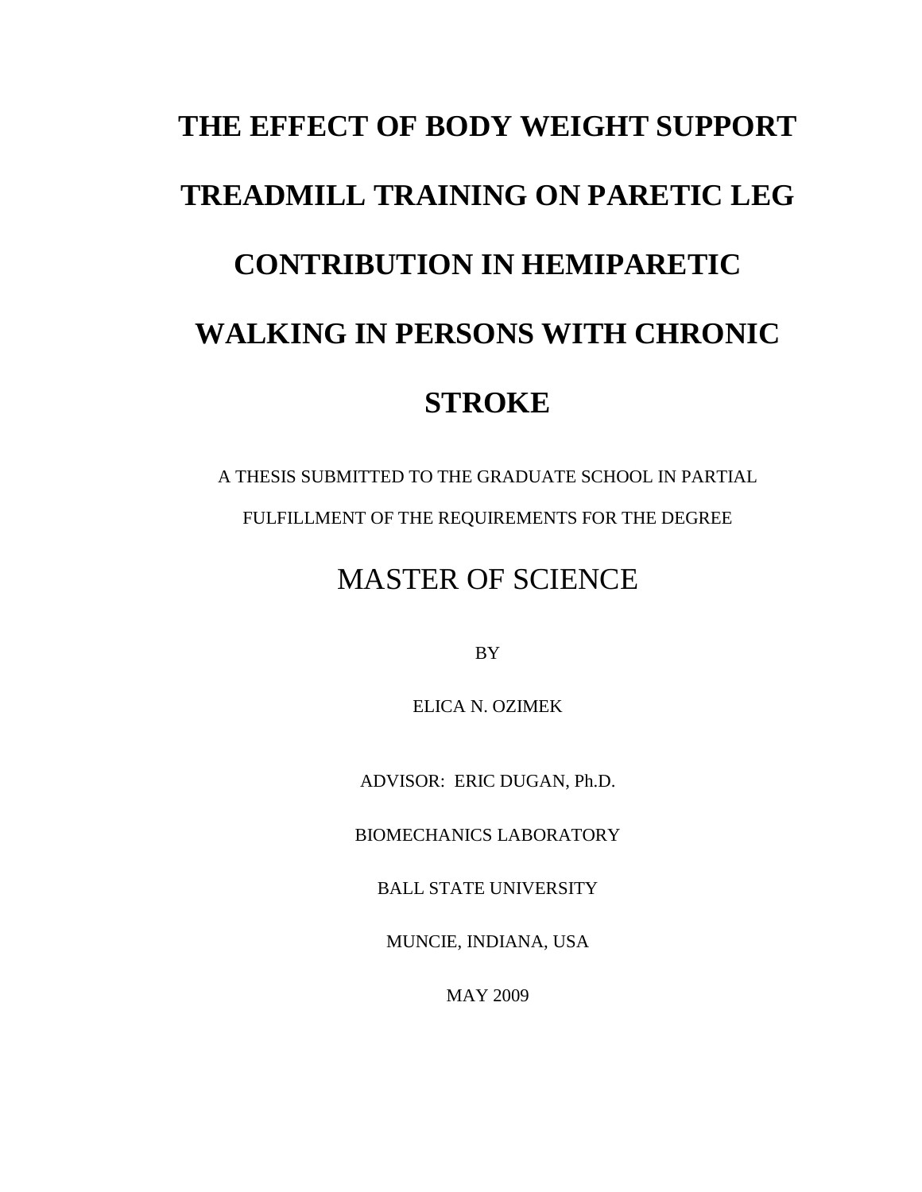# THE EFFECT OF BODY WEIGHT SUPPORT TREADMILL TRAINING ON PARETIC LEG CONTRIBUTION IN HEMIPARETIC WALKING IN PERSONS WITH CHRONIC STROKE

A THESIS SUBMITTED TO THE GRADUATE SCHOOL IN PARTIAL FULFILLMENT OF THE REQUIREMENTS FOR THE DEGREE

MASTER OF SCIENCE

BY

ELICA N. OZIMEK

ADVISOR: ERIC DUGAN, Ph.D.

BIOMECHANICS LABORATORY

BALL STATE UNIVERSITY

MUNCIE, INDIANA, USA

MAY 2009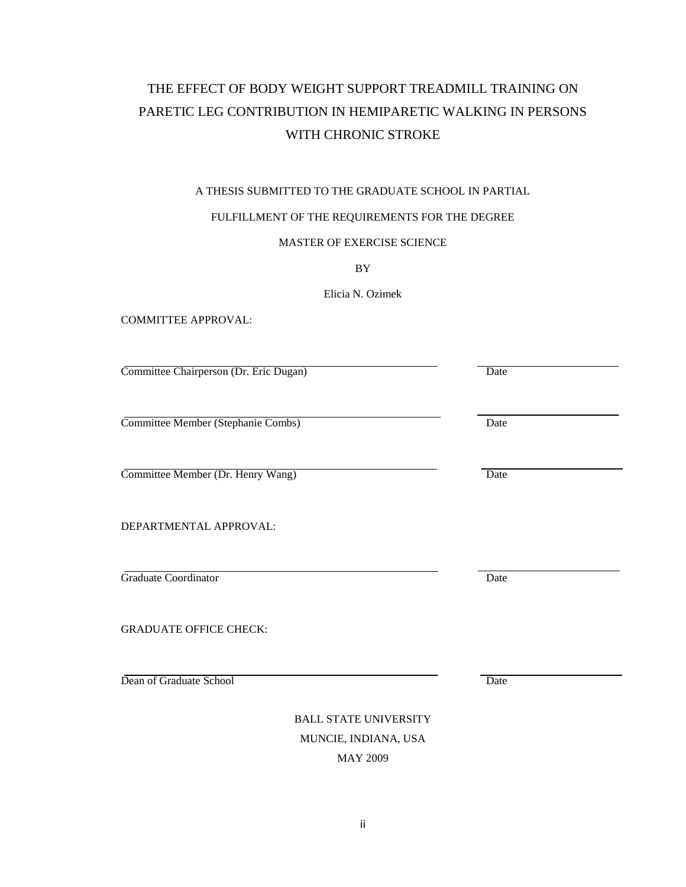# THE EFFECT OF BODY WEIGHT SUPPORT TREADMILL TRAINING ON PARETIC LEG CONTRIBUTION IN HEMIPARETIC WALKING IN PERSONS WITH CHRONIC STROKE

A THESIS SUBMITTED TO THE GRADUATE SCHOOL IN PARTIAL

FULFILLMENT OF THE REQUIREMENTS FOR THE DEGREE

MASTER OF EXERCISE SCIENCE

BY

Elicia N. Ozimek

COMMITTEE APPROVAL:

| | |
|---|---|
| Committee Chairperson (Dr. Eric Dugan) | Date |
| Committee Member (Stephanie Combs) | Date |
| Committee Member (Dr. Henry Wang) | Date |

DEPARTMENTAL APPROVAL:

| | |
|---|---|
| Graduate Coordinator | Date |

GRADUATE OFFICE CHECK:

| | |
|---|---|
| Dean of Graduate School | Date |

BALL STATE UNIVERSITY

MUNCIE, INDIANA, USA

MAY 2009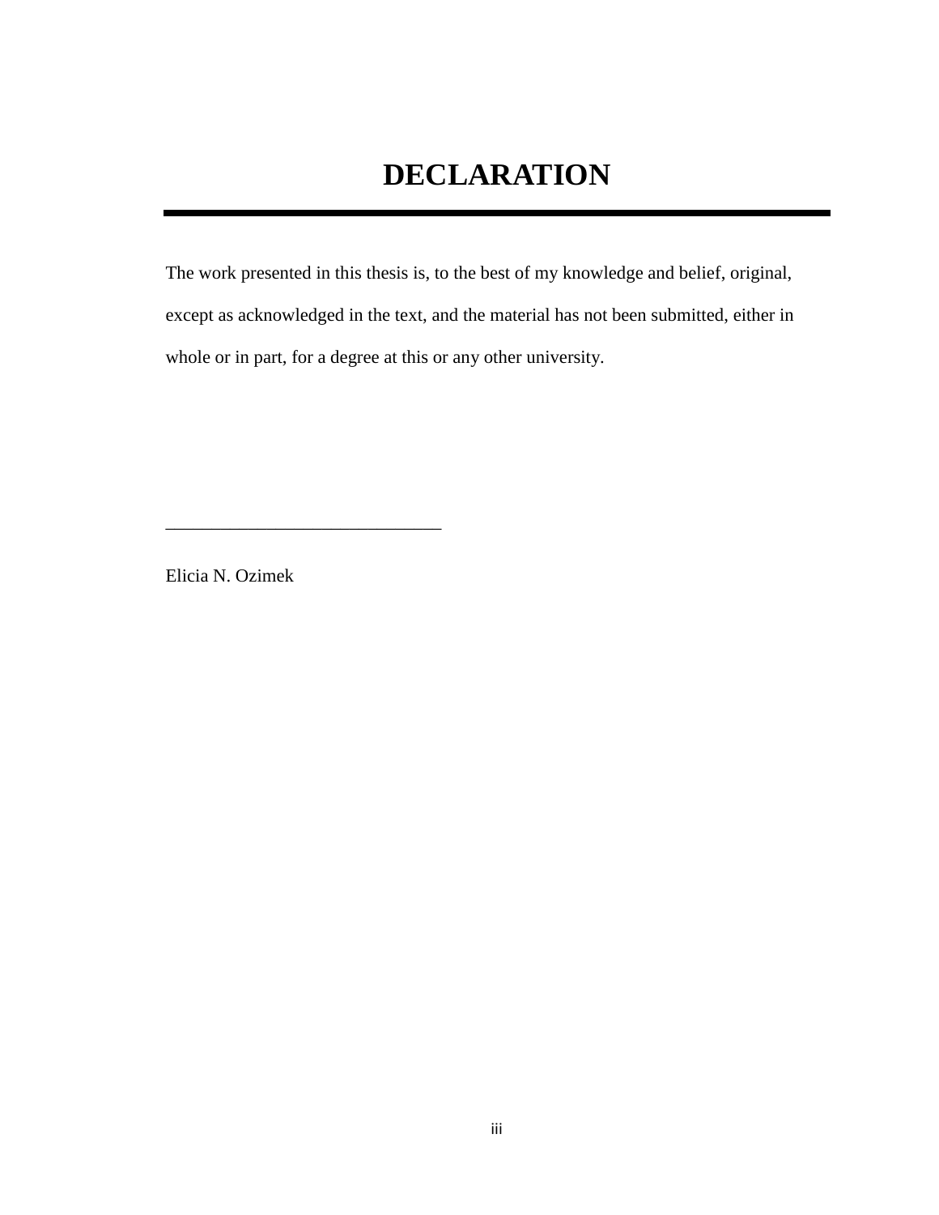# DECLARATION

The work presented in this thesis is, to the best of my knowledge and belief, original, except as acknowledged in the text, and the material has not been submitted, either in whole or in part, for a degree at this or any other university.

______________________________

Elicia N. Ozimek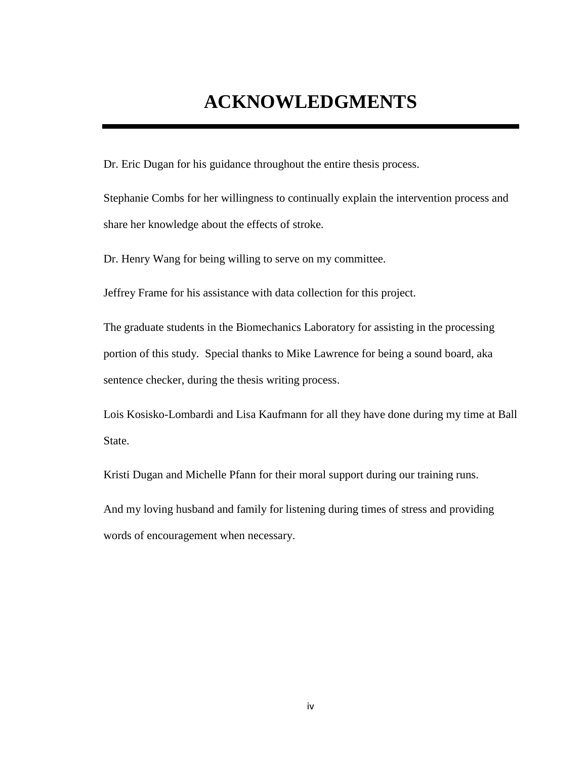# ACKNOWLEDGMENTS

Dr. Eric Dugan for his guidance throughout the entire thesis process.

Stephanie Combs for her willingness to continually explain the intervention process and share her knowledge about the effects of stroke.

Dr. Henry Wang for being willing to serve on my committee.

Jeffrey Frame for his assistance with data collection for this project.

The graduate students in the Biomechanics Laboratory for assisting in the processing portion of this study. Special thanks to Mike Lawrence for being a sound board, aka sentence checker, during the thesis writing process.

Lois Kosisko-Lombardi and Lisa Kaufmann for all they have done during my time at Ball State.

Kristi Dugan and Michelle Pfann for their moral support during our training runs.

And my loving husband and family for listening during times of stress and providing words of encouragement when necessary.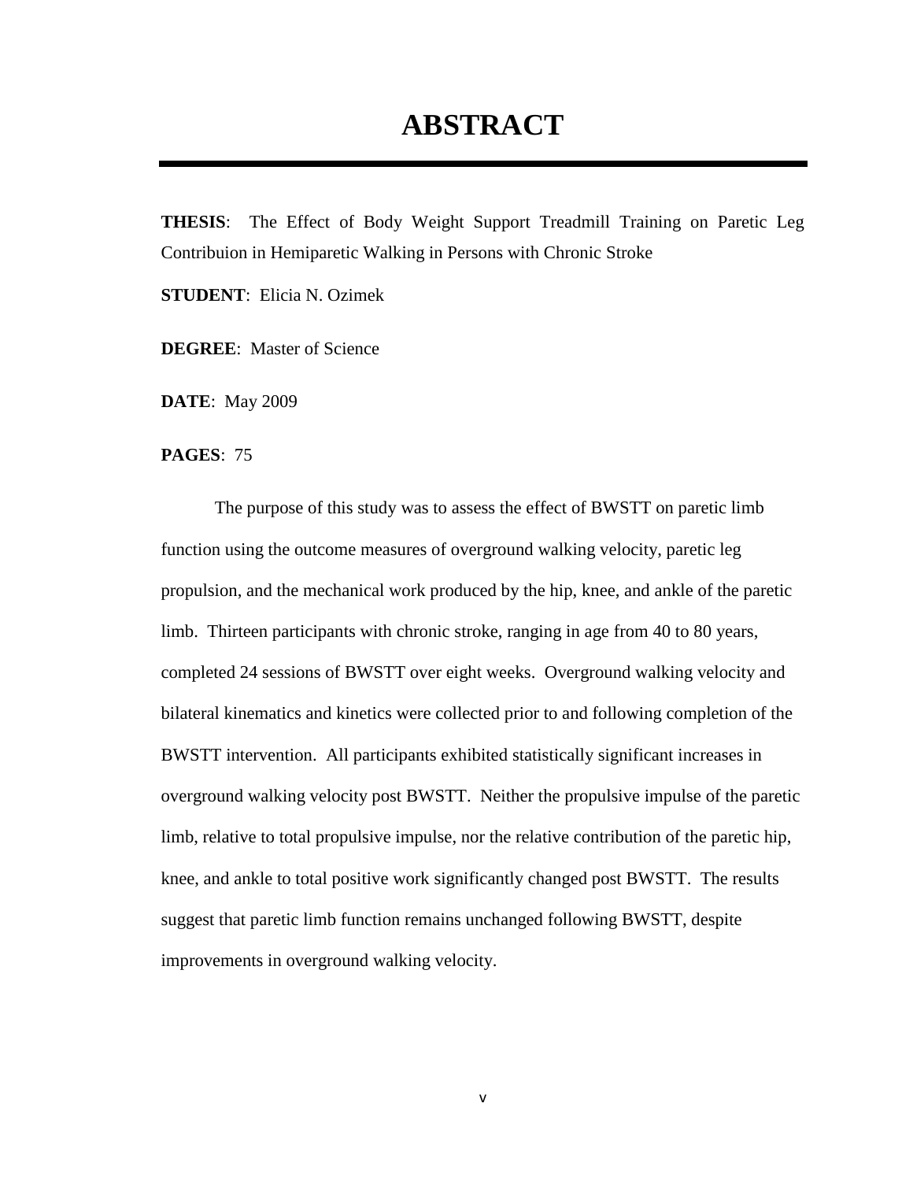# ABSTRACT

**THESIS**: The Effect of Body Weight Support Treadmill Training on Paretic Leg Contribuion in Hemiparetic Walking in Persons with Chronic Stroke

**STUDENT**: Elicia N. Ozimek

**DEGREE**: Master of Science

**DATE**: May 2009

**PAGES**: 75

The purpose of this study was to assess the effect of BWSTT on paretic limb function using the outcome measures of overground walking velocity, paretic leg propulsion, and the mechanical work produced by the hip, knee, and ankle of the paretic limb. Thirteen participants with chronic stroke, ranging in age from 40 to 80 years, completed 24 sessions of BWSTT over eight weeks. Overground walking velocity and bilateral kinematics and kinetics were collected prior to and following completion of the BWSTT intervention. All participants exhibited statistically significant increases in overground walking velocity post BWSTT. Neither the propulsive impulse of the paretic limb, relative to total propulsive impulse, nor the relative contribution of the paretic hip, knee, and ankle to total positive work significantly changed post BWSTT. The results suggest that paretic limb function remains unchanged following BWSTT, despite improvements in overground walking velocity.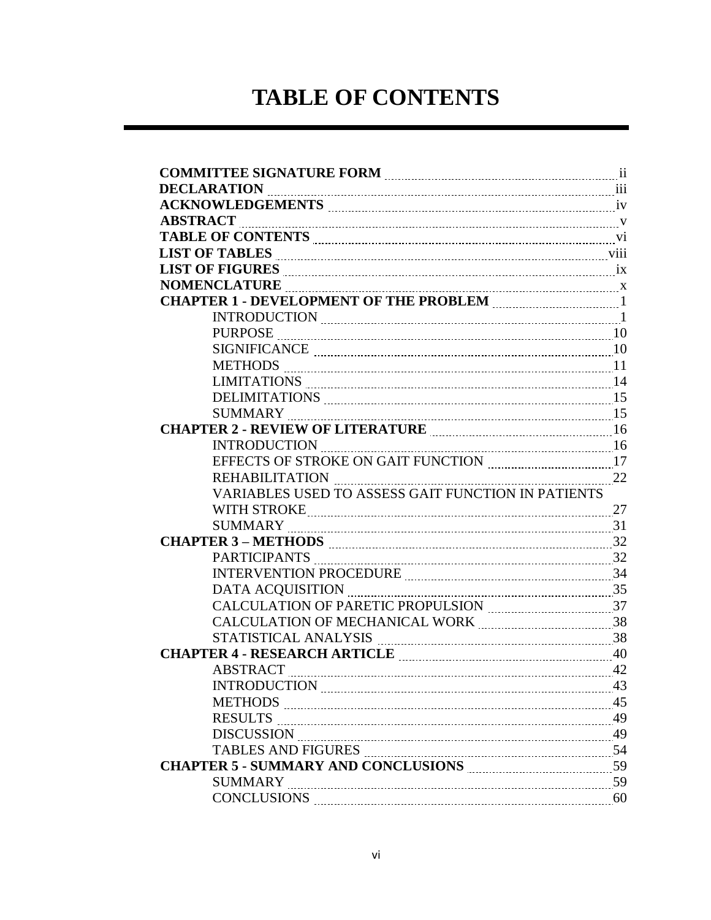# TABLE OF CONTENTS

**COMMITTEE SIGNATURE FORM** ii
**DECLARATION** iii
**ACKNOWLEDGEMENTS** iv
**ABSTRACT** v
**TABLE OF CONTENTS** vi
**LIST OF TABLES** viii
**LIST OF FIGURES** ix
**NOMENCLATURE** x
**CHAPTER 1 - DEVELOPMENT OF THE PROBLEM** 1
- INTRODUCTION 1
- PURPOSE 10
- SIGNIFICANCE 10
- METHODS 11
- LIMITATIONS 14
- DELIMITATIONS 15
- SUMMARY 15

**CHAPTER 2 - REVIEW OF LITERATURE** 16
- INTRODUCTION 16
- EFFECTS OF STROKE ON GAIT FUNCTION 17
- REHABILITATION 22
- VARIABLES USED TO ASSESS GAIT FUNCTION IN PATIENTS WITH STROKE 27
- SUMMARY 31

**CHAPTER 3 – METHODS** 32
- PARTICIPANTS 32
- INTERVENTION PROCEDURE 34
- DATA ACQUISITION 35
- CALCULATION OF PARETIC PROPULSION 37
- CALCULATION OF MECHANICAL WORK 38
- STATISTICAL ANALYSIS 38

**CHAPTER 4 - RESEARCH ARTICLE** 40
- ABSTRACT 42
- INTRODUCTION 43
- METHODS 45
- RESULTS 49
- DISCUSSION 49
- TABLES AND FIGURES 54

**CHAPTER 5 - SUMMARY AND CONCLUSIONS** 59
- SUMMARY 59
- CONCLUSIONS 60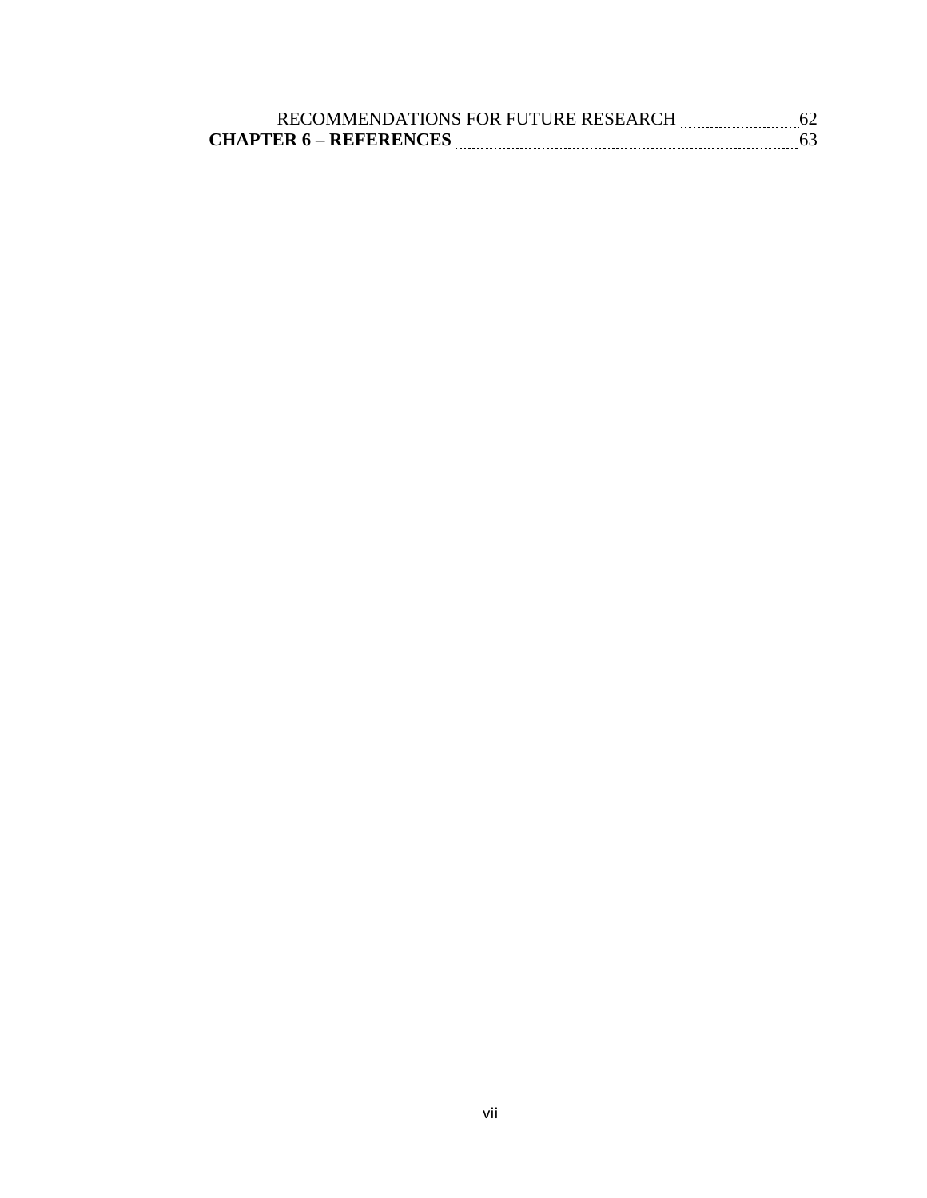RECOMMENDATIONS FOR FUTURE RESEARCH ........................ 62

**CHAPTER 6 – REFERENCES** ........................................................................ 63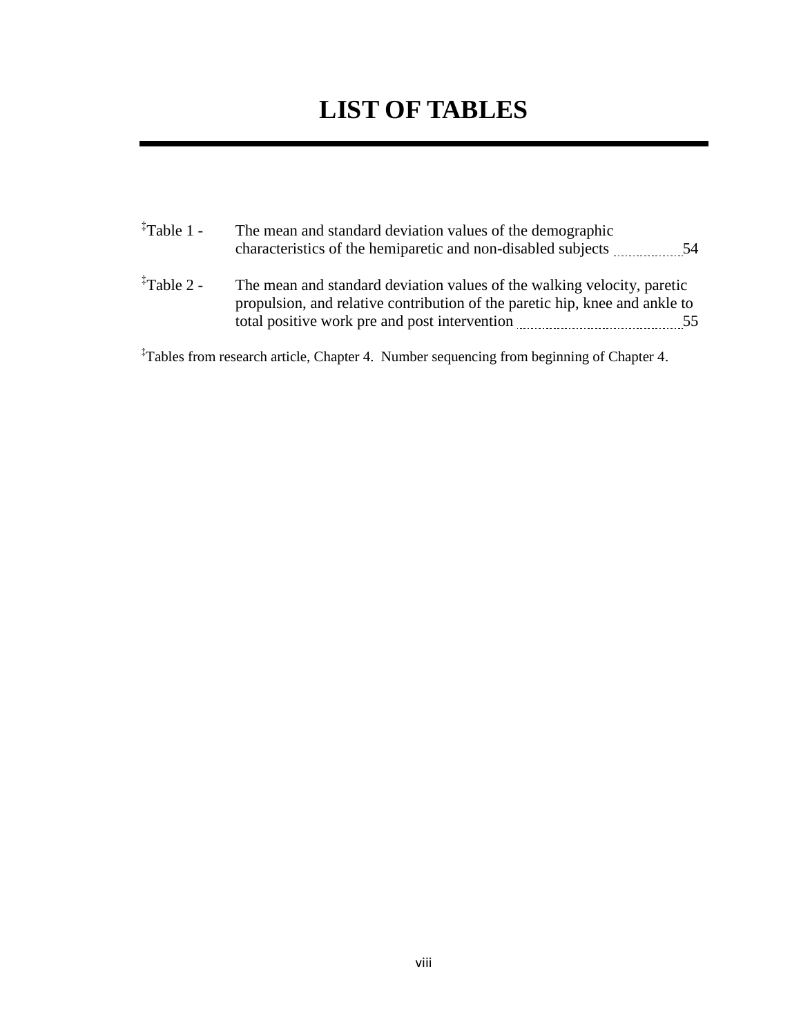# LIST OF TABLES

‡Table 1 - The mean and standard deviation values of the demographic characteristics of the hemiparetic and non-disabled subjects ........ 54

‡Table 2 - The mean and standard deviation values of the walking velocity, paretic propulsion, and relative contribution of the paretic hip, knee and ankle to total positive work pre and post intervention ........ 55

‡Tables from research article, Chapter 4. Number sequencing from beginning of Chapter 4.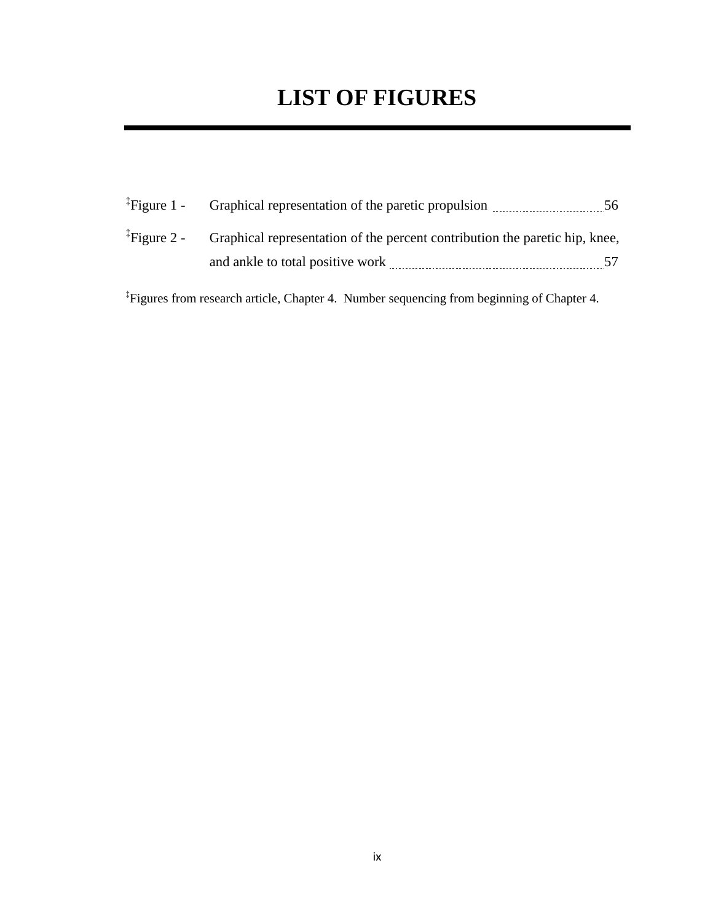# LIST OF FIGURES

‡Figure 1 - Graphical representation of the paretic propulsion ........ 56

‡Figure 2 - Graphical representation of the percent contribution the paretic hip, knee, and ankle to total positive work ........ 57

‡Figures from research article, Chapter 4. Number sequencing from beginning of Chapter 4.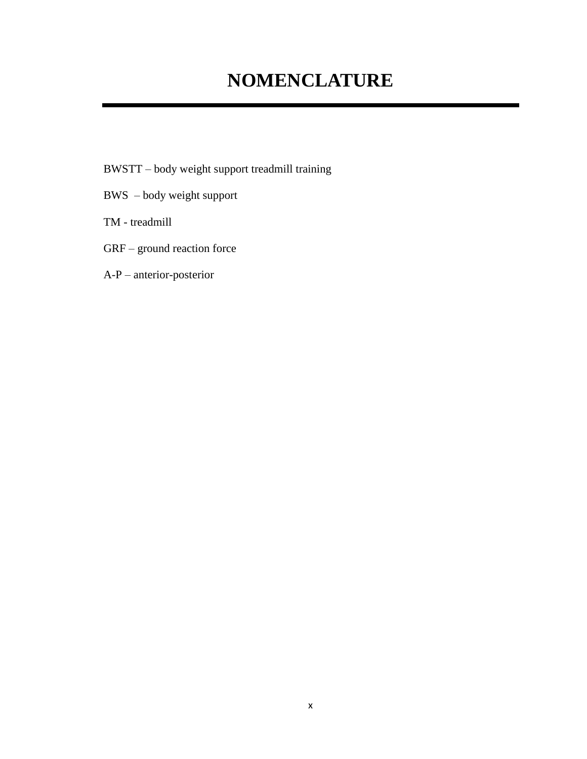# NOMENCLATURE

BWSTT – body weight support treadmill training

BWS – body weight support

TM - treadmill

GRF – ground reaction force

A-P – anterior-posterior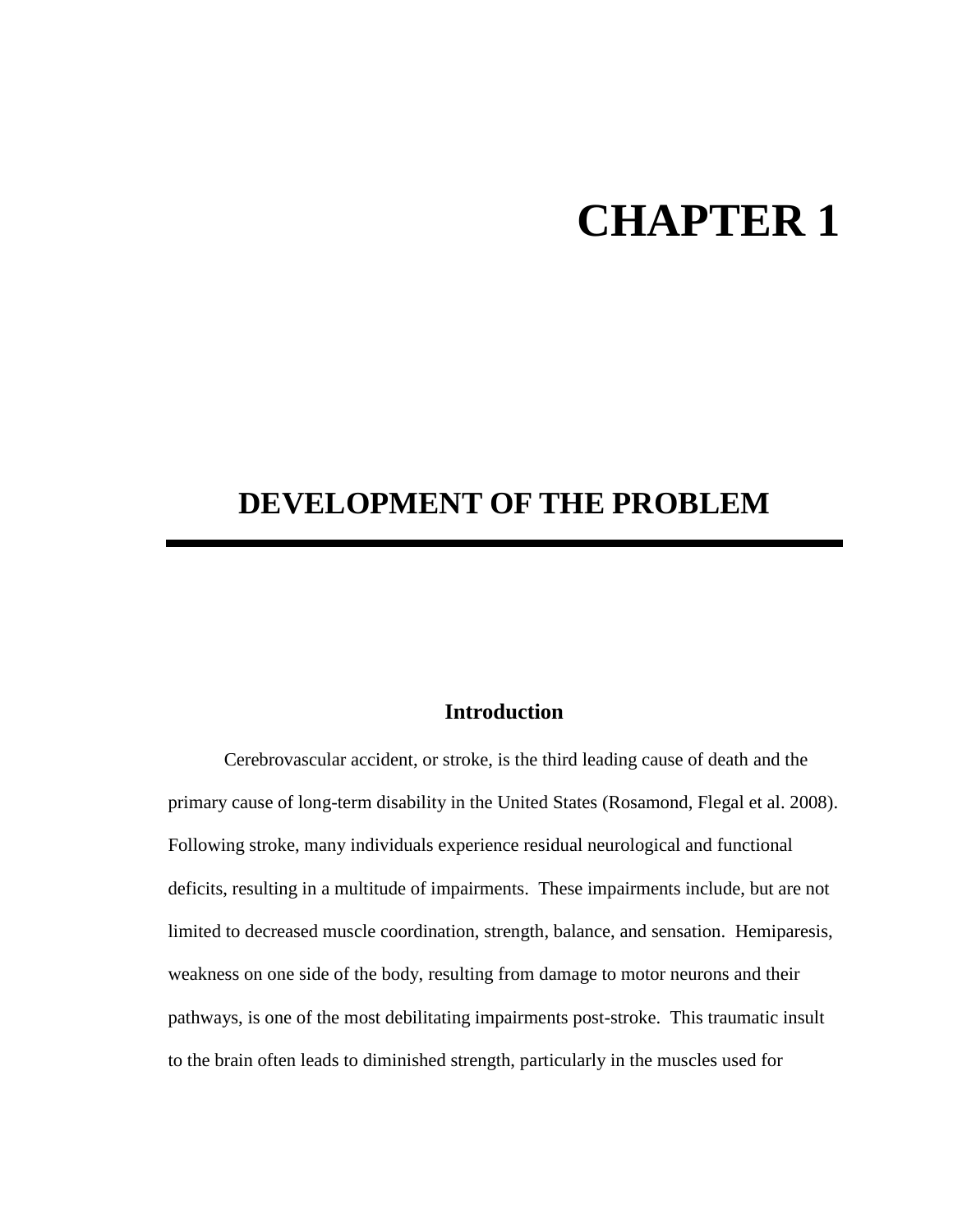# CHAPTER 1

## DEVELOPMENT OF THE PROBLEM

### Introduction

Cerebrovascular accident, or stroke, is the third leading cause of death and the primary cause of long-term disability in the United States (Rosamond, Flegal et al. 2008). Following stroke, many individuals experience residual neurological and functional deficits, resulting in a multitude of impairments. These impairments include, but are not limited to decreased muscle coordination, strength, balance, and sensation. Hemiparesis, weakness on one side of the body, resulting from damage to motor neurons and their pathways, is one of the most debilitating impairments post-stroke. This traumatic insult to the brain often leads to diminished strength, particularly in the muscles used for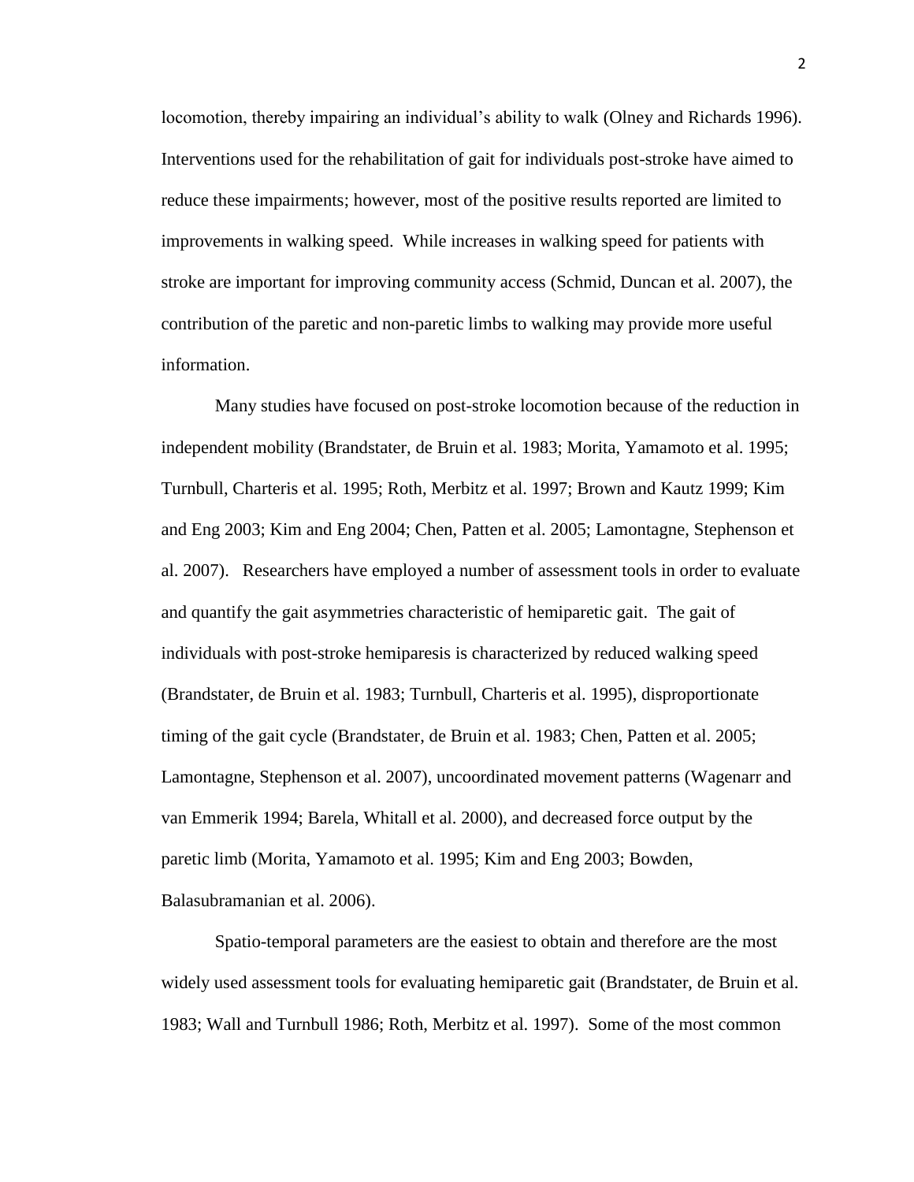locomotion, thereby impairing an individual's ability to walk (Olney and Richards 1996). Interventions used for the rehabilitation of gait for individuals post-stroke have aimed to reduce these impairments; however, most of the positive results reported are limited to improvements in walking speed. While increases in walking speed for patients with stroke are important for improving community access (Schmid, Duncan et al. 2007), the contribution of the paretic and non-paretic limbs to walking may provide more useful information.

Many studies have focused on post-stroke locomotion because of the reduction in independent mobility (Brandstater, de Bruin et al. 1983; Morita, Yamamoto et al. 1995; Turnbull, Charteris et al. 1995; Roth, Merbitz et al. 1997; Brown and Kautz 1999; Kim and Eng 2003; Kim and Eng 2004; Chen, Patten et al. 2005; Lamontagne, Stephenson et al. 2007). Researchers have employed a number of assessment tools in order to evaluate and quantify the gait asymmetries characteristic of hemiparetic gait. The gait of individuals with post-stroke hemiparesis is characterized by reduced walking speed (Brandstater, de Bruin et al. 1983; Turnbull, Charteris et al. 1995), disproportionate timing of the gait cycle (Brandstater, de Bruin et al. 1983; Chen, Patten et al. 2005; Lamontagne, Stephenson et al. 2007), uncoordinated movement patterns (Wagenarr and van Emmerik 1994; Barela, Whitall et al. 2000), and decreased force output by the paretic limb (Morita, Yamamoto et al. 1995; Kim and Eng 2003; Bowden, Balasubramanian et al. 2006).

Spatio-temporal parameters are the easiest to obtain and therefore are the most widely used assessment tools for evaluating hemiparetic gait (Brandstater, de Bruin et al. 1983; Wall and Turnbull 1986; Roth, Merbitz et al. 1997). Some of the most common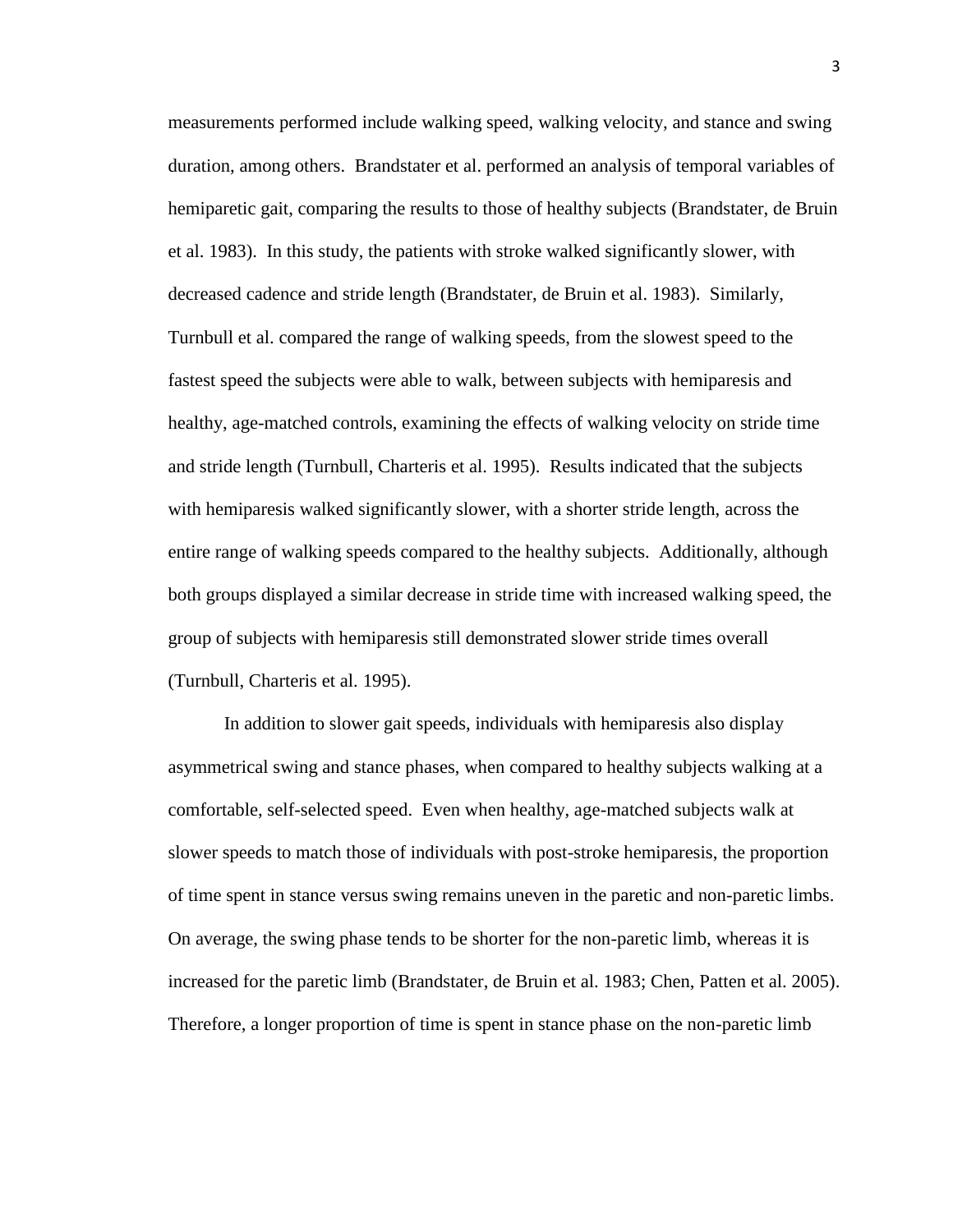measurements performed include walking speed, walking velocity, and stance and swing duration, among others. Brandstater et al. performed an analysis of temporal variables of hemiparetic gait, comparing the results to those of healthy subjects (Brandstater, de Bruin et al. 1983). In this study, the patients with stroke walked significantly slower, with decreased cadence and stride length (Brandstater, de Bruin et al. 1983). Similarly, Turnbull et al. compared the range of walking speeds, from the slowest speed to the fastest speed the subjects were able to walk, between subjects with hemiparesis and healthy, age-matched controls, examining the effects of walking velocity on stride time and stride length (Turnbull, Charteris et al. 1995). Results indicated that the subjects with hemiparesis walked significantly slower, with a shorter stride length, across the entire range of walking speeds compared to the healthy subjects. Additionally, although both groups displayed a similar decrease in stride time with increased walking speed, the group of subjects with hemiparesis still demonstrated slower stride times overall (Turnbull, Charteris et al. 1995).

In addition to slower gait speeds, individuals with hemiparesis also display asymmetrical swing and stance phases, when compared to healthy subjects walking at a comfortable, self-selected speed. Even when healthy, age-matched subjects walk at slower speeds to match those of individuals with post-stroke hemiparesis, the proportion of time spent in stance versus swing remains uneven in the paretic and non-paretic limbs. On average, the swing phase tends to be shorter for the non-paretic limb, whereas it is increased for the paretic limb (Brandstater, de Bruin et al. 1983; Chen, Patten et al. 2005). Therefore, a longer proportion of time is spent in stance phase on the non-paretic limb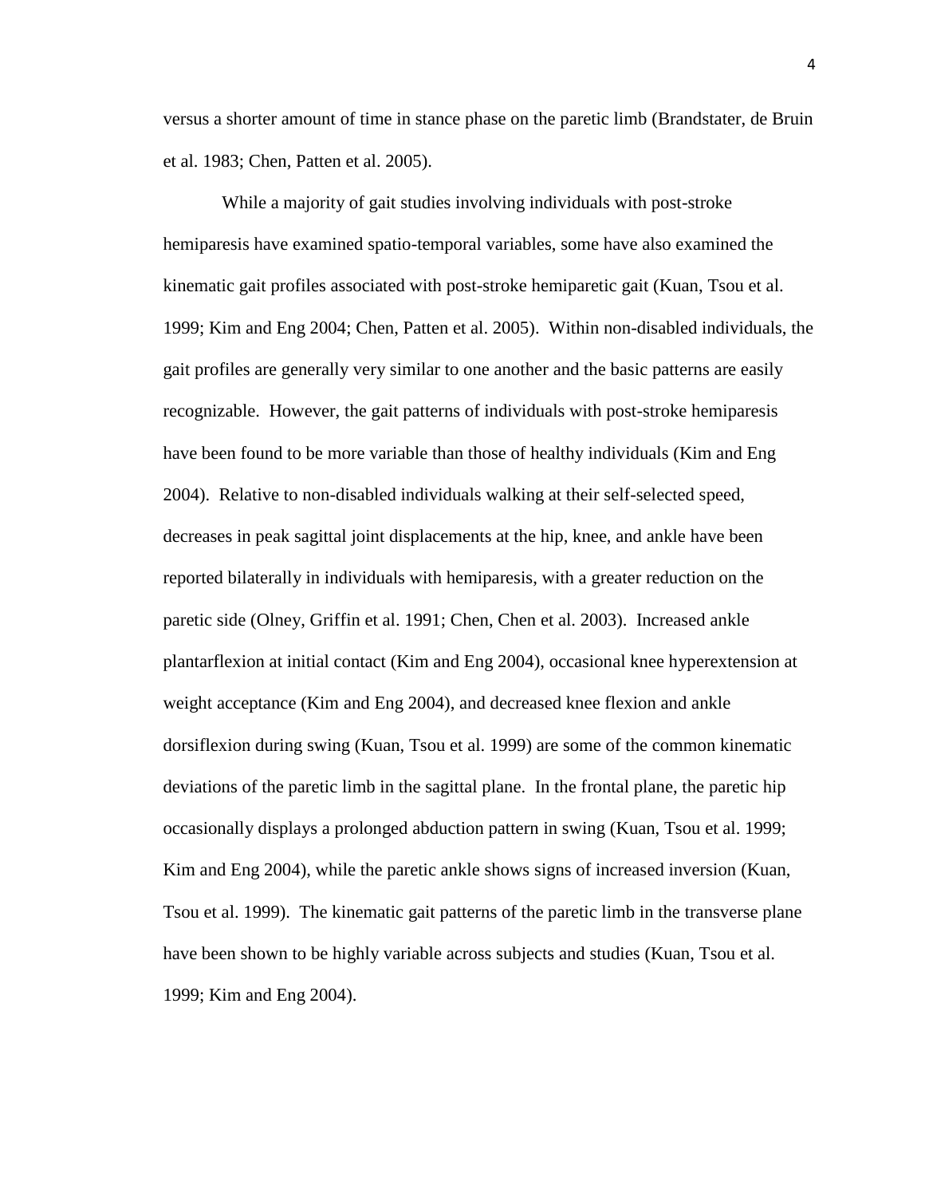versus a shorter amount of time in stance phase on the paretic limb (Brandstater, de Bruin et al. 1983; Chen, Patten et al. 2005).

While a majority of gait studies involving individuals with post-stroke hemiparesis have examined spatio-temporal variables, some have also examined the kinematic gait profiles associated with post-stroke hemiparetic gait (Kuan, Tsou et al. 1999; Kim and Eng 2004; Chen, Patten et al. 2005). Within non-disabled individuals, the gait profiles are generally very similar to one another and the basic patterns are easily recognizable. However, the gait patterns of individuals with post-stroke hemiparesis have been found to be more variable than those of healthy individuals (Kim and Eng 2004). Relative to non-disabled individuals walking at their self-selected speed, decreases in peak sagittal joint displacements at the hip, knee, and ankle have been reported bilaterally in individuals with hemiparesis, with a greater reduction on the paretic side (Olney, Griffin et al. 1991; Chen, Chen et al. 2003). Increased ankle plantarflexion at initial contact (Kim and Eng 2004), occasional knee hyperextension at weight acceptance (Kim and Eng 2004), and decreased knee flexion and ankle dorsiflexion during swing (Kuan, Tsou et al. 1999) are some of the common kinematic deviations of the paretic limb in the sagittal plane. In the frontal plane, the paretic hip occasionally displays a prolonged abduction pattern in swing (Kuan, Tsou et al. 1999; Kim and Eng 2004), while the paretic ankle shows signs of increased inversion (Kuan, Tsou et al. 1999). The kinematic gait patterns of the paretic limb in the transverse plane have been shown to be highly variable across subjects and studies (Kuan, Tsou et al. 1999; Kim and Eng 2004).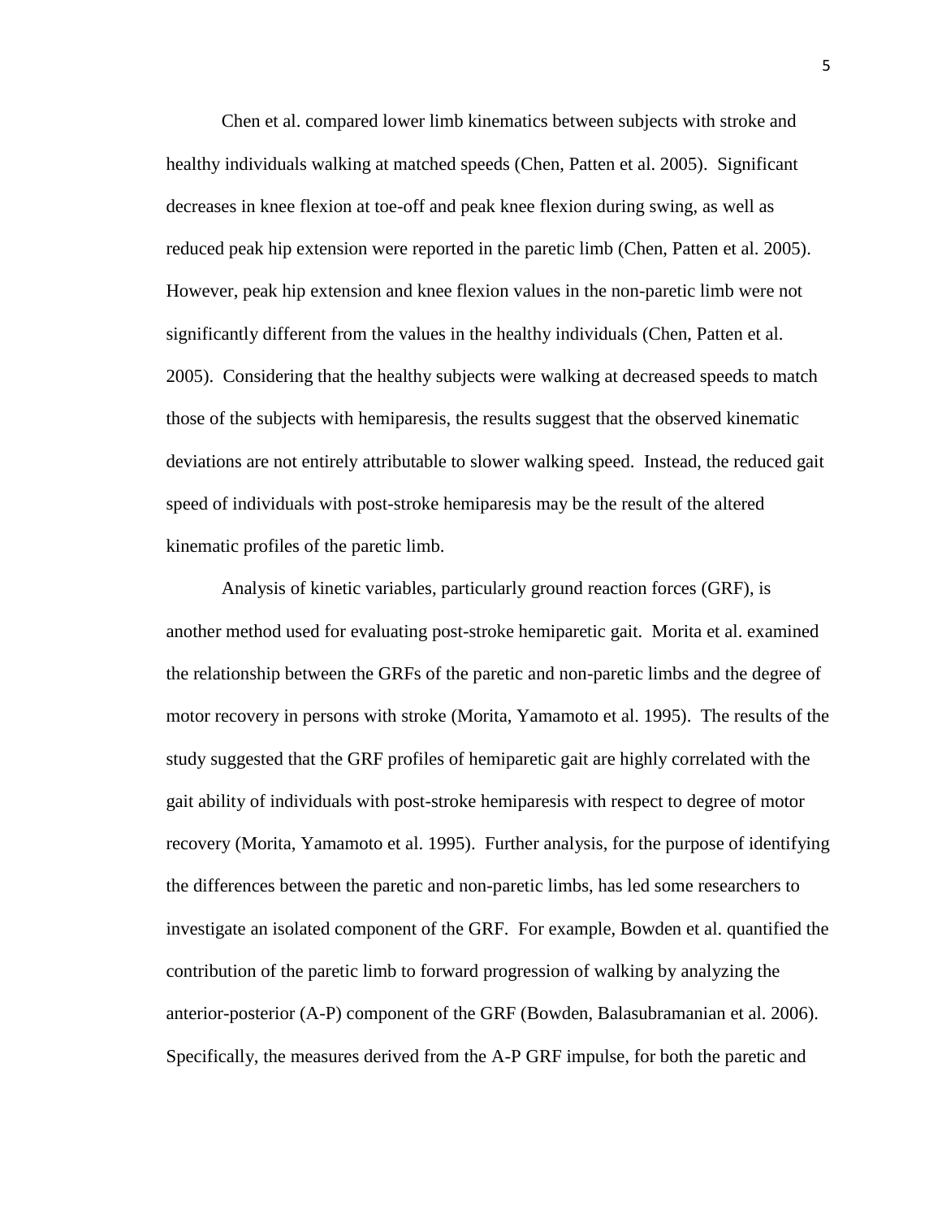Chen et al. compared lower limb kinematics between subjects with stroke and healthy individuals walking at matched speeds (Chen, Patten et al. 2005). Significant decreases in knee flexion at toe-off and peak knee flexion during swing, as well as reduced peak hip extension were reported in the paretic limb (Chen, Patten et al. 2005). However, peak hip extension and knee flexion values in the non-paretic limb were not significantly different from the values in the healthy individuals (Chen, Patten et al. 2005). Considering that the healthy subjects were walking at decreased speeds to match those of the subjects with hemiparesis, the results suggest that the observed kinematic deviations are not entirely attributable to slower walking speed. Instead, the reduced gait speed of individuals with post-stroke hemiparesis may be the result of the altered kinematic profiles of the paretic limb.

Analysis of kinetic variables, particularly ground reaction forces (GRF), is another method used for evaluating post-stroke hemiparetic gait. Morita et al. examined the relationship between the GRFs of the paretic and non-paretic limbs and the degree of motor recovery in persons with stroke (Morita, Yamamoto et al. 1995). The results of the study suggested that the GRF profiles of hemiparetic gait are highly correlated with the gait ability of individuals with post-stroke hemiparesis with respect to degree of motor recovery (Morita, Yamamoto et al. 1995). Further analysis, for the purpose of identifying the differences between the paretic and non-paretic limbs, has led some researchers to investigate an isolated component of the GRF. For example, Bowden et al. quantified the contribution of the paretic limb to forward progression of walking by analyzing the anterior-posterior (A-P) component of the GRF (Bowden, Balasubramanian et al. 2006). Specifically, the measures derived from the A-P GRF impulse, for both the paretic and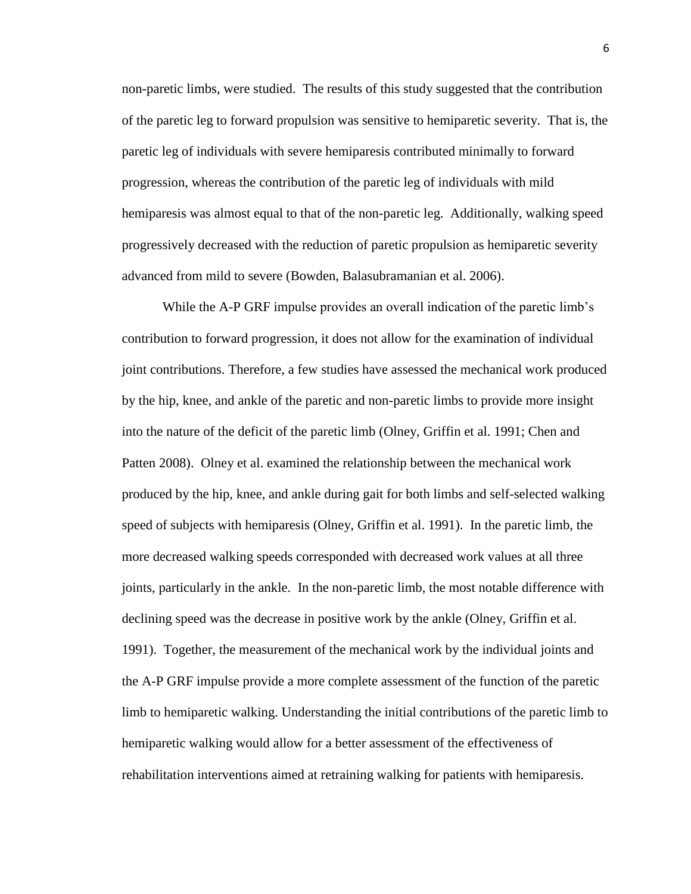non-paretic limbs, were studied. The results of this study suggested that the contribution of the paretic leg to forward propulsion was sensitive to hemiparetic severity. That is, the paretic leg of individuals with severe hemiparesis contributed minimally to forward progression, whereas the contribution of the paretic leg of individuals with mild hemiparesis was almost equal to that of the non-paretic leg. Additionally, walking speed progressively decreased with the reduction of paretic propulsion as hemiparetic severity advanced from mild to severe (Bowden, Balasubramanian et al. 2006).

While the A-P GRF impulse provides an overall indication of the paretic limb's contribution to forward progression, it does not allow for the examination of individual joint contributions. Therefore, a few studies have assessed the mechanical work produced by the hip, knee, and ankle of the paretic and non-paretic limbs to provide more insight into the nature of the deficit of the paretic limb (Olney, Griffin et al. 1991; Chen and Patten 2008). Olney et al. examined the relationship between the mechanical work produced by the hip, knee, and ankle during gait for both limbs and self-selected walking speed of subjects with hemiparesis (Olney, Griffin et al. 1991). In the paretic limb, the more decreased walking speeds corresponded with decreased work values at all three joints, particularly in the ankle. In the non-paretic limb, the most notable difference with declining speed was the decrease in positive work by the ankle (Olney, Griffin et al. 1991). Together, the measurement of the mechanical work by the individual joints and the A-P GRF impulse provide a more complete assessment of the function of the paretic limb to hemiparetic walking. Understanding the initial contributions of the paretic limb to hemiparetic walking would allow for a better assessment of the effectiveness of rehabilitation interventions aimed at retraining walking for patients with hemiparesis.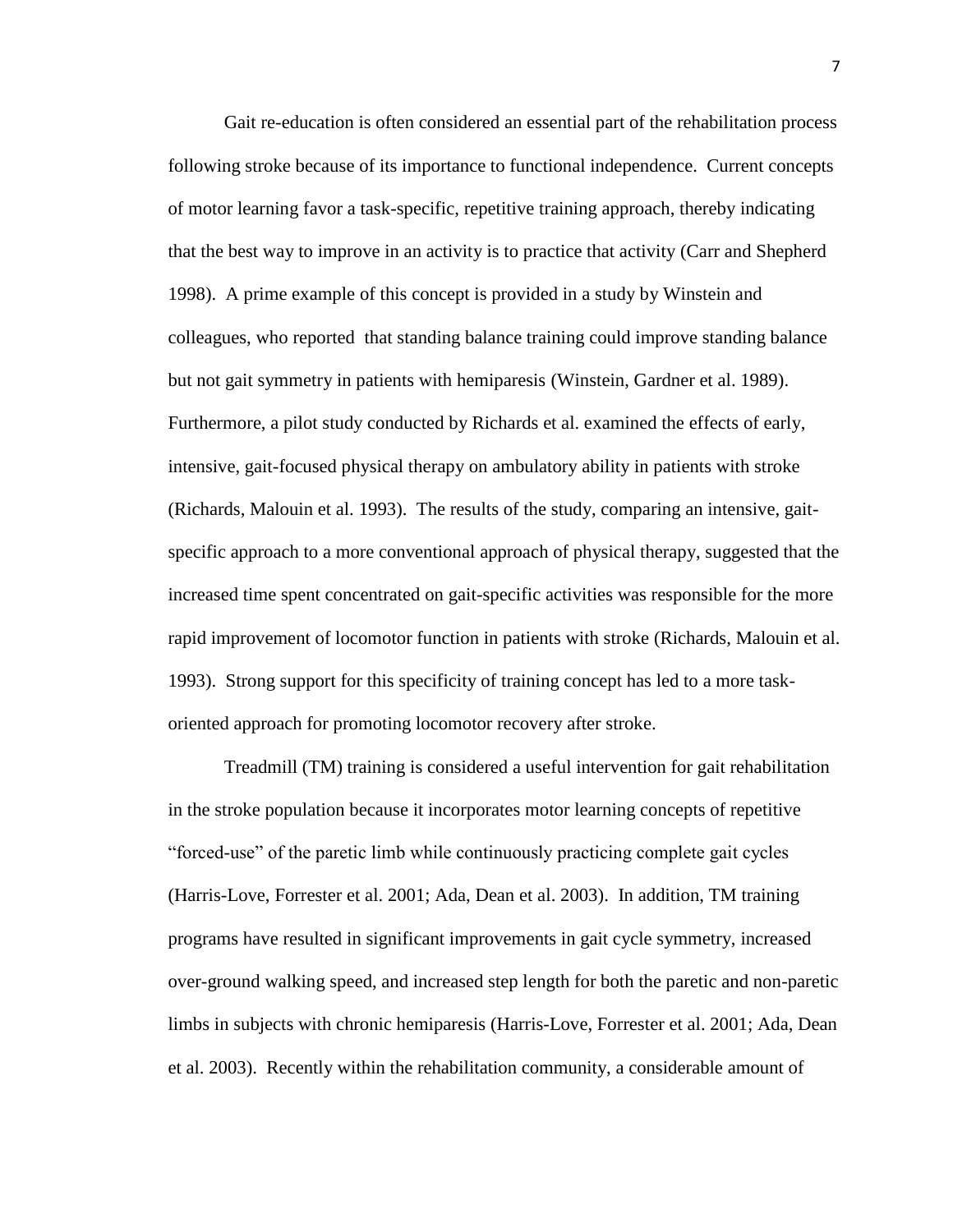Gait re-education is often considered an essential part of the rehabilitation process following stroke because of its importance to functional independence. Current concepts of motor learning favor a task-specific, repetitive training approach, thereby indicating that the best way to improve in an activity is to practice that activity (Carr and Shepherd 1998). A prime example of this concept is provided in a study by Winstein and colleagues, who reported that standing balance training could improve standing balance but not gait symmetry in patients with hemiparesis (Winstein, Gardner et al. 1989). Furthermore, a pilot study conducted by Richards et al. examined the effects of early, intensive, gait-focused physical therapy on ambulatory ability in patients with stroke (Richards, Malouin et al. 1993). The results of the study, comparing an intensive, gait-specific approach to a more conventional approach of physical therapy, suggested that the increased time spent concentrated on gait-specific activities was responsible for the more rapid improvement of locomotor function in patients with stroke (Richards, Malouin et al. 1993). Strong support for this specificity of training concept has led to a more task-oriented approach for promoting locomotor recovery after stroke.

Treadmill (TM) training is considered a useful intervention for gait rehabilitation in the stroke population because it incorporates motor learning concepts of repetitive "forced-use" of the paretic limb while continuously practicing complete gait cycles (Harris-Love, Forrester et al. 2001; Ada, Dean et al. 2003). In addition, TM training programs have resulted in significant improvements in gait cycle symmetry, increased over-ground walking speed, and increased step length for both the paretic and non-paretic limbs in subjects with chronic hemiparesis (Harris-Love, Forrester et al. 2001; Ada, Dean et al. 2003). Recently within the rehabilitation community, a considerable amount of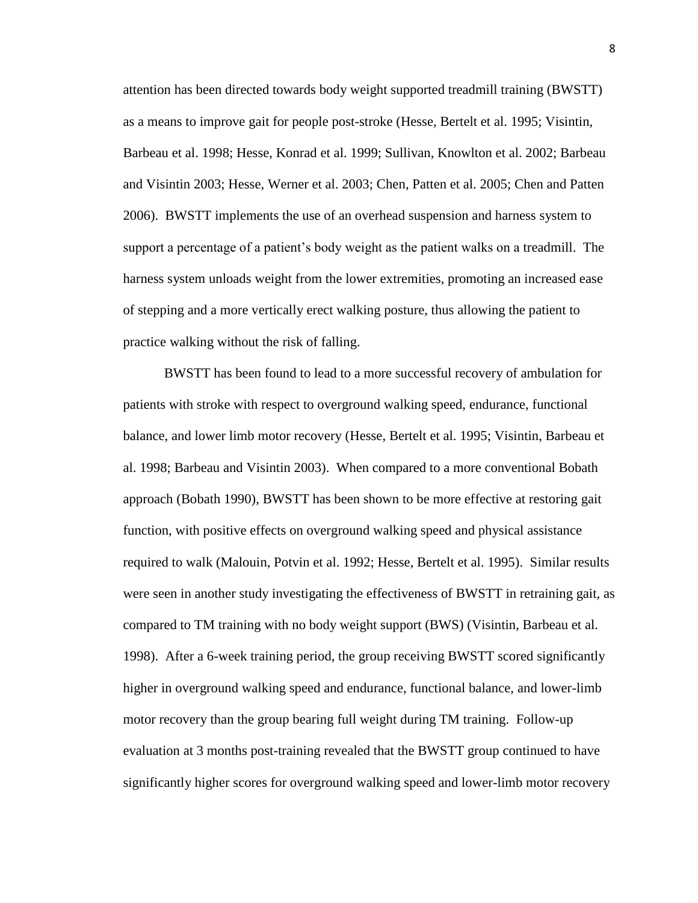attention has been directed towards body weight supported treadmill training (BWSTT) as a means to improve gait for people post-stroke (Hesse, Bertelt et al. 1995; Visintin, Barbeau et al. 1998; Hesse, Konrad et al. 1999; Sullivan, Knowlton et al. 2002; Barbeau and Visintin 2003; Hesse, Werner et al. 2003; Chen, Patten et al. 2005; Chen and Patten 2006). BWSTT implements the use of an overhead suspension and harness system to support a percentage of a patient's body weight as the patient walks on a treadmill. The harness system unloads weight from the lower extremities, promoting an increased ease of stepping and a more vertically erect walking posture, thus allowing the patient to practice walking without the risk of falling.

BWSTT has been found to lead to a more successful recovery of ambulation for patients with stroke with respect to overground walking speed, endurance, functional balance, and lower limb motor recovery (Hesse, Bertelt et al. 1995; Visintin, Barbeau et al. 1998; Barbeau and Visintin 2003). When compared to a more conventional Bobath approach (Bobath 1990), BWSTT has been shown to be more effective at restoring gait function, with positive effects on overground walking speed and physical assistance required to walk (Malouin, Potvin et al. 1992; Hesse, Bertelt et al. 1995). Similar results were seen in another study investigating the effectiveness of BWSTT in retraining gait, as compared to TM training with no body weight support (BWS) (Visintin, Barbeau et al. 1998). After a 6-week training period, the group receiving BWSTT scored significantly higher in overground walking speed and endurance, functional balance, and lower-limb motor recovery than the group bearing full weight during TM training. Follow-up evaluation at 3 months post-training revealed that the BWSTT group continued to have significantly higher scores for overground walking speed and lower-limb motor recovery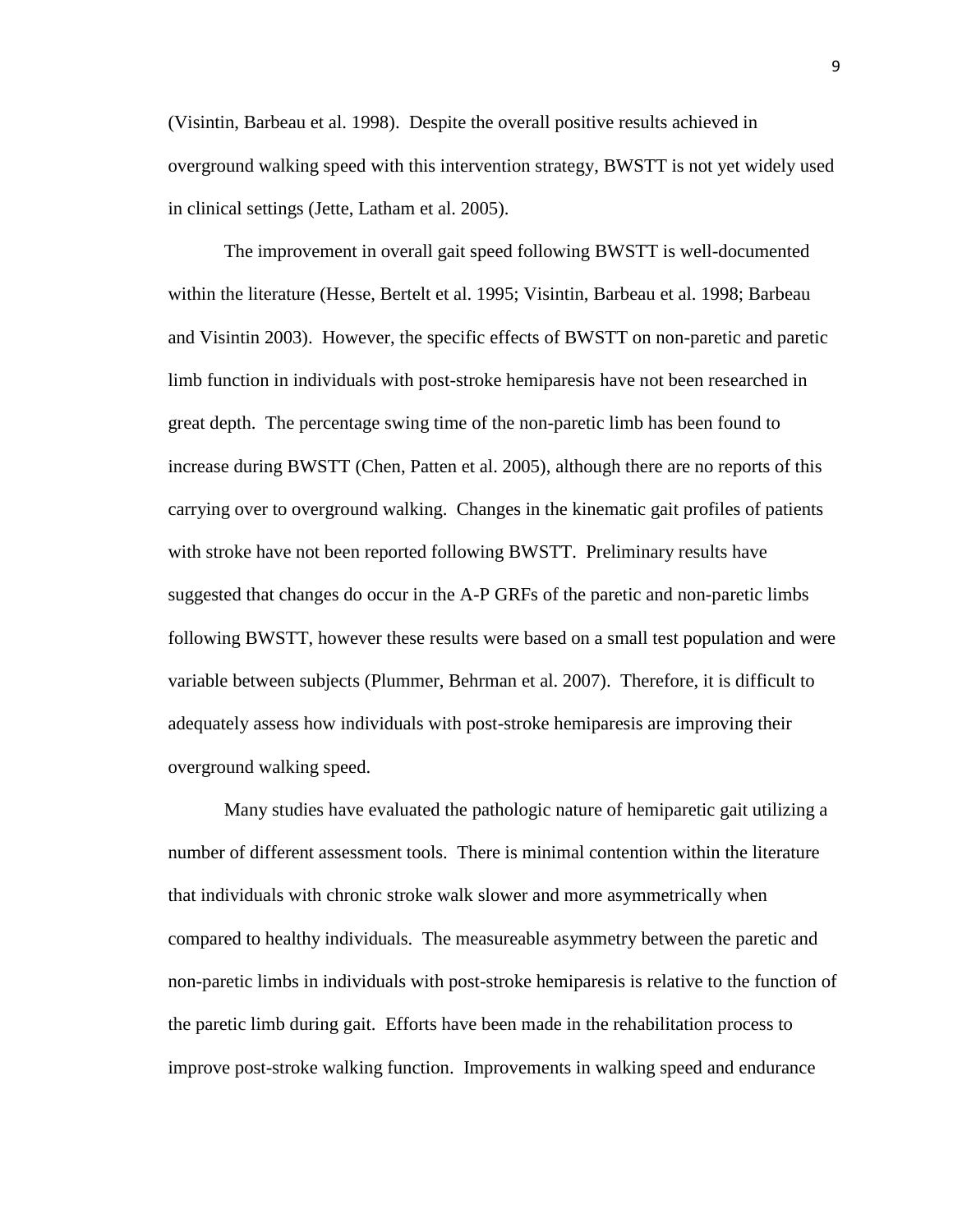(Visintin, Barbeau et al. 1998). Despite the overall positive results achieved in overground walking speed with this intervention strategy, BWSTT is not yet widely used in clinical settings (Jette, Latham et al. 2005).

The improvement in overall gait speed following BWSTT is well-documented within the literature (Hesse, Bertelt et al. 1995; Visintin, Barbeau et al. 1998; Barbeau and Visintin 2003). However, the specific effects of BWSTT on non-paretic and paretic limb function in individuals with post-stroke hemiparesis have not been researched in great depth. The percentage swing time of the non-paretic limb has been found to increase during BWSTT (Chen, Patten et al. 2005), although there are no reports of this carrying over to overground walking. Changes in the kinematic gait profiles of patients with stroke have not been reported following BWSTT. Preliminary results have suggested that changes do occur in the A-P GRFs of the paretic and non-paretic limbs following BWSTT, however these results were based on a small test population and were variable between subjects (Plummer, Behrman et al. 2007). Therefore, it is difficult to adequately assess how individuals with post-stroke hemiparesis are improving their overground walking speed.

Many studies have evaluated the pathologic nature of hemiparetic gait utilizing a number of different assessment tools. There is minimal contention within the literature that individuals with chronic stroke walk slower and more asymmetrically when compared to healthy individuals. The measureable asymmetry between the paretic and non-paretic limbs in individuals with post-stroke hemiparesis is relative to the function of the paretic limb during gait. Efforts have been made in the rehabilitation process to improve post-stroke walking function. Improvements in walking speed and endurance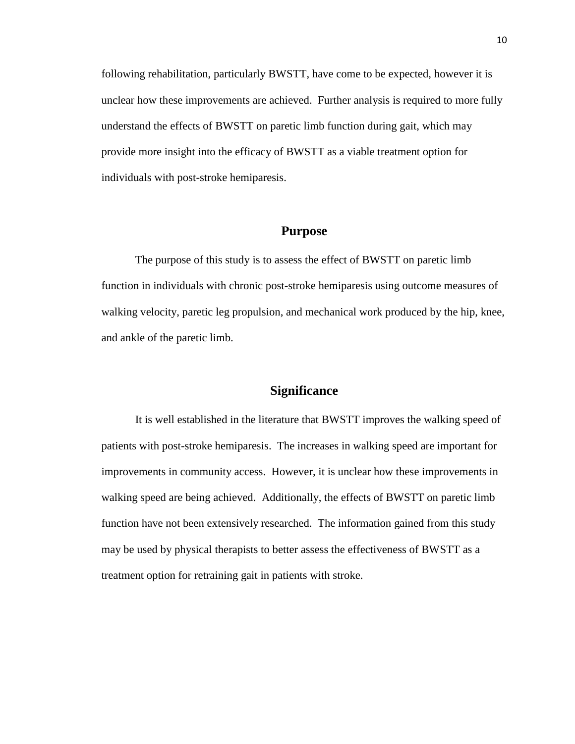following rehabilitation, particularly BWSTT, have come to be expected, however it is unclear how these improvements are achieved. Further analysis is required to more fully understand the effects of BWSTT on paretic limb function during gait, which may provide more insight into the efficacy of BWSTT as a viable treatment option for individuals with post-stroke hemiparesis.

## Purpose

The purpose of this study is to assess the effect of BWSTT on paretic limb function in individuals with chronic post-stroke hemiparesis using outcome measures of walking velocity, paretic leg propulsion, and mechanical work produced by the hip, knee, and ankle of the paretic limb.

## Significance

It is well established in the literature that BWSTT improves the walking speed of patients with post-stroke hemiparesis. The increases in walking speed are important for improvements in community access. However, it is unclear how these improvements in walking speed are being achieved. Additionally, the effects of BWSTT on paretic limb function have not been extensively researched. The information gained from this study may be used by physical therapists to better assess the effectiveness of BWSTT as a treatment option for retraining gait in patients with stroke.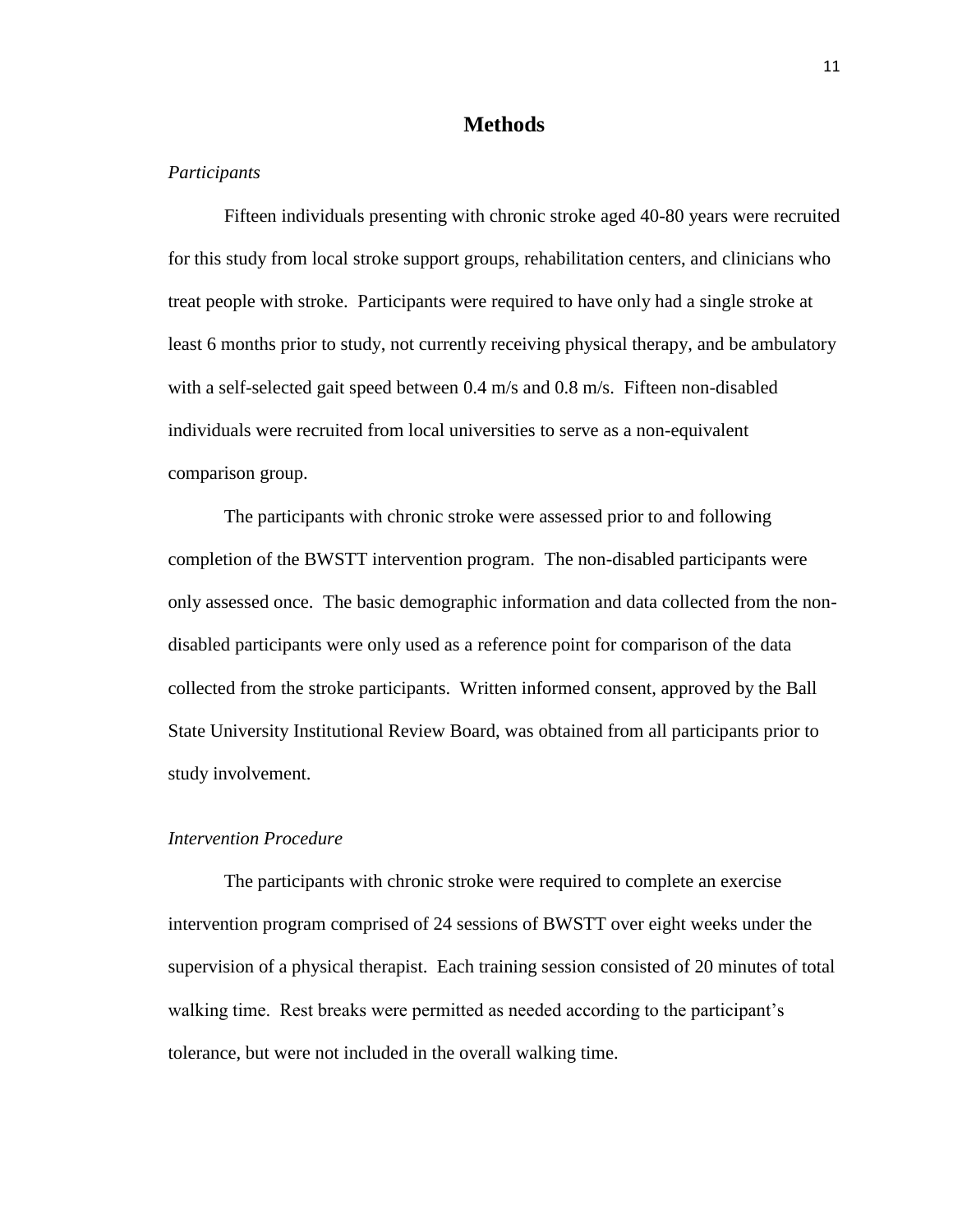# Methods

*Participants*

Fifteen individuals presenting with chronic stroke aged 40-80 years were recruited for this study from local stroke support groups, rehabilitation centers, and clinicians who treat people with stroke. Participants were required to have only had a single stroke at least 6 months prior to study, not currently receiving physical therapy, and be ambulatory with a self-selected gait speed between 0.4 m/s and 0.8 m/s. Fifteen non-disabled individuals were recruited from local universities to serve as a non-equivalent comparison group.

The participants with chronic stroke were assessed prior to and following completion of the BWSTT intervention program. The non-disabled participants were only assessed once. The basic demographic information and data collected from the non-disabled participants were only used as a reference point for comparison of the data collected from the stroke participants. Written informed consent, approved by the Ball State University Institutional Review Board, was obtained from all participants prior to study involvement.

*Intervention Procedure*

The participants with chronic stroke were required to complete an exercise intervention program comprised of 24 sessions of BWSTT over eight weeks under the supervision of a physical therapist. Each training session consisted of 20 minutes of total walking time. Rest breaks were permitted as needed according to the participant's tolerance, but were not included in the overall walking time.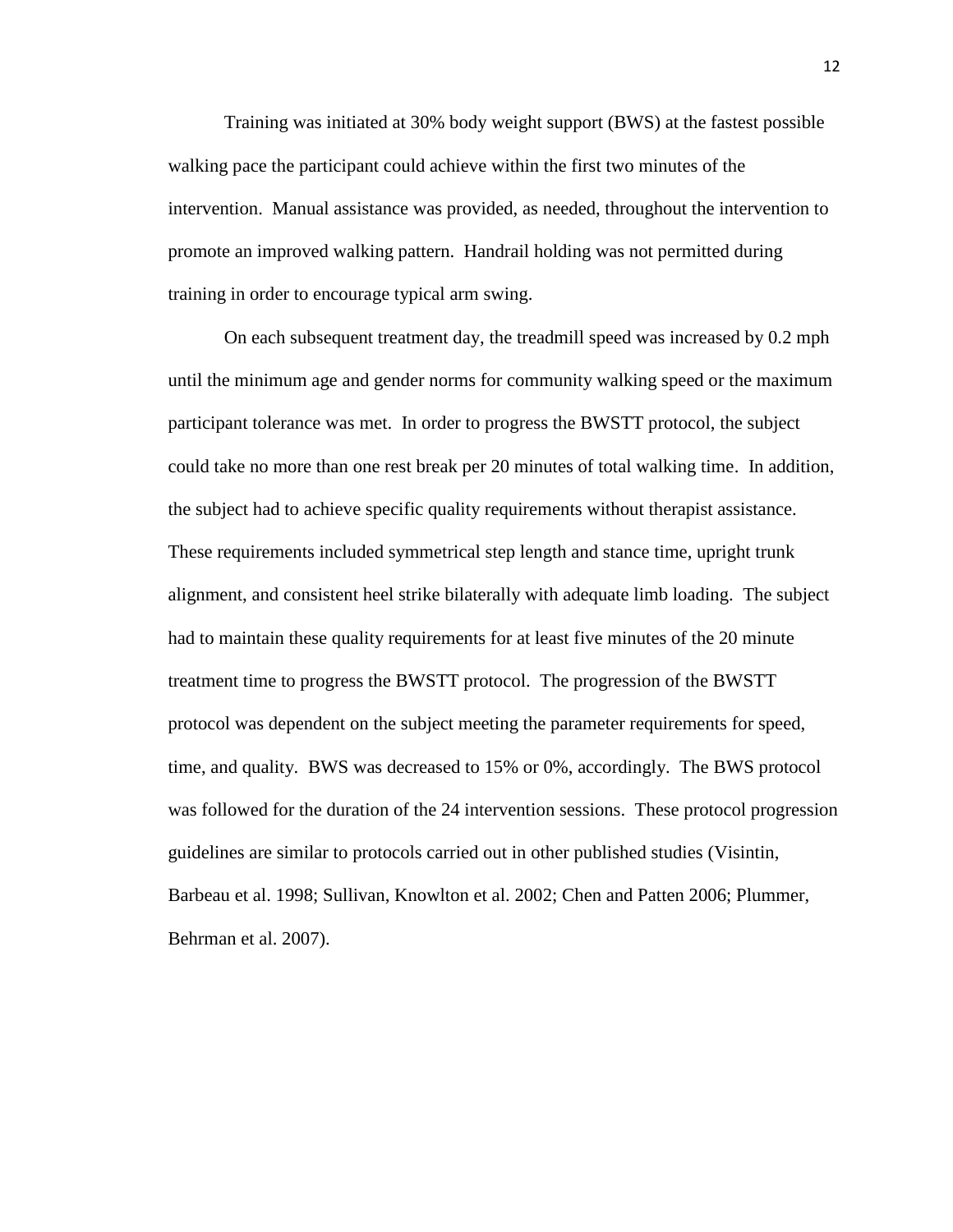Training was initiated at 30% body weight support (BWS) at the fastest possible walking pace the participant could achieve within the first two minutes of the intervention. Manual assistance was provided, as needed, throughout the intervention to promote an improved walking pattern. Handrail holding was not permitted during training in order to encourage typical arm swing.

On each subsequent treatment day, the treadmill speed was increased by 0.2 mph until the minimum age and gender norms for community walking speed or the maximum participant tolerance was met. In order to progress the BWSTT protocol, the subject could take no more than one rest break per 20 minutes of total walking time. In addition, the subject had to achieve specific quality requirements without therapist assistance. These requirements included symmetrical step length and stance time, upright trunk alignment, and consistent heel strike bilaterally with adequate limb loading. The subject had to maintain these quality requirements for at least five minutes of the 20 minute treatment time to progress the BWSTT protocol. The progression of the BWSTT protocol was dependent on the subject meeting the parameter requirements for speed, time, and quality. BWS was decreased to 15% or 0%, accordingly. The BWS protocol was followed for the duration of the 24 intervention sessions. These protocol progression guidelines are similar to protocols carried out in other published studies (Visintin, Barbeau et al. 1998; Sullivan, Knowlton et al. 2002; Chen and Patten 2006; Plummer, Behrman et al. 2007).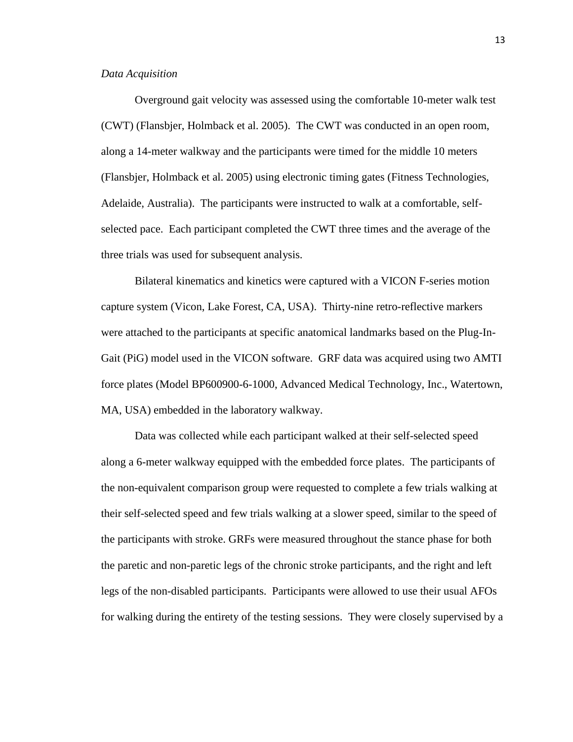*Data Acquisition*

Overground gait velocity was assessed using the comfortable 10-meter walk test (CWT) (Flansbjer, Holmback et al. 2005). The CWT was conducted in an open room, along a 14-meter walkway and the participants were timed for the middle 10 meters (Flansbjer, Holmback et al. 2005) using electronic timing gates (Fitness Technologies, Adelaide, Australia). The participants were instructed to walk at a comfortable, self-selected pace. Each participant completed the CWT three times and the average of the three trials was used for subsequent analysis.

Bilateral kinematics and kinetics were captured with a VICON F-series motion capture system (Vicon, Lake Forest, CA, USA). Thirty-nine retro-reflective markers were attached to the participants at specific anatomical landmarks based on the Plug-In-Gait (PiG) model used in the VICON software. GRF data was acquired using two AMTI force plates (Model BP600900-6-1000, Advanced Medical Technology, Inc., Watertown, MA, USA) embedded in the laboratory walkway.

Data was collected while each participant walked at their self-selected speed along a 6-meter walkway equipped with the embedded force plates. The participants of the non-equivalent comparison group were requested to complete a few trials walking at their self-selected speed and few trials walking at a slower speed, similar to the speed of the participants with stroke. GRFs were measured throughout the stance phase for both the paretic and non-paretic legs of the chronic stroke participants, and the right and left legs of the non-disabled participants. Participants were allowed to use their usual AFOs for walking during the entirety of the testing sessions. They were closely supervised by a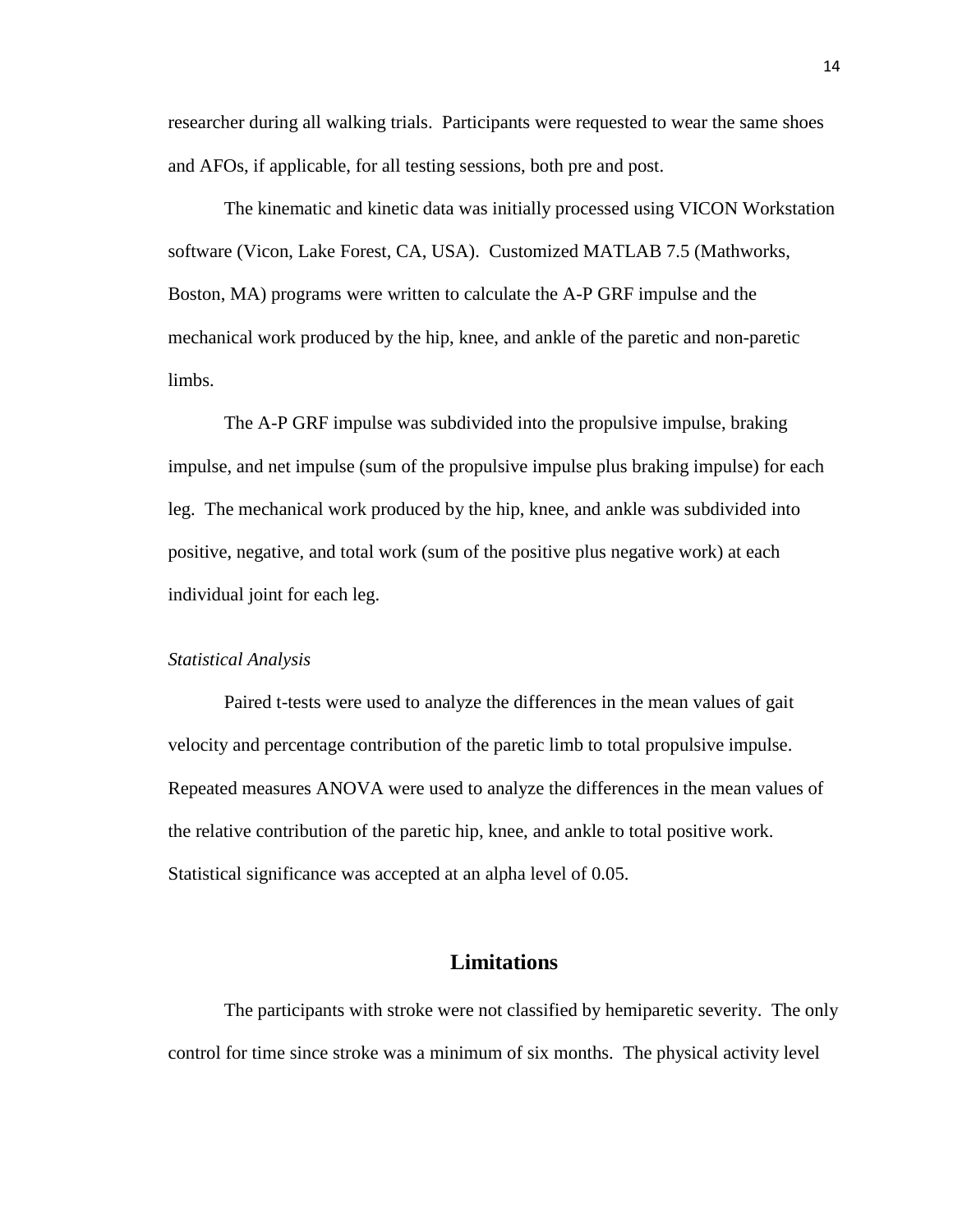researcher during all walking trials. Participants were requested to wear the same shoes and AFOs, if applicable, for all testing sessions, both pre and post.

The kinematic and kinetic data was initially processed using VICON Workstation software (Vicon, Lake Forest, CA, USA). Customized MATLAB 7.5 (Mathworks, Boston, MA) programs were written to calculate the A-P GRF impulse and the mechanical work produced by the hip, knee, and ankle of the paretic and non-paretic limbs.

The A-P GRF impulse was subdivided into the propulsive impulse, braking impulse, and net impulse (sum of the propulsive impulse plus braking impulse) for each leg. The mechanical work produced by the hip, knee, and ankle was subdivided into positive, negative, and total work (sum of the positive plus negative work) at each individual joint for each leg.

*Statistical Analysis*

Paired t-tests were used to analyze the differences in the mean values of gait velocity and percentage contribution of the paretic limb to total propulsive impulse. Repeated measures ANOVA were used to analyze the differences in the mean values of the relative contribution of the paretic hip, knee, and ankle to total positive work. Statistical significance was accepted at an alpha level of 0.05.

## Limitations

The participants with stroke were not classified by hemiparetic severity. The only control for time since stroke was a minimum of six months. The physical activity level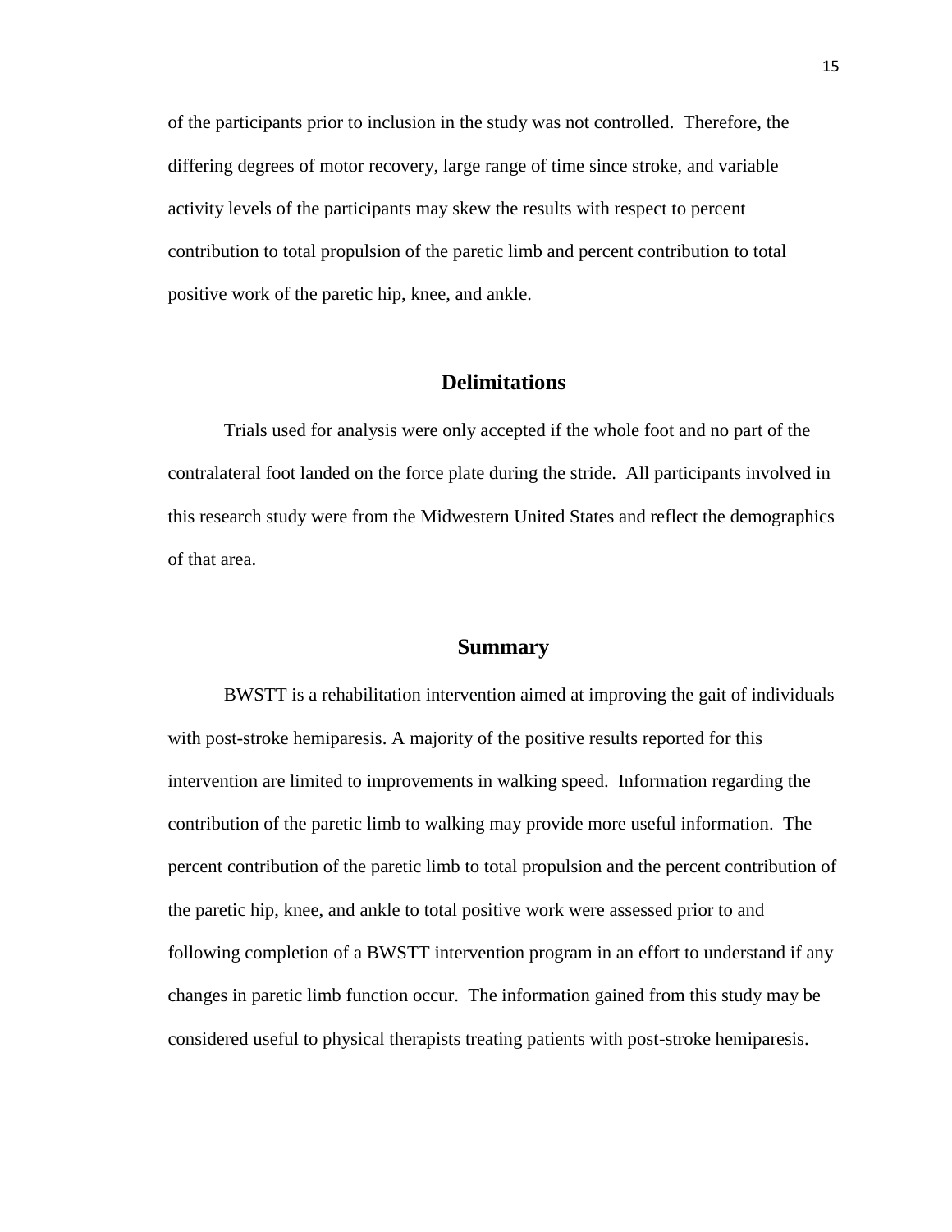of the participants prior to inclusion in the study was not controlled. Therefore, the differing degrees of motor recovery, large range of time since stroke, and variable activity levels of the participants may skew the results with respect to percent contribution to total propulsion of the paretic limb and percent contribution to total positive work of the paretic hip, knee, and ankle.

## Delimitations

Trials used for analysis were only accepted if the whole foot and no part of the contralateral foot landed on the force plate during the stride. All participants involved in this research study were from the Midwestern United States and reflect the demographics of that area.

## Summary

BWSTT is a rehabilitation intervention aimed at improving the gait of individuals with post-stroke hemiparesis. A majority of the positive results reported for this intervention are limited to improvements in walking speed. Information regarding the contribution of the paretic limb to walking may provide more useful information. The percent contribution of the paretic limb to total propulsion and the percent contribution of the paretic hip, knee, and ankle to total positive work were assessed prior to and following completion of a BWSTT intervention program in an effort to understand if any changes in paretic limb function occur. The information gained from this study may be considered useful to physical therapists treating patients with post-stroke hemiparesis.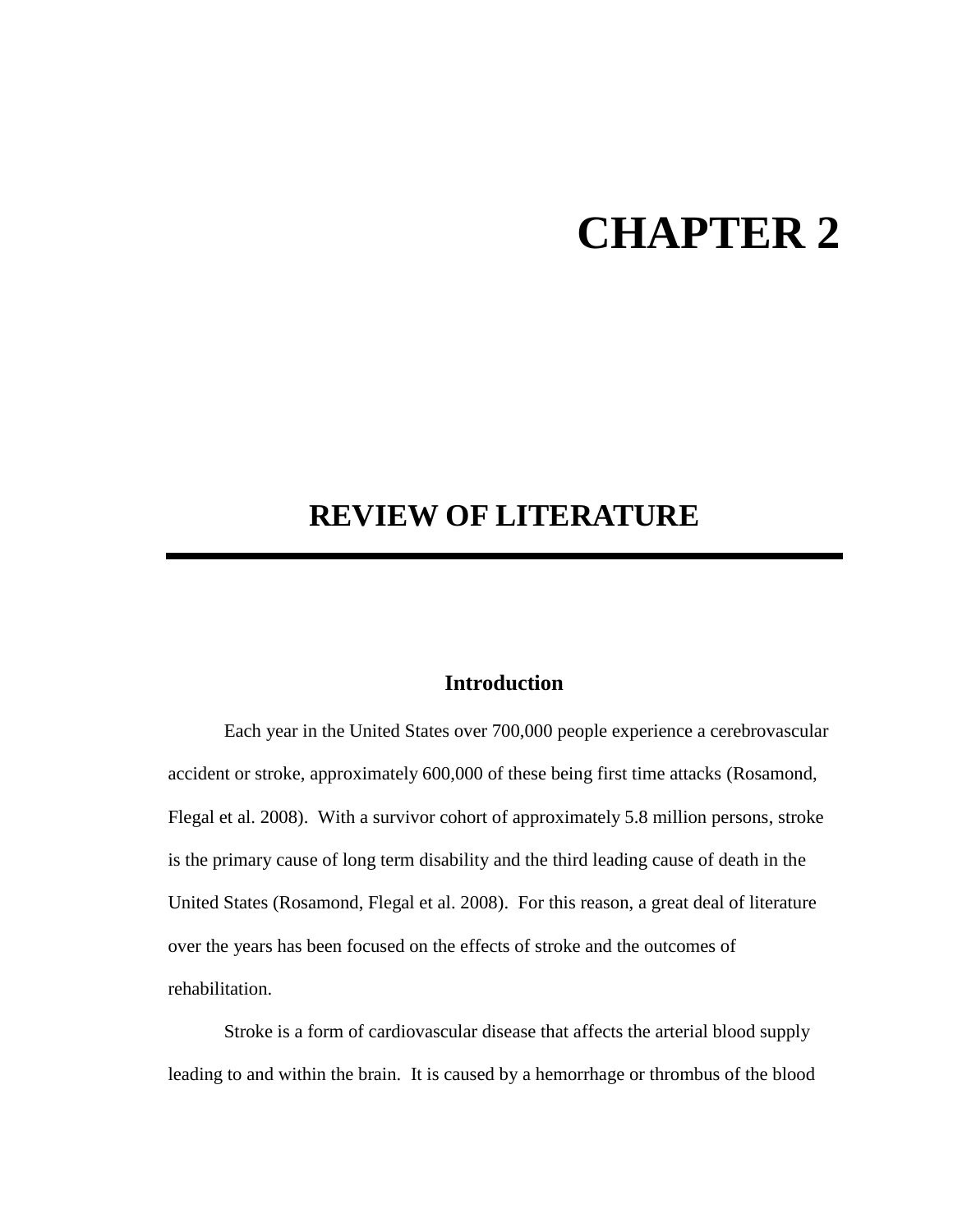# CHAPTER 2

# REVIEW OF LITERATURE

## Introduction

Each year in the United States over 700,000 people experience a cerebrovascular accident or stroke, approximately 600,000 of these being first time attacks (Rosamond, Flegal et al. 2008). With a survivor cohort of approximately 5.8 million persons, stroke is the primary cause of long term disability and the third leading cause of death in the United States (Rosamond, Flegal et al. 2008). For this reason, a great deal of literature over the years has been focused on the effects of stroke and the outcomes of rehabilitation.

Stroke is a form of cardiovascular disease that affects the arterial blood supply leading to and within the brain. It is caused by a hemorrhage or thrombus of the blood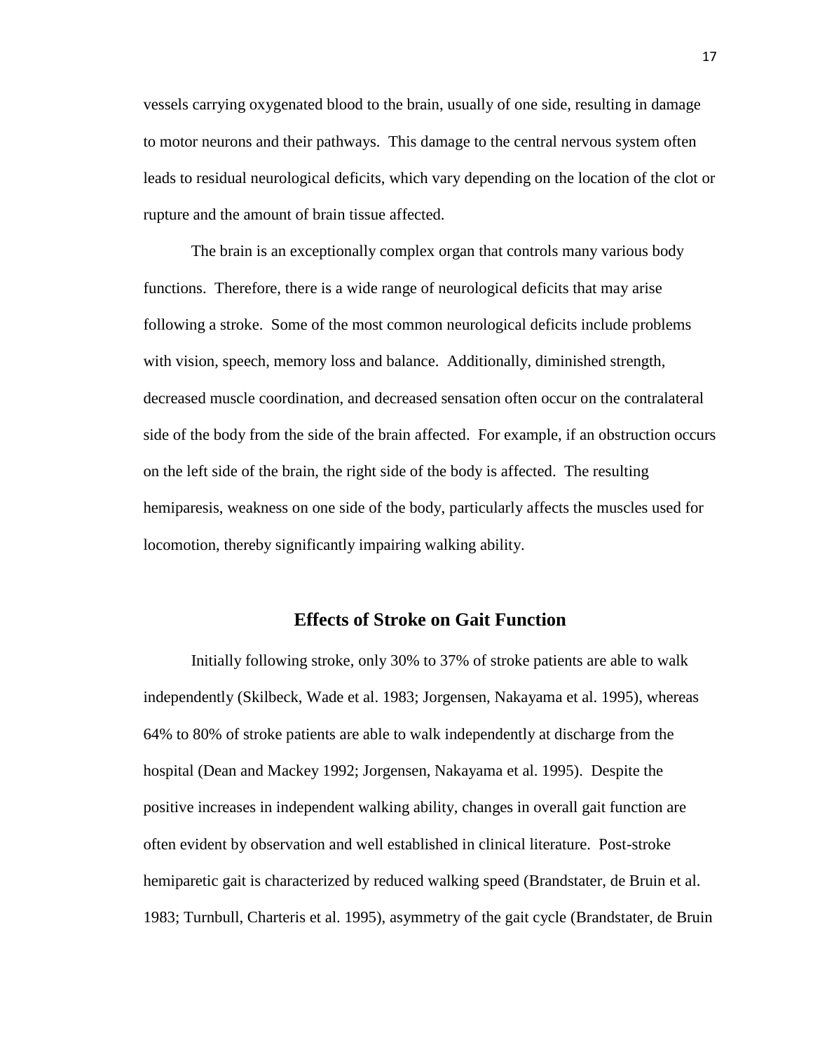vessels carrying oxygenated blood to the brain, usually of one side, resulting in damage to motor neurons and their pathways. This damage to the central nervous system often leads to residual neurological deficits, which vary depending on the location of the clot or rupture and the amount of brain tissue affected.

The brain is an exceptionally complex organ that controls many various body functions. Therefore, there is a wide range of neurological deficits that may arise following a stroke. Some of the most common neurological deficits include problems with vision, speech, memory loss and balance. Additionally, diminished strength, decreased muscle coordination, and decreased sensation often occur on the contralateral side of the body from the side of the brain affected. For example, if an obstruction occurs on the left side of the brain, the right side of the body is affected. The resulting hemiparesis, weakness on one side of the body, particularly affects the muscles used for locomotion, thereby significantly impairing walking ability.

## Effects of Stroke on Gait Function

Initially following stroke, only 30% to 37% of stroke patients are able to walk independently (Skilbeck, Wade et al. 1983; Jorgensen, Nakayama et al. 1995), whereas 64% to 80% of stroke patients are able to walk independently at discharge from the hospital (Dean and Mackey 1992; Jorgensen, Nakayama et al. 1995). Despite the positive increases in independent walking ability, changes in overall gait function are often evident by observation and well established in clinical literature. Post-stroke hemiparetic gait is characterized by reduced walking speed (Brandstater, de Bruin et al. 1983; Turnbull, Charteris et al. 1995), asymmetry of the gait cycle (Brandstater, de Bruin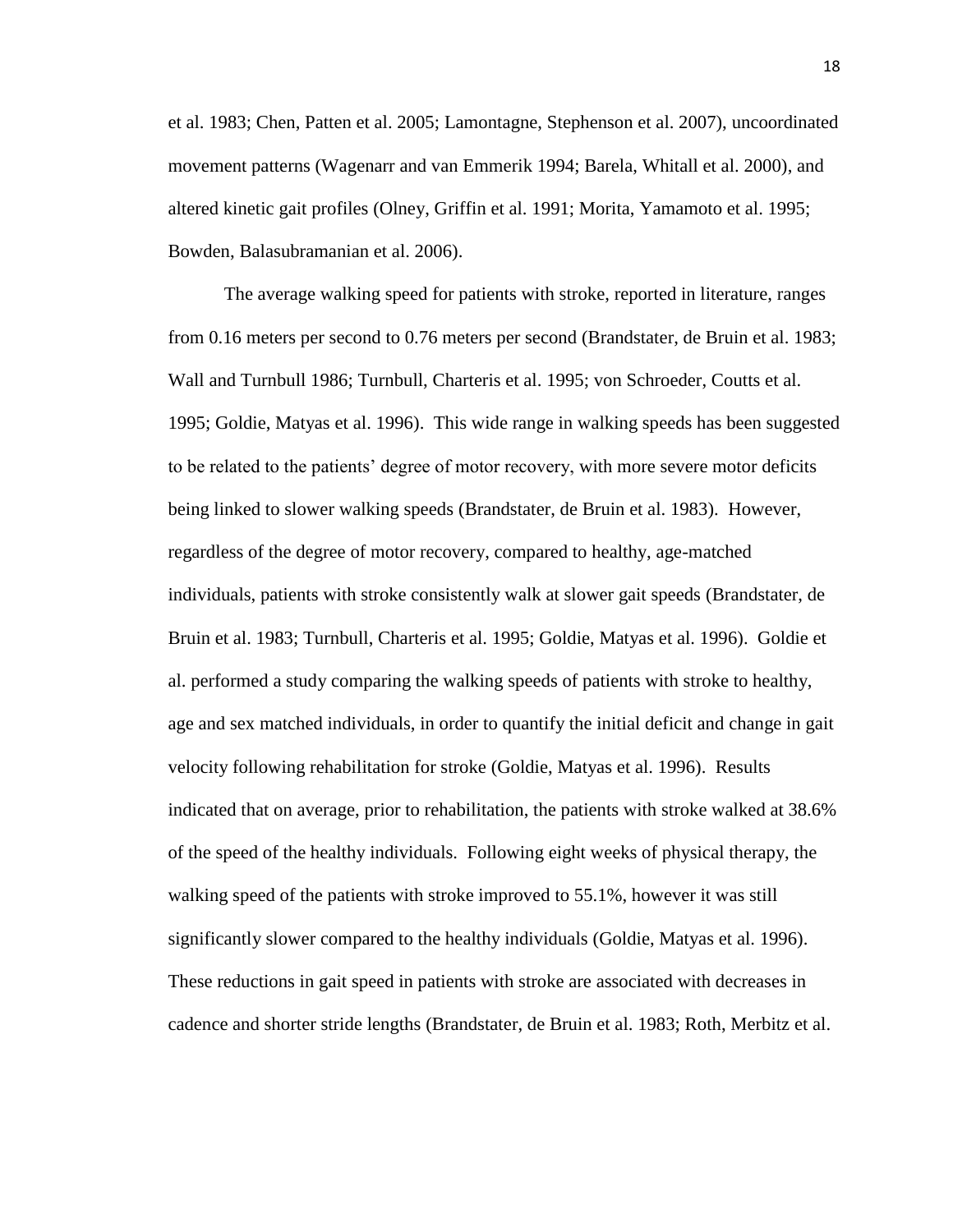et al. 1983; Chen, Patten et al. 2005; Lamontagne, Stephenson et al. 2007), uncoordinated movement patterns (Wagenarr and van Emmerik 1994; Barela, Whitall et al. 2000), and altered kinetic gait profiles (Olney, Griffin et al. 1991; Morita, Yamamoto et al. 1995; Bowden, Balasubramanian et al. 2006).

The average walking speed for patients with stroke, reported in literature, ranges from 0.16 meters per second to 0.76 meters per second (Brandstater, de Bruin et al. 1983; Wall and Turnbull 1986; Turnbull, Charteris et al. 1995; von Schroeder, Coutts et al. 1995; Goldie, Matyas et al. 1996). This wide range in walking speeds has been suggested to be related to the patients' degree of motor recovery, with more severe motor deficits being linked to slower walking speeds (Brandstater, de Bruin et al. 1983). However, regardless of the degree of motor recovery, compared to healthy, age-matched individuals, patients with stroke consistently walk at slower gait speeds (Brandstater, de Bruin et al. 1983; Turnbull, Charteris et al. 1995; Goldie, Matyas et al. 1996). Goldie et al. performed a study comparing the walking speeds of patients with stroke to healthy, age and sex matched individuals, in order to quantify the initial deficit and change in gait velocity following rehabilitation for stroke (Goldie, Matyas et al. 1996). Results indicated that on average, prior to rehabilitation, the patients with stroke walked at 38.6% of the speed of the healthy individuals. Following eight weeks of physical therapy, the walking speed of the patients with stroke improved to 55.1%, however it was still significantly slower compared to the healthy individuals (Goldie, Matyas et al. 1996). These reductions in gait speed in patients with stroke are associated with decreases in cadence and shorter stride lengths (Brandstater, de Bruin et al. 1983; Roth, Merbitz et al.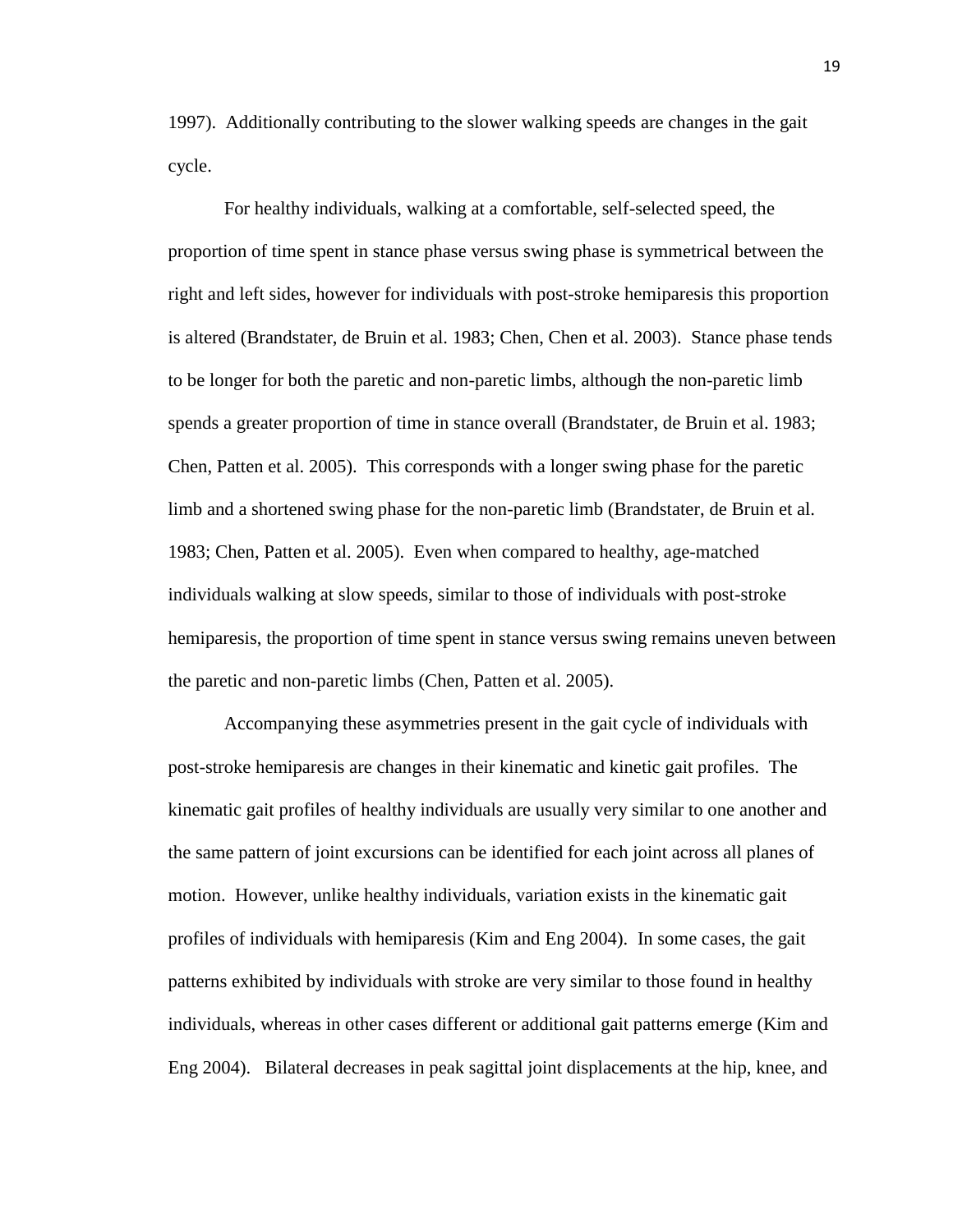1997). Additionally contributing to the slower walking speeds are changes in the gait cycle.

For healthy individuals, walking at a comfortable, self-selected speed, the proportion of time spent in stance phase versus swing phase is symmetrical between the right and left sides, however for individuals with post-stroke hemiparesis this proportion is altered (Brandstater, de Bruin et al. 1983; Chen, Chen et al. 2003). Stance phase tends to be longer for both the paretic and non-paretic limbs, although the non-paretic limb spends a greater proportion of time in stance overall (Brandstater, de Bruin et al. 1983; Chen, Patten et al. 2005). This corresponds with a longer swing phase for the paretic limb and a shortened swing phase for the non-paretic limb (Brandstater, de Bruin et al. 1983; Chen, Patten et al. 2005). Even when compared to healthy, age-matched individuals walking at slow speeds, similar to those of individuals with post-stroke hemiparesis, the proportion of time spent in stance versus swing remains uneven between the paretic and non-paretic limbs (Chen, Patten et al. 2005).

Accompanying these asymmetries present in the gait cycle of individuals with post-stroke hemiparesis are changes in their kinematic and kinetic gait profiles. The kinematic gait profiles of healthy individuals are usually very similar to one another and the same pattern of joint excursions can be identified for each joint across all planes of motion. However, unlike healthy individuals, variation exists in the kinematic gait profiles of individuals with hemiparesis (Kim and Eng 2004). In some cases, the gait patterns exhibited by individuals with stroke are very similar to those found in healthy individuals, whereas in other cases different or additional gait patterns emerge (Kim and Eng 2004). Bilateral decreases in peak sagittal joint displacements at the hip, knee, and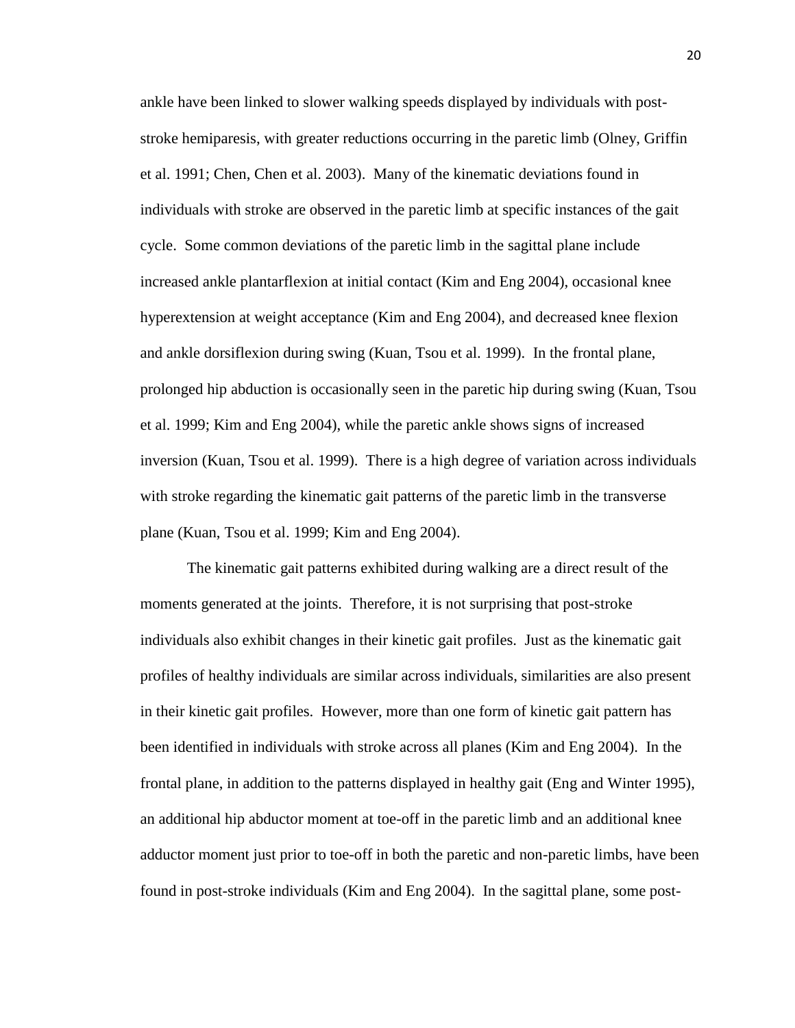ankle have been linked to slower walking speeds displayed by individuals with post-stroke hemiparesis, with greater reductions occurring in the paretic limb (Olney, Griffin et al. 1991; Chen, Chen et al. 2003). Many of the kinematic deviations found in individuals with stroke are observed in the paretic limb at specific instances of the gait cycle. Some common deviations of the paretic limb in the sagittal plane include increased ankle plantarflexion at initial contact (Kim and Eng 2004), occasional knee hyperextension at weight acceptance (Kim and Eng 2004), and decreased knee flexion and ankle dorsiflexion during swing (Kuan, Tsou et al. 1999). In the frontal plane, prolonged hip abduction is occasionally seen in the paretic hip during swing (Kuan, Tsou et al. 1999; Kim and Eng 2004), while the paretic ankle shows signs of increased inversion (Kuan, Tsou et al. 1999). There is a high degree of variation across individuals with stroke regarding the kinematic gait patterns of the paretic limb in the transverse plane (Kuan, Tsou et al. 1999; Kim and Eng 2004).

The kinematic gait patterns exhibited during walking are a direct result of the moments generated at the joints. Therefore, it is not surprising that post-stroke individuals also exhibit changes in their kinetic gait profiles. Just as the kinematic gait profiles of healthy individuals are similar across individuals, similarities are also present in their kinetic gait profiles. However, more than one form of kinetic gait pattern has been identified in individuals with stroke across all planes (Kim and Eng 2004). In the frontal plane, in addition to the patterns displayed in healthy gait (Eng and Winter 1995), an additional hip abductor moment at toe-off in the paretic limb and an additional knee adductor moment just prior to toe-off in both the paretic and non-paretic limbs, have been found in post-stroke individuals (Kim and Eng 2004). In the sagittal plane, some post-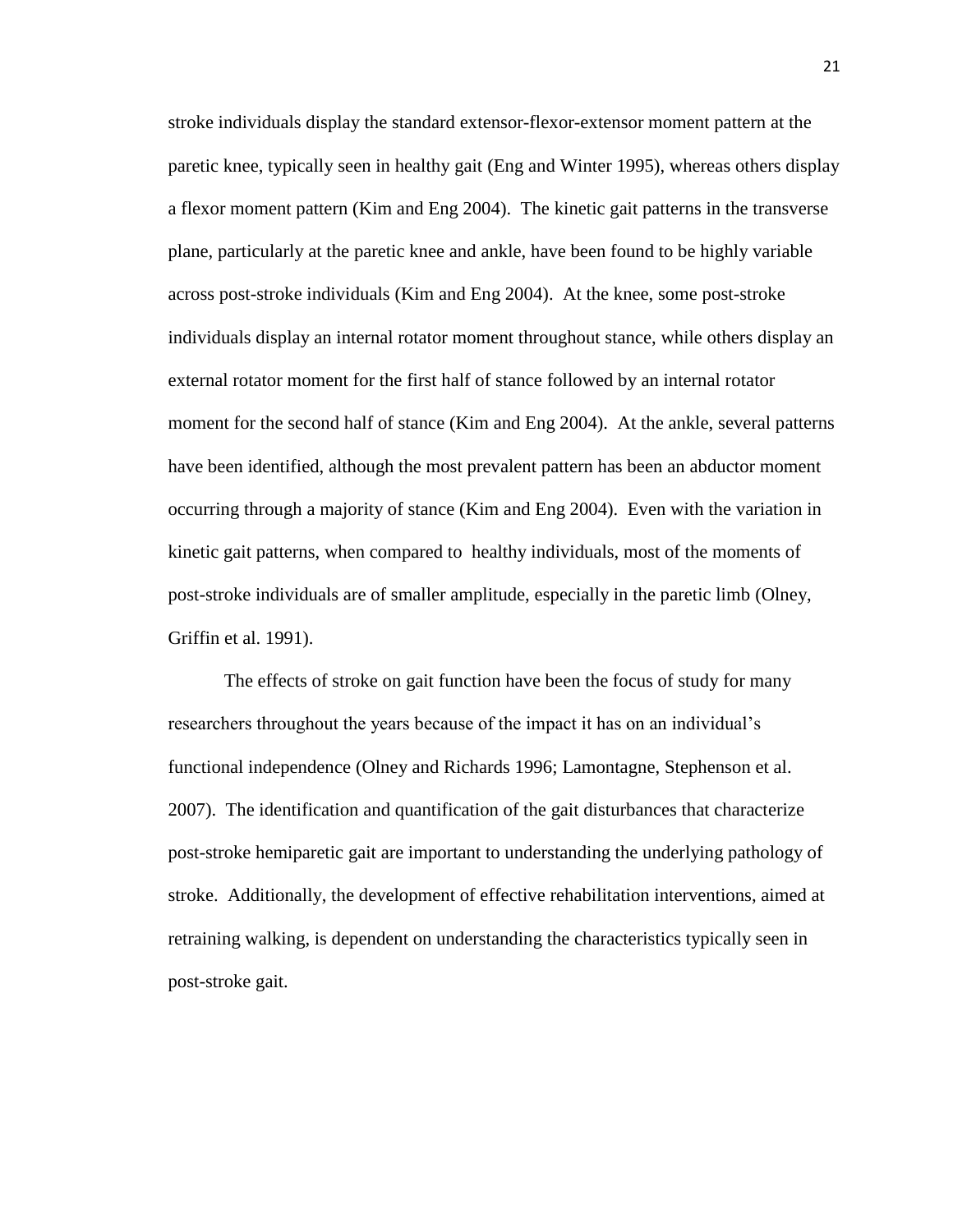stroke individuals display the standard extensor-flexor-extensor moment pattern at the paretic knee, typically seen in healthy gait (Eng and Winter 1995), whereas others display a flexor moment pattern (Kim and Eng 2004). The kinetic gait patterns in the transverse plane, particularly at the paretic knee and ankle, have been found to be highly variable across post-stroke individuals (Kim and Eng 2004). At the knee, some post-stroke individuals display an internal rotator moment throughout stance, while others display an external rotator moment for the first half of stance followed by an internal rotator moment for the second half of stance (Kim and Eng 2004). At the ankle, several patterns have been identified, although the most prevalent pattern has been an abductor moment occurring through a majority of stance (Kim and Eng 2004). Even with the variation in kinetic gait patterns, when compared to healthy individuals, most of the moments of post-stroke individuals are of smaller amplitude, especially in the paretic limb (Olney, Griffin et al. 1991).

The effects of stroke on gait function have been the focus of study for many researchers throughout the years because of the impact it has on an individual's functional independence (Olney and Richards 1996; Lamontagne, Stephenson et al. 2007). The identification and quantification of the gait disturbances that characterize post-stroke hemiparetic gait are important to understanding the underlying pathology of stroke. Additionally, the development of effective rehabilitation interventions, aimed at retraining walking, is dependent on understanding the characteristics typically seen in post-stroke gait.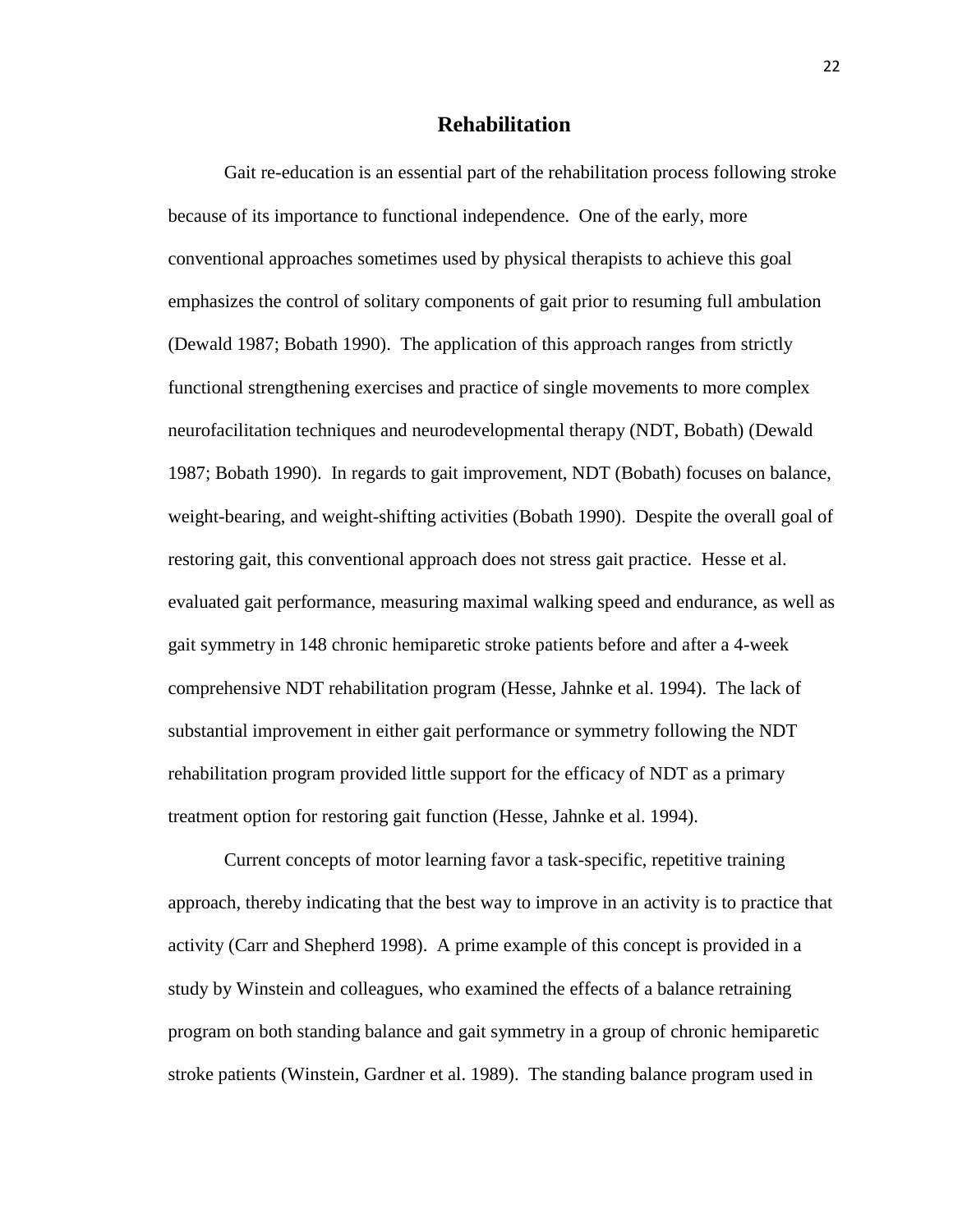## Rehabilitation

Gait re-education is an essential part of the rehabilitation process following stroke because of its importance to functional independence. One of the early, more conventional approaches sometimes used by physical therapists to achieve this goal emphasizes the control of solitary components of gait prior to resuming full ambulation (Dewald 1987; Bobath 1990). The application of this approach ranges from strictly functional strengthening exercises and practice of single movements to more complex neurofacilitation techniques and neurodevelopmental therapy (NDT, Bobath) (Dewald 1987; Bobath 1990). In regards to gait improvement, NDT (Bobath) focuses on balance, weight-bearing, and weight-shifting activities (Bobath 1990). Despite the overall goal of restoring gait, this conventional approach does not stress gait practice. Hesse et al. evaluated gait performance, measuring maximal walking speed and endurance, as well as gait symmetry in 148 chronic hemiparetic stroke patients before and after a 4-week comprehensive NDT rehabilitation program (Hesse, Jahnke et al. 1994). The lack of substantial improvement in either gait performance or symmetry following the NDT rehabilitation program provided little support for the efficacy of NDT as a primary treatment option for restoring gait function (Hesse, Jahnke et al. 1994).

Current concepts of motor learning favor a task-specific, repetitive training approach, thereby indicating that the best way to improve in an activity is to practice that activity (Carr and Shepherd 1998). A prime example of this concept is provided in a study by Winstein and colleagues, who examined the effects of a balance retraining program on both standing balance and gait symmetry in a group of chronic hemiparetic stroke patients (Winstein, Gardner et al. 1989). The standing balance program used in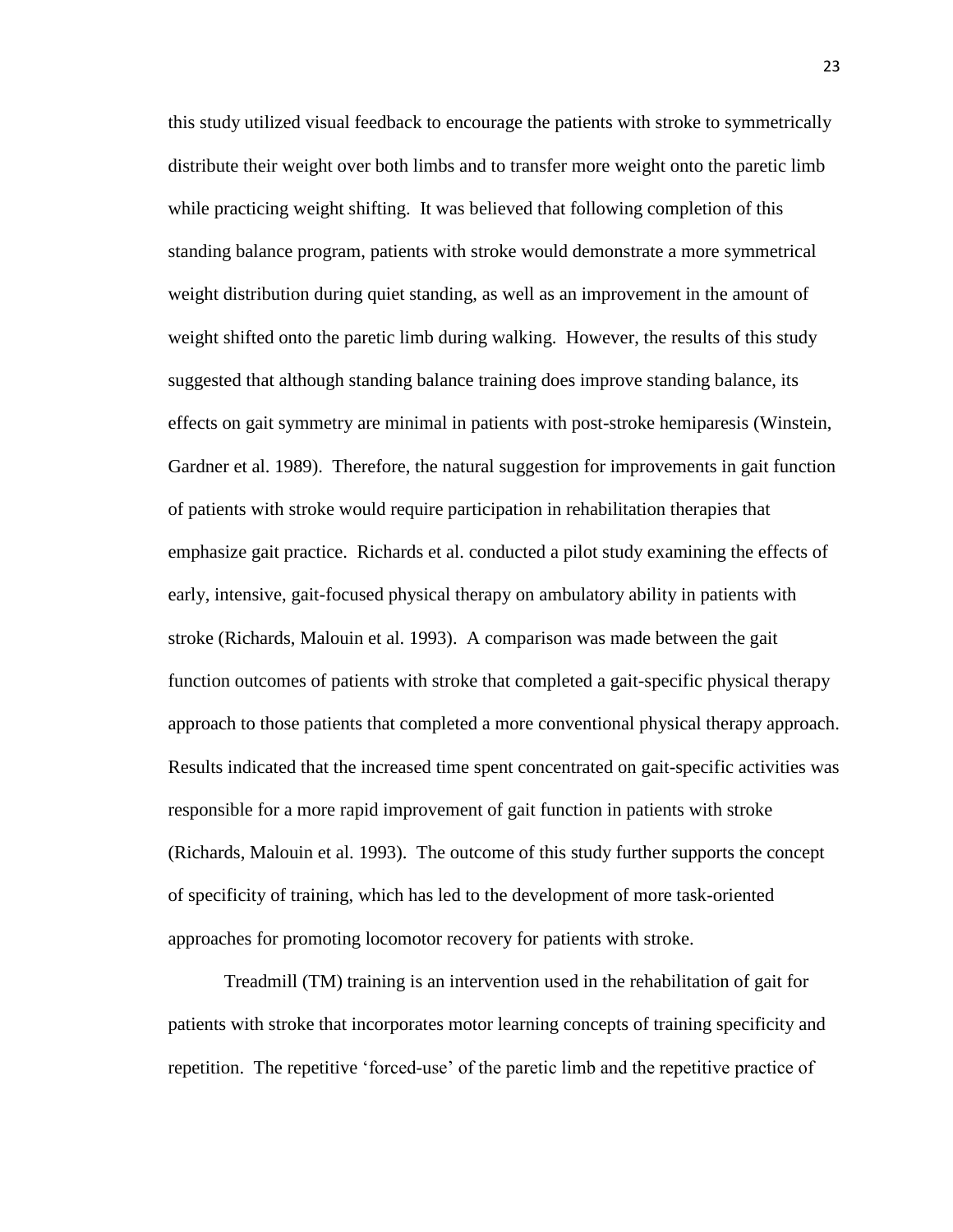this study utilized visual feedback to encourage the patients with stroke to symmetrically distribute their weight over both limbs and to transfer more weight onto the paretic limb while practicing weight shifting. It was believed that following completion of this standing balance program, patients with stroke would demonstrate a more symmetrical weight distribution during quiet standing, as well as an improvement in the amount of weight shifted onto the paretic limb during walking. However, the results of this study suggested that although standing balance training does improve standing balance, its effects on gait symmetry are minimal in patients with post-stroke hemiparesis (Winstein, Gardner et al. 1989). Therefore, the natural suggestion for improvements in gait function of patients with stroke would require participation in rehabilitation therapies that emphasize gait practice. Richards et al. conducted a pilot study examining the effects of early, intensive, gait-focused physical therapy on ambulatory ability in patients with stroke (Richards, Malouin et al. 1993). A comparison was made between the gait function outcomes of patients with stroke that completed a gait-specific physical therapy approach to those patients that completed a more conventional physical therapy approach. Results indicated that the increased time spent concentrated on gait-specific activities was responsible for a more rapid improvement of gait function in patients with stroke (Richards, Malouin et al. 1993). The outcome of this study further supports the concept of specificity of training, which has led to the development of more task-oriented approaches for promoting locomotor recovery for patients with stroke.

Treadmill (TM) training is an intervention used in the rehabilitation of gait for patients with stroke that incorporates motor learning concepts of training specificity and repetition. The repetitive 'forced-use' of the paretic limb and the repetitive practice of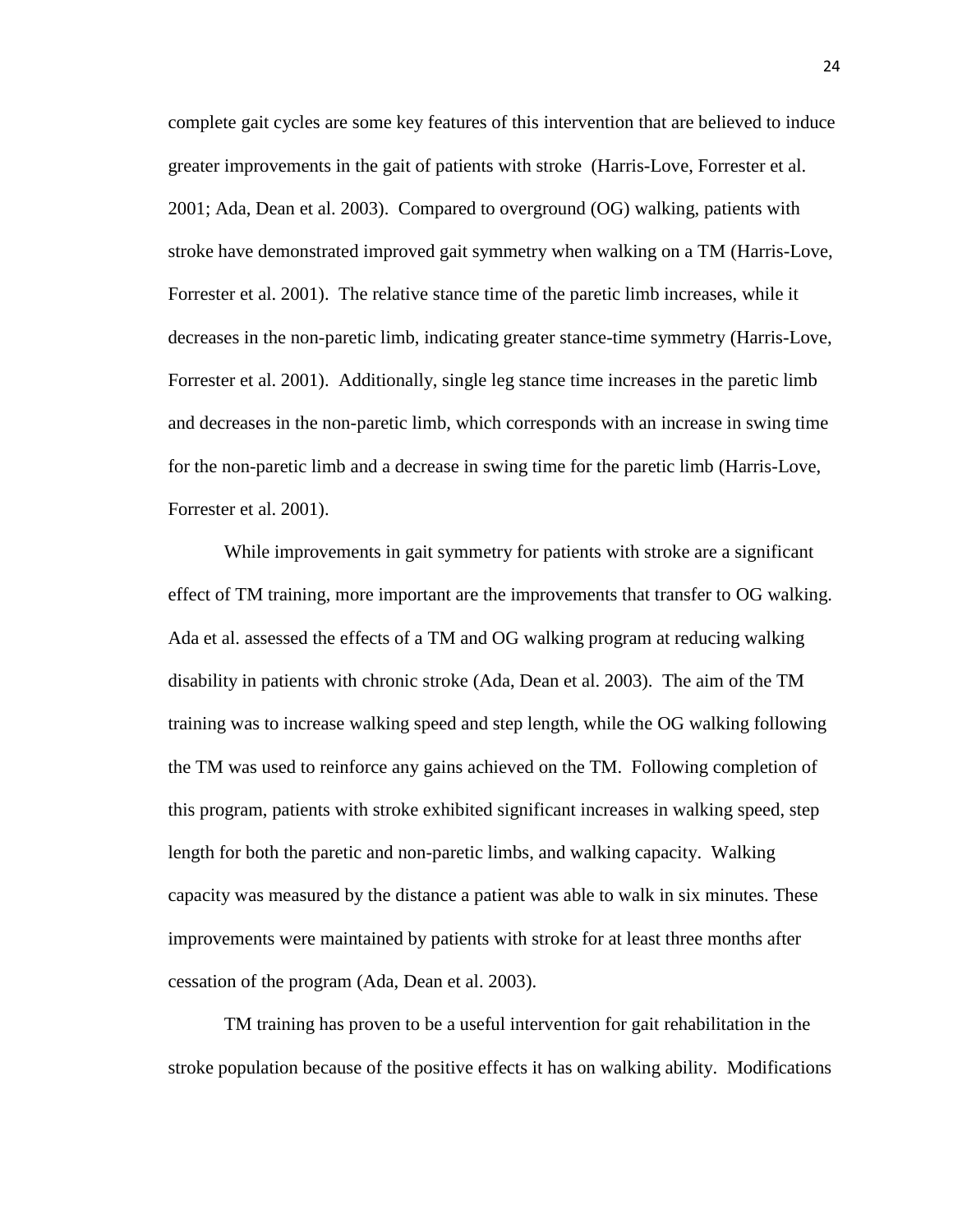complete gait cycles are some key features of this intervention that are believed to induce greater improvements in the gait of patients with stroke (Harris-Love, Forrester et al. 2001; Ada, Dean et al. 2003). Compared to overground (OG) walking, patients with stroke have demonstrated improved gait symmetry when walking on a TM (Harris-Love, Forrester et al. 2001). The relative stance time of the paretic limb increases, while it decreases in the non-paretic limb, indicating greater stance-time symmetry (Harris-Love, Forrester et al. 2001). Additionally, single leg stance time increases in the paretic limb and decreases in the non-paretic limb, which corresponds with an increase in swing time for the non-paretic limb and a decrease in swing time for the paretic limb (Harris-Love, Forrester et al. 2001).

While improvements in gait symmetry for patients with stroke are a significant effect of TM training, more important are the improvements that transfer to OG walking. Ada et al. assessed the effects of a TM and OG walking program at reducing walking disability in patients with chronic stroke (Ada, Dean et al. 2003). The aim of the TM training was to increase walking speed and step length, while the OG walking following the TM was used to reinforce any gains achieved on the TM. Following completion of this program, patients with stroke exhibited significant increases in walking speed, step length for both the paretic and non-paretic limbs, and walking capacity. Walking capacity was measured by the distance a patient was able to walk in six minutes. These improvements were maintained by patients with stroke for at least three months after cessation of the program (Ada, Dean et al. 2003).

TM training has proven to be a useful intervention for gait rehabilitation in the stroke population because of the positive effects it has on walking ability. Modifications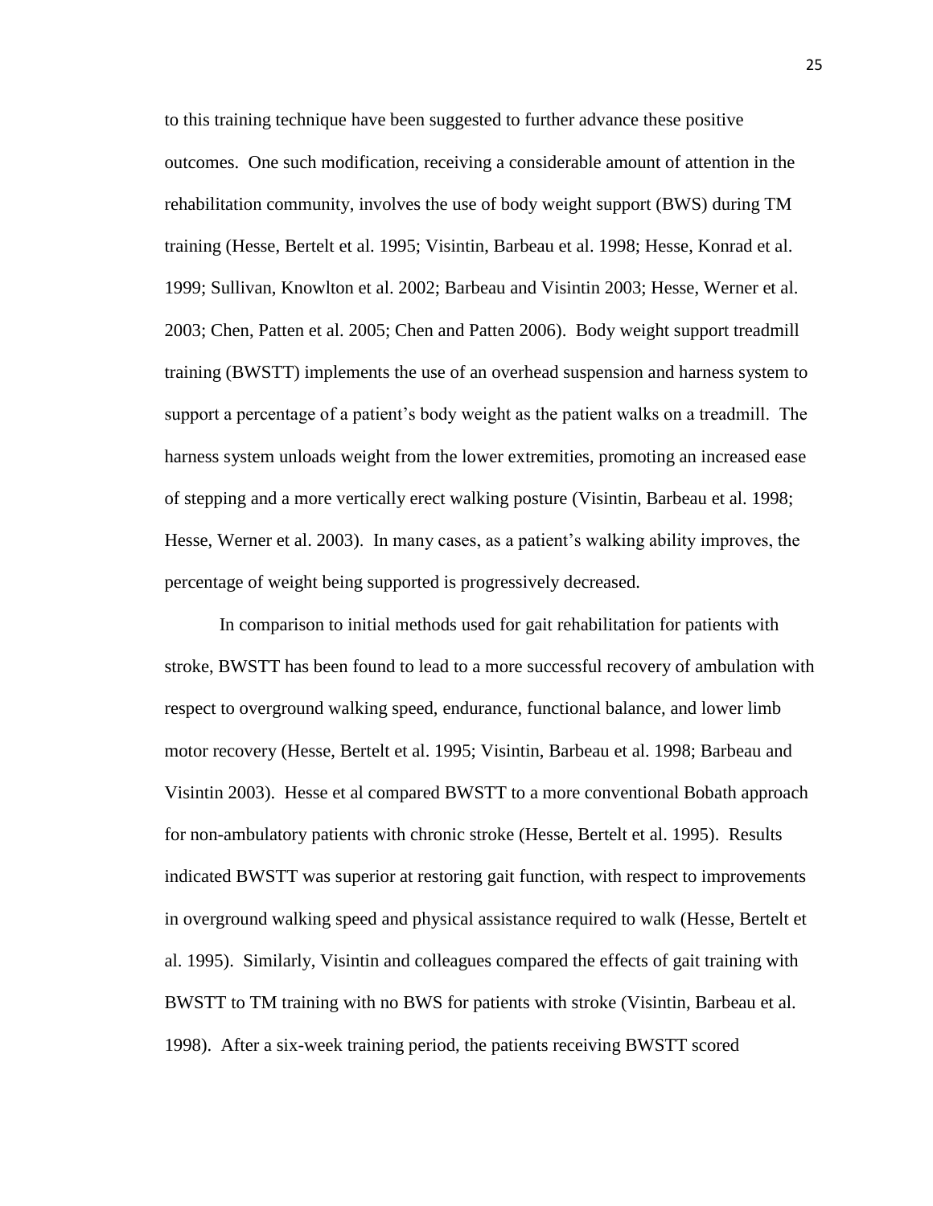to this training technique have been suggested to further advance these positive outcomes. One such modification, receiving a considerable amount of attention in the rehabilitation community, involves the use of body weight support (BWS) during TM training (Hesse, Bertelt et al. 1995; Visintin, Barbeau et al. 1998; Hesse, Konrad et al. 1999; Sullivan, Knowlton et al. 2002; Barbeau and Visintin 2003; Hesse, Werner et al. 2003; Chen, Patten et al. 2005; Chen and Patten 2006). Body weight support treadmill training (BWSTT) implements the use of an overhead suspension and harness system to support a percentage of a patient's body weight as the patient walks on a treadmill. The harness system unloads weight from the lower extremities, promoting an increased ease of stepping and a more vertically erect walking posture (Visintin, Barbeau et al. 1998; Hesse, Werner et al. 2003). In many cases, as a patient's walking ability improves, the percentage of weight being supported is progressively decreased.

In comparison to initial methods used for gait rehabilitation for patients with stroke, BWSTT has been found to lead to a more successful recovery of ambulation with respect to overground walking speed, endurance, functional balance, and lower limb motor recovery (Hesse, Bertelt et al. 1995; Visintin, Barbeau et al. 1998; Barbeau and Visintin 2003). Hesse et al compared BWSTT to a more conventional Bobath approach for non-ambulatory patients with chronic stroke (Hesse, Bertelt et al. 1995). Results indicated BWSTT was superior at restoring gait function, with respect to improvements in overground walking speed and physical assistance required to walk (Hesse, Bertelt et al. 1995). Similarly, Visintin and colleagues compared the effects of gait training with BWSTT to TM training with no BWS for patients with stroke (Visintin, Barbeau et al. 1998). After a six-week training period, the patients receiving BWSTT scored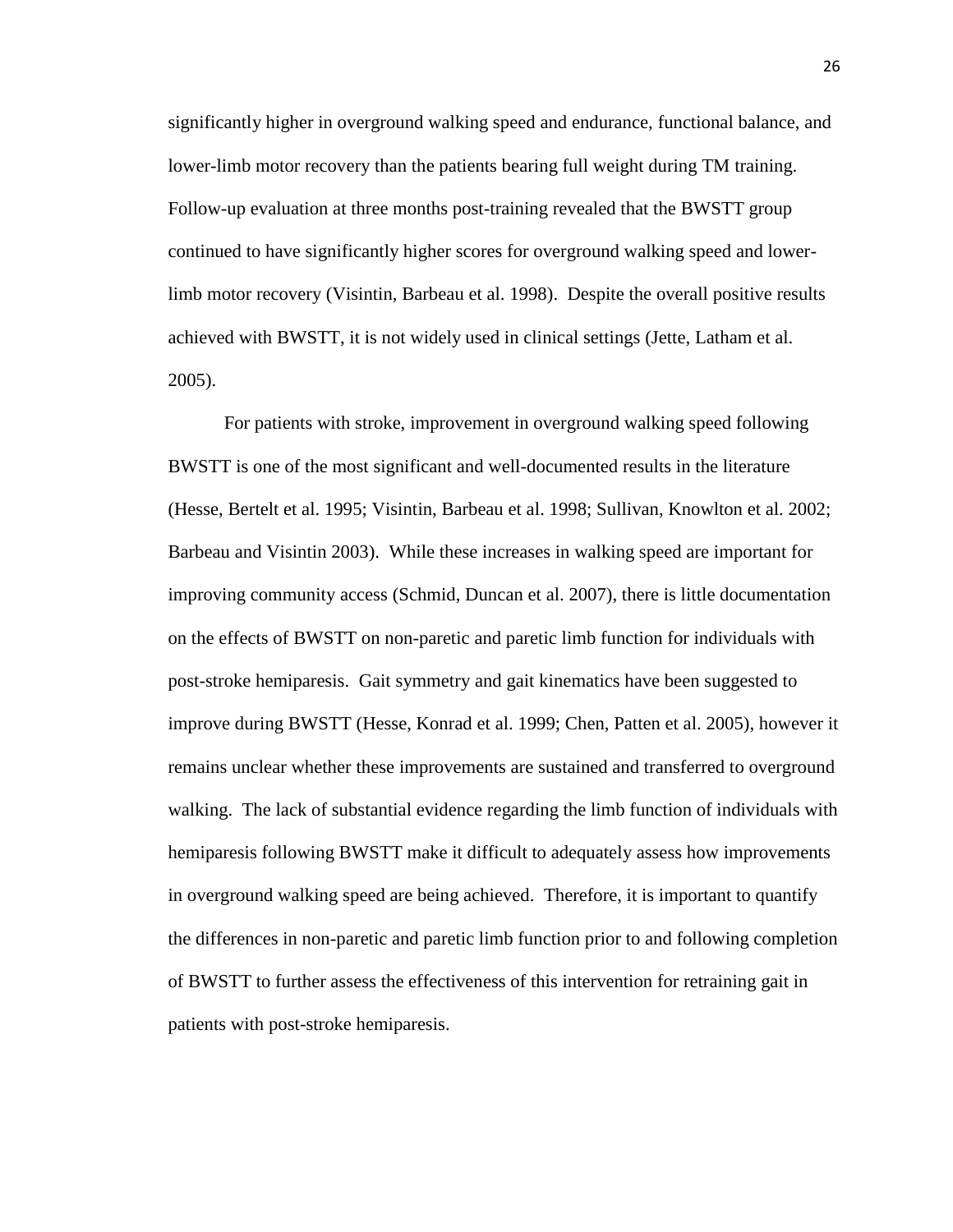significantly higher in overground walking speed and endurance, functional balance, and lower-limb motor recovery than the patients bearing full weight during TM training. Follow-up evaluation at three months post-training revealed that the BWSTT group continued to have significantly higher scores for overground walking speed and lower-limb motor recovery (Visintin, Barbeau et al. 1998). Despite the overall positive results achieved with BWSTT, it is not widely used in clinical settings (Jette, Latham et al. 2005).

For patients with stroke, improvement in overground walking speed following BWSTT is one of the most significant and well-documented results in the literature (Hesse, Bertelt et al. 1995; Visintin, Barbeau et al. 1998; Sullivan, Knowlton et al. 2002; Barbeau and Visintin 2003). While these increases in walking speed are important for improving community access (Schmid, Duncan et al. 2007), there is little documentation on the effects of BWSTT on non-paretic and paretic limb function for individuals with post-stroke hemiparesis. Gait symmetry and gait kinematics have been suggested to improve during BWSTT (Hesse, Konrad et al. 1999; Chen, Patten et al. 2005), however it remains unclear whether these improvements are sustained and transferred to overground walking. The lack of substantial evidence regarding the limb function of individuals with hemiparesis following BWSTT make it difficult to adequately assess how improvements in overground walking speed are being achieved. Therefore, it is important to quantify the differences in non-paretic and paretic limb function prior to and following completion of BWSTT to further assess the effectiveness of this intervention for retraining gait in patients with post-stroke hemiparesis.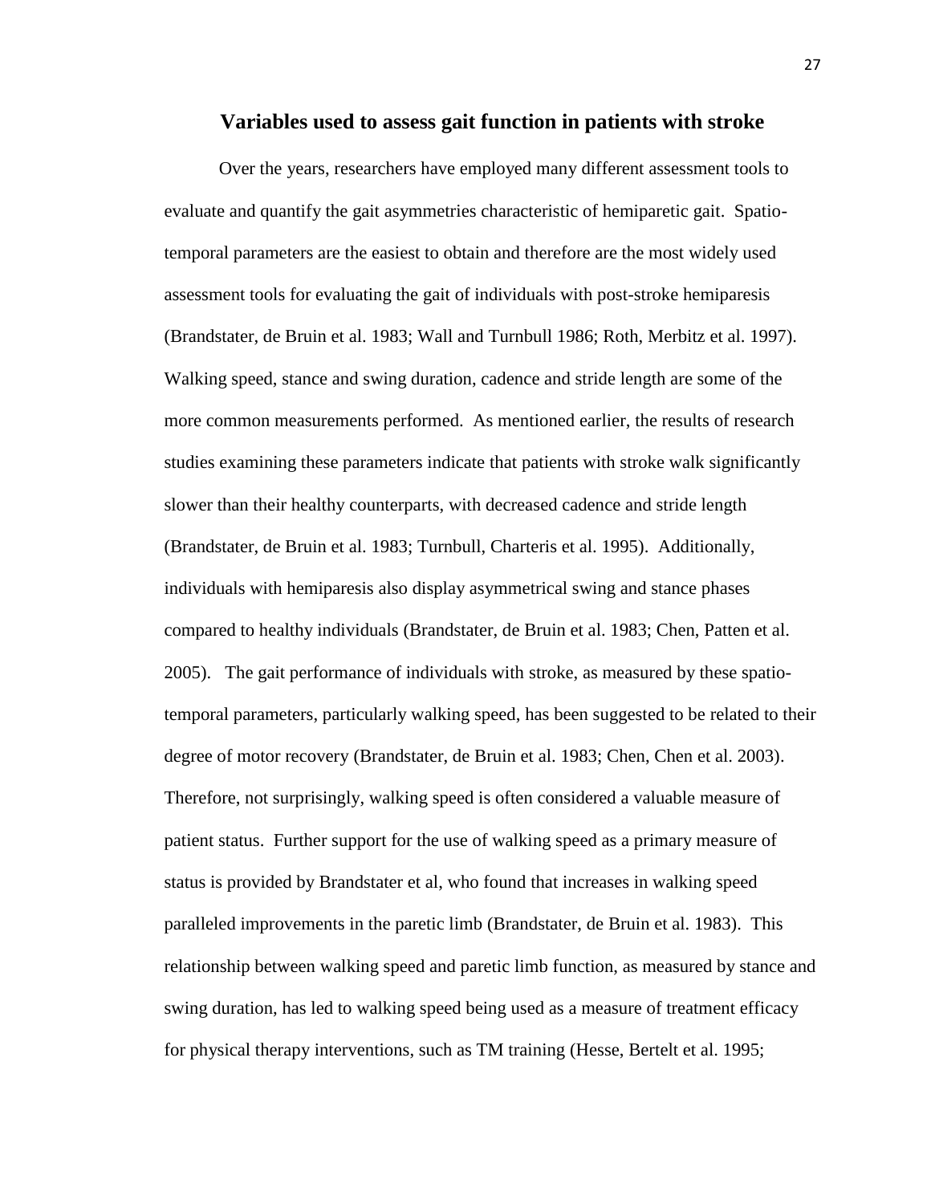## Variables used to assess gait function in patients with stroke

Over the years, researchers have employed many different assessment tools to evaluate and quantify the gait asymmetries characteristic of hemiparetic gait. Spatio-temporal parameters are the easiest to obtain and therefore are the most widely used assessment tools for evaluating the gait of individuals with post-stroke hemiparesis (Brandstater, de Bruin et al. 1983; Wall and Turnbull 1986; Roth, Merbitz et al. 1997). Walking speed, stance and swing duration, cadence and stride length are some of the more common measurements performed. As mentioned earlier, the results of research studies examining these parameters indicate that patients with stroke walk significantly slower than their healthy counterparts, with decreased cadence and stride length (Brandstater, de Bruin et al. 1983; Turnbull, Charteris et al. 1995). Additionally, individuals with hemiparesis also display asymmetrical swing and stance phases compared to healthy individuals (Brandstater, de Bruin et al. 1983; Chen, Patten et al. 2005). The gait performance of individuals with stroke, as measured by these spatio-temporal parameters, particularly walking speed, has been suggested to be related to their degree of motor recovery (Brandstater, de Bruin et al. 1983; Chen, Chen et al. 2003). Therefore, not surprisingly, walking speed is often considered a valuable measure of patient status. Further support for the use of walking speed as a primary measure of status is provided by Brandstater et al, who found that increases in walking speed paralleled improvements in the paretic limb (Brandstater, de Bruin et al. 1983). This relationship between walking speed and paretic limb function, as measured by stance and swing duration, has led to walking speed being used as a measure of treatment efficacy for physical therapy interventions, such as TM training (Hesse, Bertelt et al. 1995;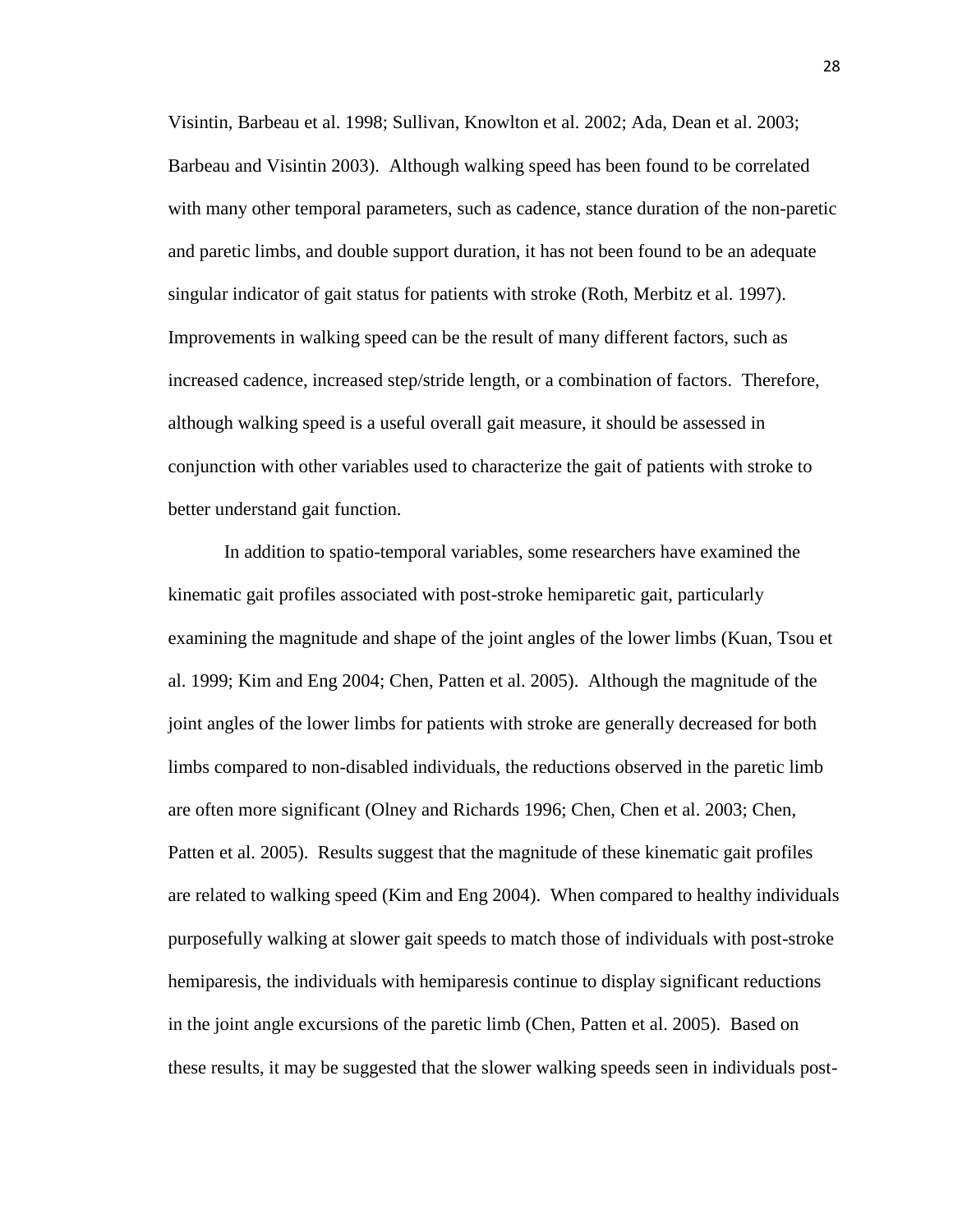Visintin, Barbeau et al. 1998; Sullivan, Knowlton et al. 2002; Ada, Dean et al. 2003; Barbeau and Visintin 2003). Although walking speed has been found to be correlated with many other temporal parameters, such as cadence, stance duration of the non-paretic and paretic limbs, and double support duration, it has not been found to be an adequate singular indicator of gait status for patients with stroke (Roth, Merbitz et al. 1997). Improvements in walking speed can be the result of many different factors, such as increased cadence, increased step/stride length, or a combination of factors. Therefore, although walking speed is a useful overall gait measure, it should be assessed in conjunction with other variables used to characterize the gait of patients with stroke to better understand gait function.

In addition to spatio-temporal variables, some researchers have examined the kinematic gait profiles associated with post-stroke hemiparetic gait, particularly examining the magnitude and shape of the joint angles of the lower limbs (Kuan, Tsou et al. 1999; Kim and Eng 2004; Chen, Patten et al. 2005). Although the magnitude of the joint angles of the lower limbs for patients with stroke are generally decreased for both limbs compared to non-disabled individuals, the reductions observed in the paretic limb are often more significant (Olney and Richards 1996; Chen, Chen et al. 2003; Chen, Patten et al. 2005). Results suggest that the magnitude of these kinematic gait profiles are related to walking speed (Kim and Eng 2004). When compared to healthy individuals purposefully walking at slower gait speeds to match those of individuals with post-stroke hemiparesis, the individuals with hemiparesis continue to display significant reductions in the joint angle excursions of the paretic limb (Chen, Patten et al. 2005). Based on these results, it may be suggested that the slower walking speeds seen in individuals post-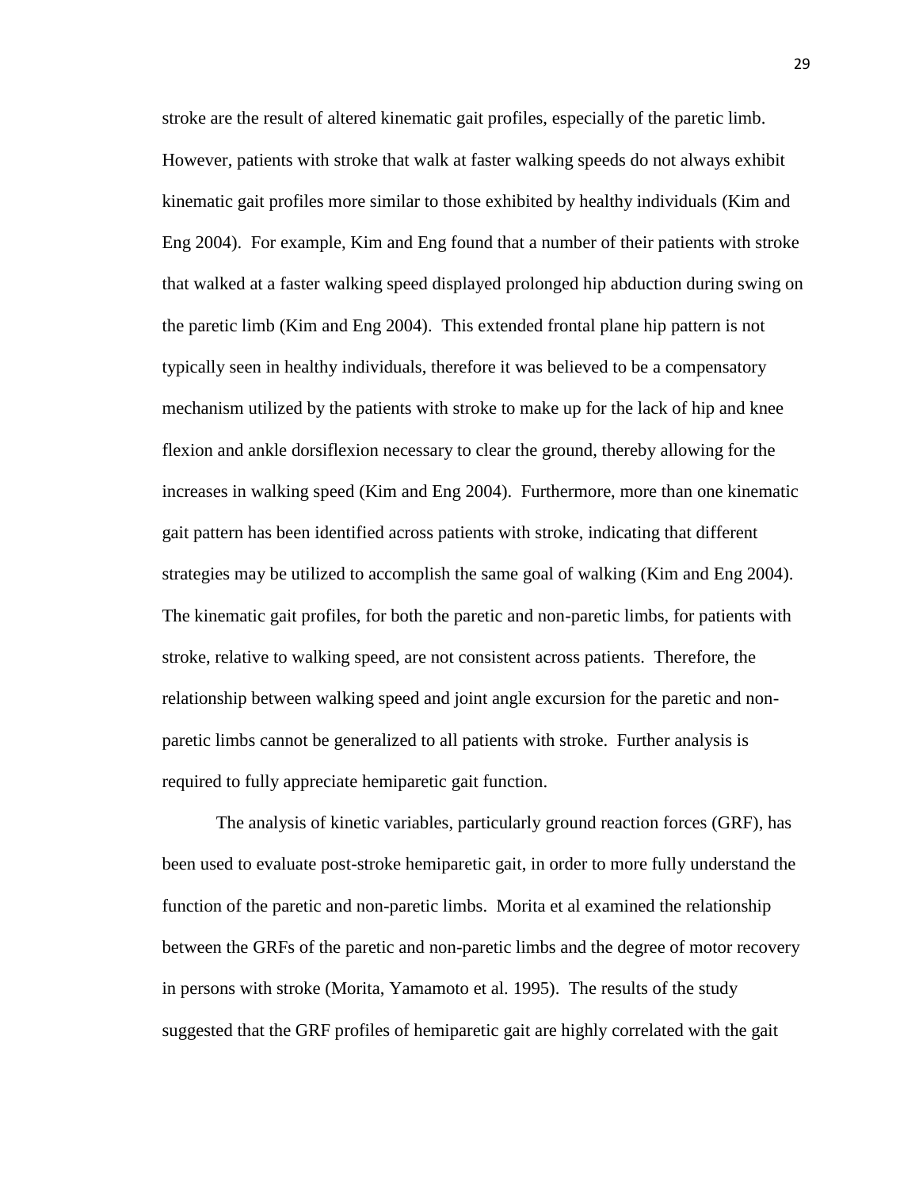stroke are the result of altered kinematic gait profiles, especially of the paretic limb. However, patients with stroke that walk at faster walking speeds do not always exhibit kinematic gait profiles more similar to those exhibited by healthy individuals (Kim and Eng 2004). For example, Kim and Eng found that a number of their patients with stroke that walked at a faster walking speed displayed prolonged hip abduction during swing on the paretic limb (Kim and Eng 2004). This extended frontal plane hip pattern is not typically seen in healthy individuals, therefore it was believed to be a compensatory mechanism utilized by the patients with stroke to make up for the lack of hip and knee flexion and ankle dorsiflexion necessary to clear the ground, thereby allowing for the increases in walking speed (Kim and Eng 2004). Furthermore, more than one kinematic gait pattern has been identified across patients with stroke, indicating that different strategies may be utilized to accomplish the same goal of walking (Kim and Eng 2004). The kinematic gait profiles, for both the paretic and non-paretic limbs, for patients with stroke, relative to walking speed, are not consistent across patients. Therefore, the relationship between walking speed and joint angle excursion for the paretic and non-paretic limbs cannot be generalized to all patients with stroke. Further analysis is required to fully appreciate hemiparetic gait function.

The analysis of kinetic variables, particularly ground reaction forces (GRF), has been used to evaluate post-stroke hemiparetic gait, in order to more fully understand the function of the paretic and non-paretic limbs. Morita et al examined the relationship between the GRFs of the paretic and non-paretic limbs and the degree of motor recovery in persons with stroke (Morita, Yamamoto et al. 1995). The results of the study suggested that the GRF profiles of hemiparetic gait are highly correlated with the gait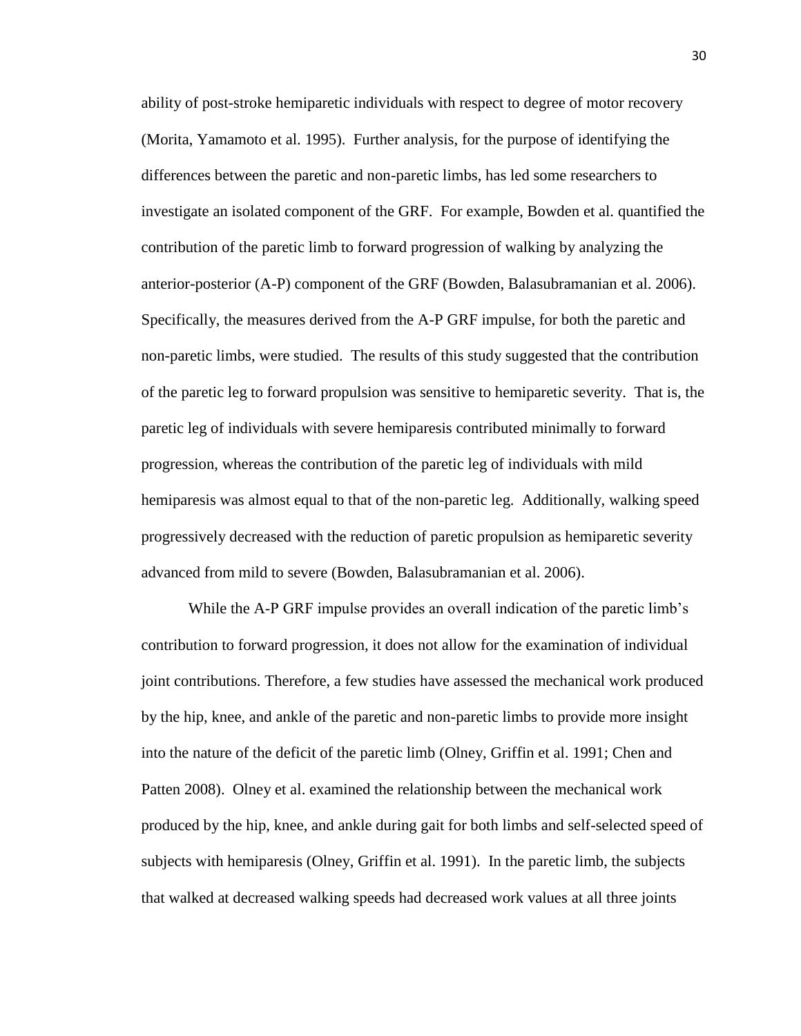ability of post-stroke hemiparetic individuals with respect to degree of motor recovery (Morita, Yamamoto et al. 1995). Further analysis, for the purpose of identifying the differences between the paretic and non-paretic limbs, has led some researchers to investigate an isolated component of the GRF. For example, Bowden et al. quantified the contribution of the paretic limb to forward progression of walking by analyzing the anterior-posterior (A-P) component of the GRF (Bowden, Balasubramanian et al. 2006). Specifically, the measures derived from the A-P GRF impulse, for both the paretic and non-paretic limbs, were studied. The results of this study suggested that the contribution of the paretic leg to forward propulsion was sensitive to hemiparetic severity. That is, the paretic leg of individuals with severe hemiparesis contributed minimally to forward progression, whereas the contribution of the paretic leg of individuals with mild hemiparesis was almost equal to that of the non-paretic leg. Additionally, walking speed progressively decreased with the reduction of paretic propulsion as hemiparetic severity advanced from mild to severe (Bowden, Balasubramanian et al. 2006).

While the A-P GRF impulse provides an overall indication of the paretic limb's contribution to forward progression, it does not allow for the examination of individual joint contributions. Therefore, a few studies have assessed the mechanical work produced by the hip, knee, and ankle of the paretic and non-paretic limbs to provide more insight into the nature of the deficit of the paretic limb (Olney, Griffin et al. 1991; Chen and Patten 2008). Olney et al. examined the relationship between the mechanical work produced by the hip, knee, and ankle during gait for both limbs and self-selected speed of subjects with hemiparesis (Olney, Griffin et al. 1991). In the paretic limb, the subjects that walked at decreased walking speeds had decreased work values at all three joints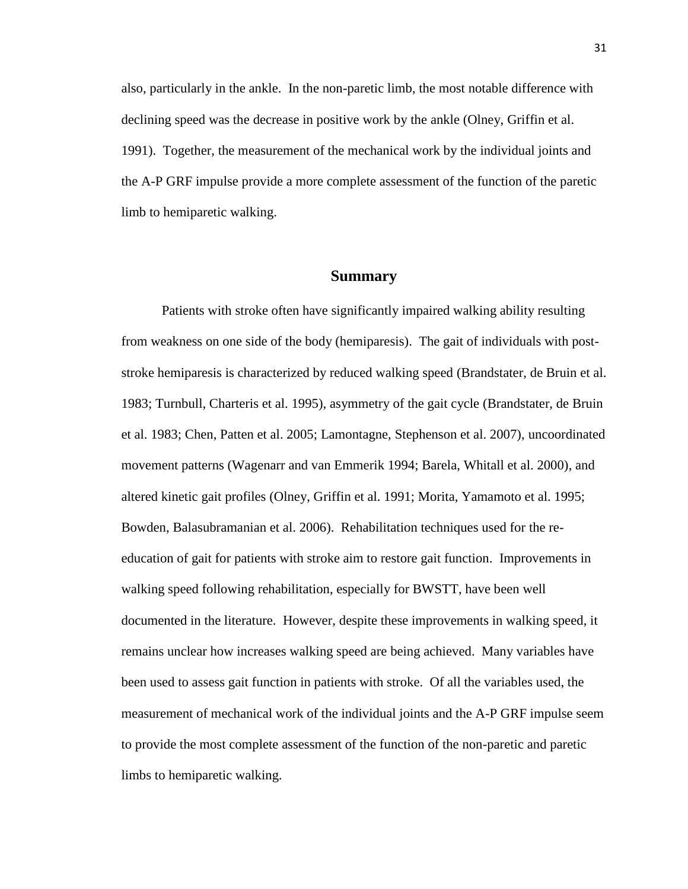also, particularly in the ankle. In the non-paretic limb, the most notable difference with declining speed was the decrease in positive work by the ankle (Olney, Griffin et al. 1991). Together, the measurement of the mechanical work by the individual joints and the A-P GRF impulse provide a more complete assessment of the function of the paretic limb to hemiparetic walking.

## Summary

Patients with stroke often have significantly impaired walking ability resulting from weakness on one side of the body (hemiparesis). The gait of individuals with post-stroke hemiparesis is characterized by reduced walking speed (Brandstater, de Bruin et al. 1983; Turnbull, Charteris et al. 1995), asymmetry of the gait cycle (Brandstater, de Bruin et al. 1983; Chen, Patten et al. 2005; Lamontagne, Stephenson et al. 2007), uncoordinated movement patterns (Wagenarr and van Emmerik 1994; Barela, Whitall et al. 2000), and altered kinetic gait profiles (Olney, Griffin et al. 1991; Morita, Yamamoto et al. 1995; Bowden, Balasubramanian et al. 2006). Rehabilitation techniques used for the re-education of gait for patients with stroke aim to restore gait function. Improvements in walking speed following rehabilitation, especially for BWSTT, have been well documented in the literature. However, despite these improvements in walking speed, it remains unclear how increases walking speed are being achieved. Many variables have been used to assess gait function in patients with stroke. Of all the variables used, the measurement of mechanical work of the individual joints and the A-P GRF impulse seem to provide the most complete assessment of the function of the non-paretic and paretic limbs to hemiparetic walking.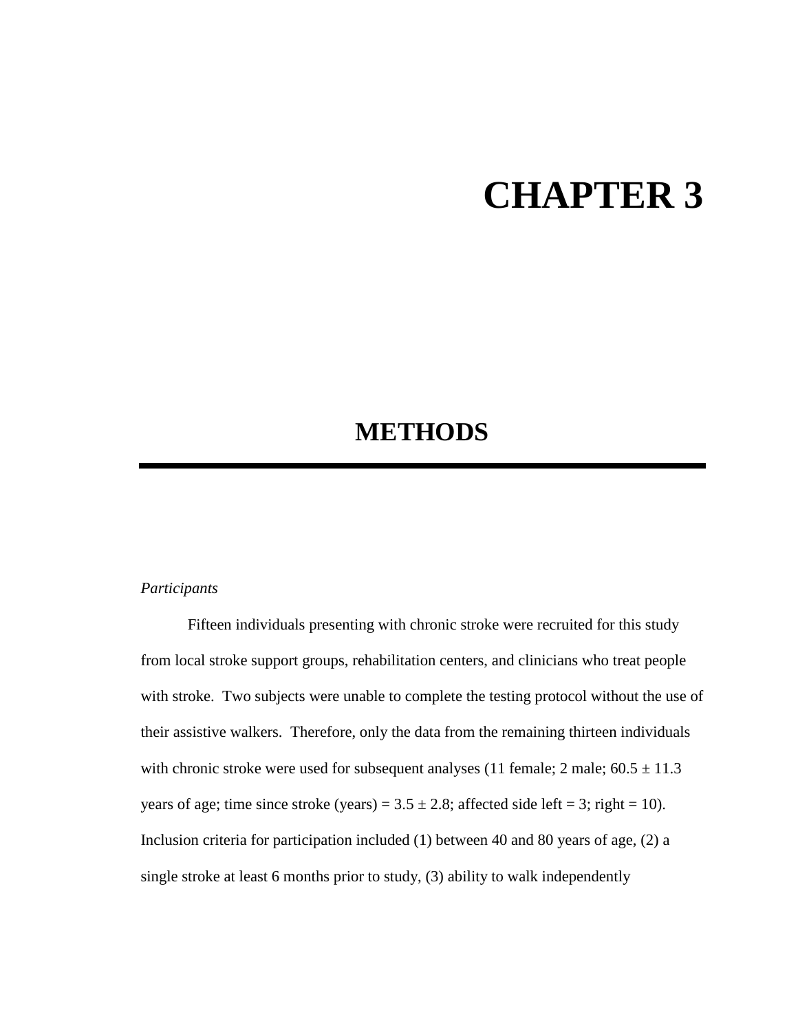# CHAPTER 3

# METHODS

*Participants*

Fifteen individuals presenting with chronic stroke were recruited for this study from local stroke support groups, rehabilitation centers, and clinicians who treat people with stroke. Two subjects were unable to complete the testing protocol without the use of their assistive walkers. Therefore, only the data from the remaining thirteen individuals with chronic stroke were used for subsequent analyses (11 female; 2 male; 60.5 ± 11.3 years of age; time since stroke (years) = 3.5 ± 2.8; affected side left = 3; right = 10). Inclusion criteria for participation included (1) between 40 and 80 years of age, (2) a single stroke at least 6 months prior to study, (3) ability to walk independently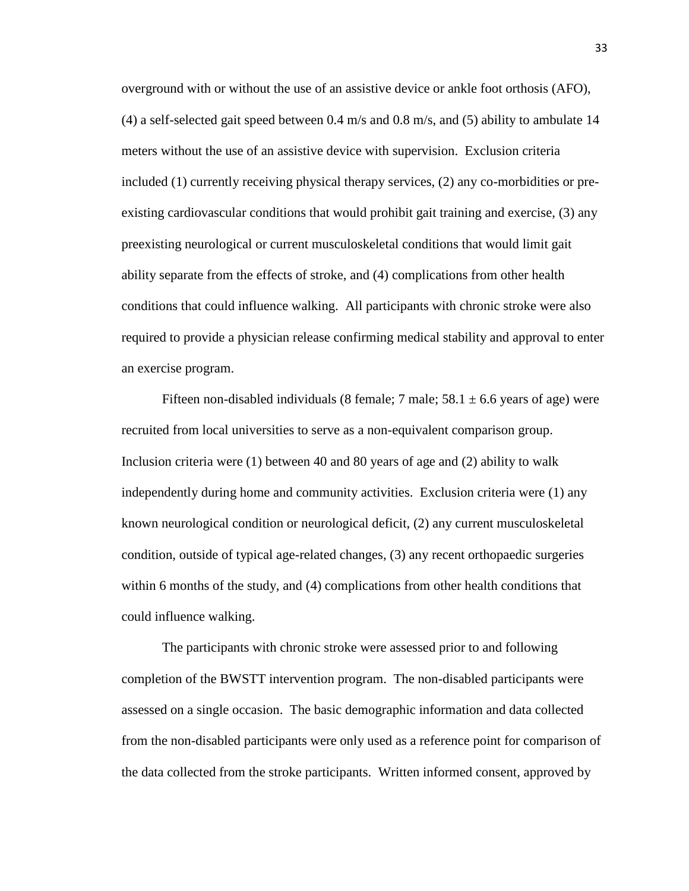overground with or without the use of an assistive device or ankle foot orthosis (AFO), (4) a self-selected gait speed between 0.4 m/s and 0.8 m/s, and (5) ability to ambulate 14 meters without the use of an assistive device with supervision. Exclusion criteria included (1) currently receiving physical therapy services, (2) any co-morbidities or pre-existing cardiovascular conditions that would prohibit gait training and exercise, (3) any preexisting neurological or current musculoskeletal conditions that would limit gait ability separate from the effects of stroke, and (4) complications from other health conditions that could influence walking. All participants with chronic stroke were also required to provide a physician release confirming medical stability and approval to enter an exercise program.

Fifteen non-disabled individuals (8 female; 7 male; $58.1 \pm 6.6$ years of age) were recruited from local universities to serve as a non-equivalent comparison group. Inclusion criteria were (1) between 40 and 80 years of age and (2) ability to walk independently during home and community activities. Exclusion criteria were (1) any known neurological condition or neurological deficit, (2) any current musculoskeletal condition, outside of typical age-related changes, (3) any recent orthopaedic surgeries within 6 months of the study, and (4) complications from other health conditions that could influence walking.

The participants with chronic stroke were assessed prior to and following completion of the BWSTT intervention program. The non-disabled participants were assessed on a single occasion. The basic demographic information and data collected from the non-disabled participants were only used as a reference point for comparison of the data collected from the stroke participants. Written informed consent, approved by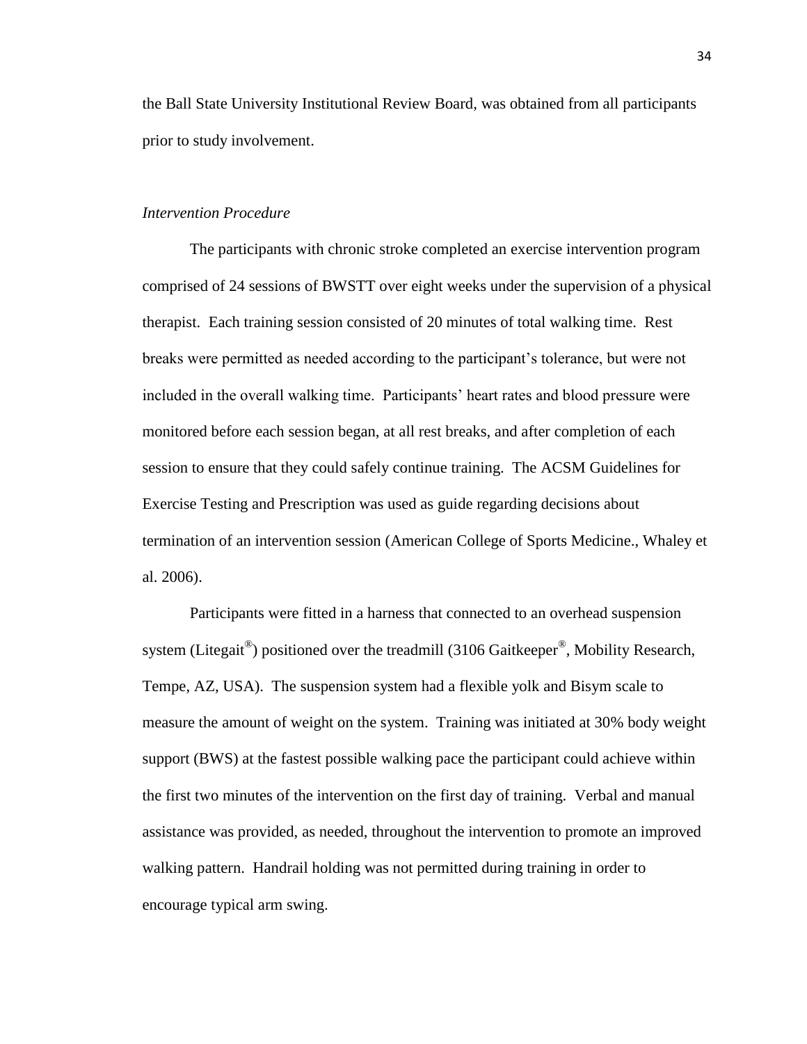the Ball State University Institutional Review Board, was obtained from all participants prior to study involvement.

*Intervention Procedure*

The participants with chronic stroke completed an exercise intervention program comprised of 24 sessions of BWSTT over eight weeks under the supervision of a physical therapist. Each training session consisted of 20 minutes of total walking time. Rest breaks were permitted as needed according to the participant's tolerance, but were not included in the overall walking time. Participants' heart rates and blood pressure were monitored before each session began, at all rest breaks, and after completion of each session to ensure that they could safely continue training. The ACSM Guidelines for Exercise Testing and Prescription was used as guide regarding decisions about termination of an intervention session (American College of Sports Medicine., Whaley et al. 2006).

Participants were fitted in a harness that connected to an overhead suspension system (Litegait®) positioned over the treadmill (3106 Gaitkeeper®, Mobility Research, Tempe, AZ, USA). The suspension system had a flexible yolk and Bisym scale to measure the amount of weight on the system. Training was initiated at 30% body weight support (BWS) at the fastest possible walking pace the participant could achieve within the first two minutes of the intervention on the first day of training. Verbal and manual assistance was provided, as needed, throughout the intervention to promote an improved walking pattern. Handrail holding was not permitted during training in order to encourage typical arm swing.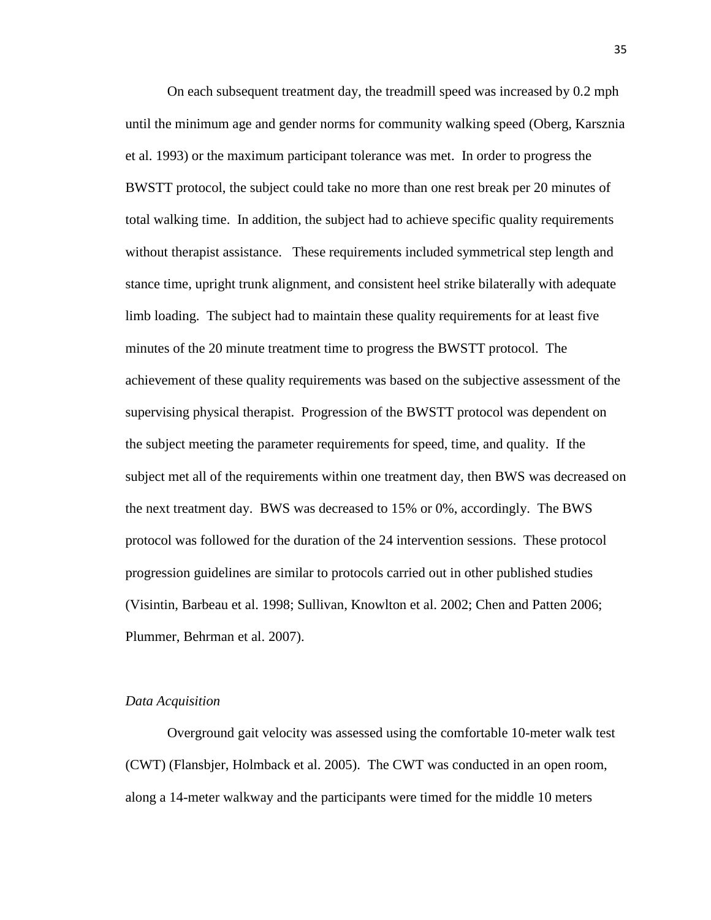On each subsequent treatment day, the treadmill speed was increased by 0.2 mph until the minimum age and gender norms for community walking speed (Oberg, Karsznia et al. 1993) or the maximum participant tolerance was met. In order to progress the BWSTT protocol, the subject could take no more than one rest break per 20 minutes of total walking time. In addition, the subject had to achieve specific quality requirements without therapist assistance. These requirements included symmetrical step length and stance time, upright trunk alignment, and consistent heel strike bilaterally with adequate limb loading. The subject had to maintain these quality requirements for at least five minutes of the 20 minute treatment time to progress the BWSTT protocol. The achievement of these quality requirements was based on the subjective assessment of the supervising physical therapist. Progression of the BWSTT protocol was dependent on the subject meeting the parameter requirements for speed, time, and quality. If the subject met all of the requirements within one treatment day, then BWS was decreased on the next treatment day. BWS was decreased to 15% or 0%, accordingly. The BWS protocol was followed for the duration of the 24 intervention sessions. These protocol progression guidelines are similar to protocols carried out in other published studies (Visintin, Barbeau et al. 1998; Sullivan, Knowlton et al. 2002; Chen and Patten 2006; Plummer, Behrman et al. 2007).

*Data Acquisition*

Overground gait velocity was assessed using the comfortable 10-meter walk test (CWT) (Flansbjer, Holmback et al. 2005). The CWT was conducted in an open room, along a 14-meter walkway and the participants were timed for the middle 10 meters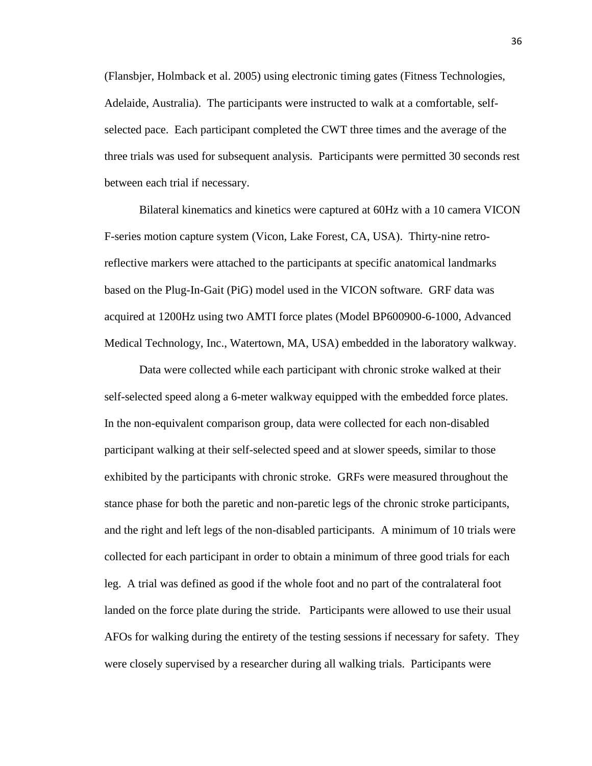(Flansbjer, Holmback et al. 2005) using electronic timing gates (Fitness Technologies, Adelaide, Australia). The participants were instructed to walk at a comfortable, self-selected pace. Each participant completed the CWT three times and the average of the three trials was used for subsequent analysis. Participants were permitted 30 seconds rest between each trial if necessary.

Bilateral kinematics and kinetics were captured at 60Hz with a 10 camera VICON F-series motion capture system (Vicon, Lake Forest, CA, USA). Thirty-nine retro-reflective markers were attached to the participants at specific anatomical landmarks based on the Plug-In-Gait (PiG) model used in the VICON software. GRF data was acquired at 1200Hz using two AMTI force plates (Model BP600900-6-1000, Advanced Medical Technology, Inc., Watertown, MA, USA) embedded in the laboratory walkway.

Data were collected while each participant with chronic stroke walked at their self-selected speed along a 6-meter walkway equipped with the embedded force plates. In the non-equivalent comparison group, data were collected for each non-disabled participant walking at their self-selected speed and at slower speeds, similar to those exhibited by the participants with chronic stroke. GRFs were measured throughout the stance phase for both the paretic and non-paretic legs of the chronic stroke participants, and the right and left legs of the non-disabled participants. A minimum of 10 trials were collected for each participant in order to obtain a minimum of three good trials for each leg. A trial was defined as good if the whole foot and no part of the contralateral foot landed on the force plate during the stride. Participants were allowed to use their usual AFOs for walking during the entirety of the testing sessions if necessary for safety. They were closely supervised by a researcher during all walking trials. Participants were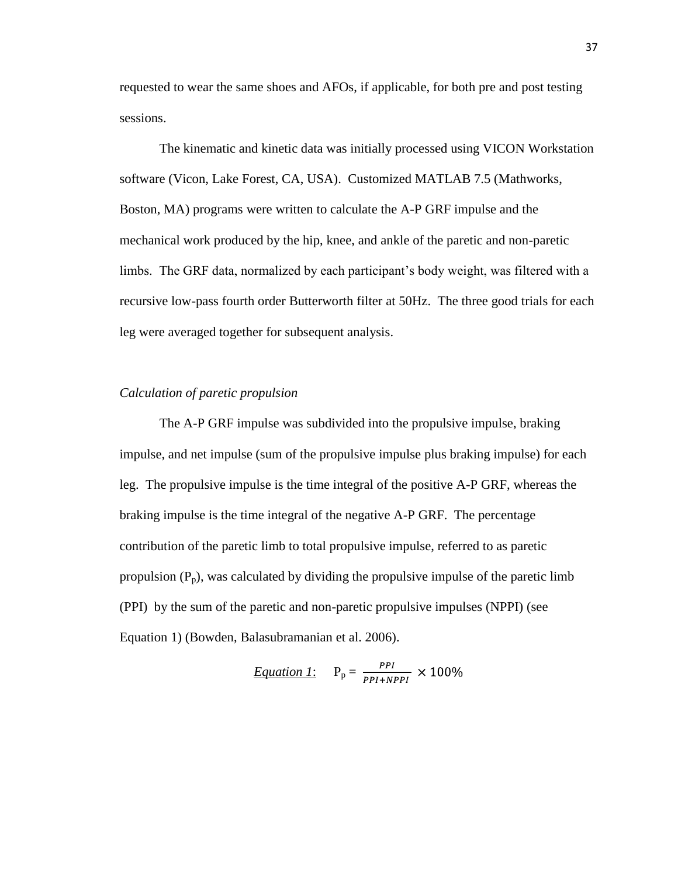requested to wear the same shoes and AFOs, if applicable, for both pre and post testing sessions.

The kinematic and kinetic data was initially processed using VICON Workstation software (Vicon, Lake Forest, CA, USA). Customized MATLAB 7.5 (Mathworks, Boston, MA) programs were written to calculate the A-P GRF impulse and the mechanical work produced by the hip, knee, and ankle of the paretic and non-paretic limbs. The GRF data, normalized by each participant's body weight, was filtered with a recursive low-pass fourth order Butterworth filter at 50Hz. The three good trials for each leg were averaged together for subsequent analysis.

*Calculation of paretic propulsion*

The A-P GRF impulse was subdivided into the propulsive impulse, braking impulse, and net impulse (sum of the propulsive impulse plus braking impulse) for each leg. The propulsive impulse is the time integral of the positive A-P GRF, whereas the braking impulse is the time integral of the negative A-P GRF. The percentage contribution of the paretic limb to total propulsive impulse, referred to as paretic propulsion ($P_p$), was calculated by dividing the propulsive impulse of the paretic limb (PPI) by the sum of the paretic and non-paretic propulsive impulses (NPPI) (see Equation 1) (Bowden, Balasubramanian et al. 2006).

*Equation 1*: $$P_p = \frac{PPI}{PPI + NPPI} \times 100\%$$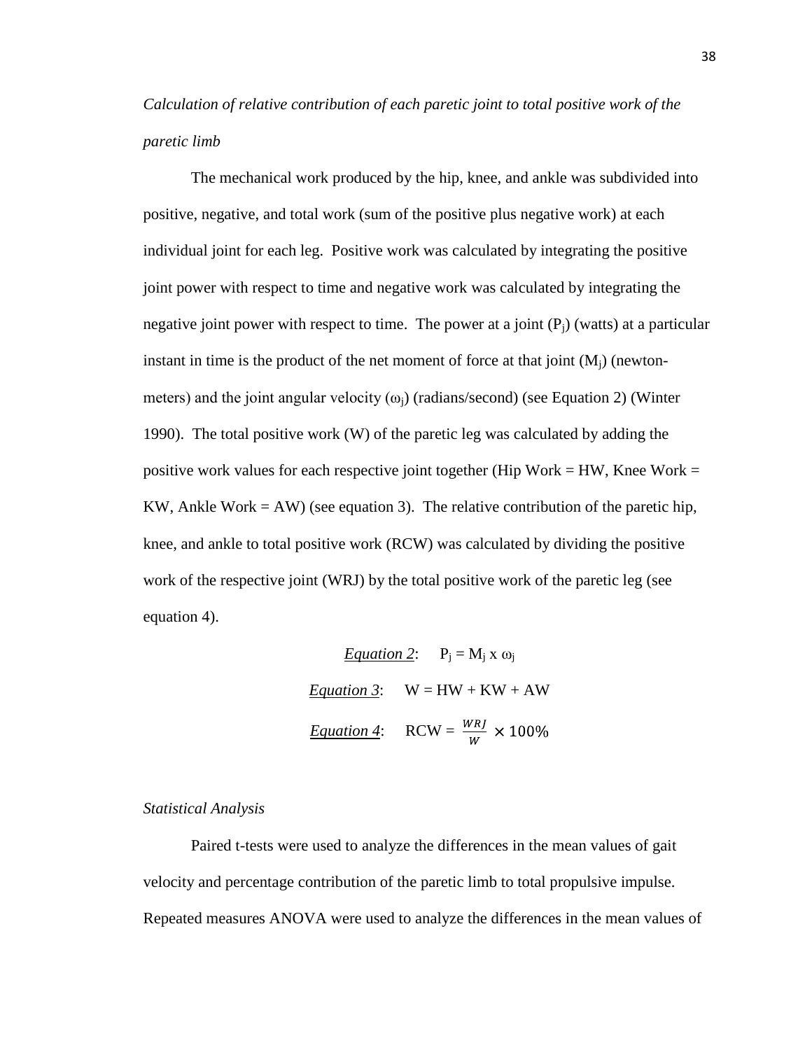*Calculation of relative contribution of each paretic joint to total positive work of the paretic limb*

The mechanical work produced by the hip, knee, and ankle was subdivided into positive, negative, and total work (sum of the positive plus negative work) at each individual joint for each leg. Positive work was calculated by integrating the positive joint power with respect to time and negative work was calculated by integrating the negative joint power with respect to time. The power at a joint ($P_j$) (watts) at a particular instant in time is the product of the net moment of force at that joint ($M_j$) (newton-meters) and the joint angular velocity ($\omega_j$) (radians/second) (see Equation 2) (Winter 1990). The total positive work (W) of the paretic leg was calculated by adding the positive work values for each respective joint together (Hip Work = HW, Knee Work = KW, Ankle Work = AW) (see equation 3). The relative contribution of the paretic hip, knee, and ankle to total positive work (RCW) was calculated by dividing the positive work of the respective joint (WRJ) by the total positive work of the paretic leg (see equation 4).

<u>*Equation 2*</u>: $$P_j = M_j \times \omega_j$$

<u>*Equation 3*</u>: $$W = HW + KW + AW$$

<u>*Equation 4*</u>: $$RCW = \frac{WRJ}{W} \times 100\%$$

*Statistical Analysis*

Paired t-tests were used to analyze the differences in the mean values of gait velocity and percentage contribution of the paretic limb to total propulsive impulse. Repeated measures ANOVA were used to analyze the differences in the mean values of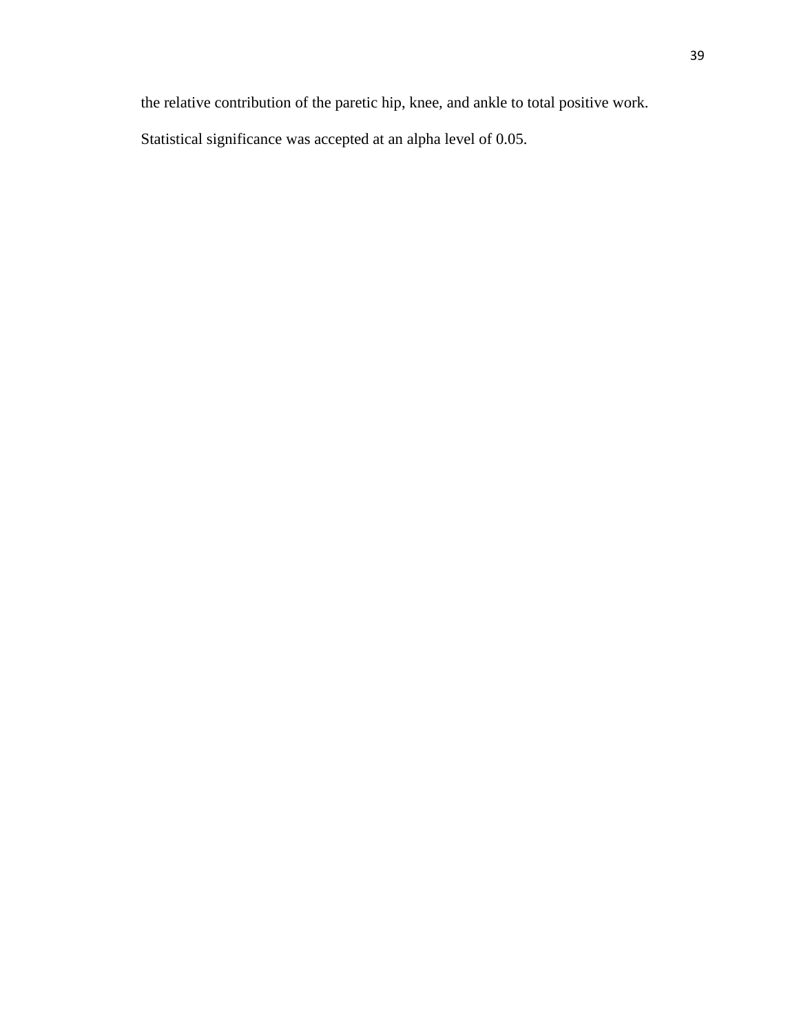the relative contribution of the paretic hip, knee, and ankle to total positive work. Statistical significance was accepted at an alpha level of 0.05.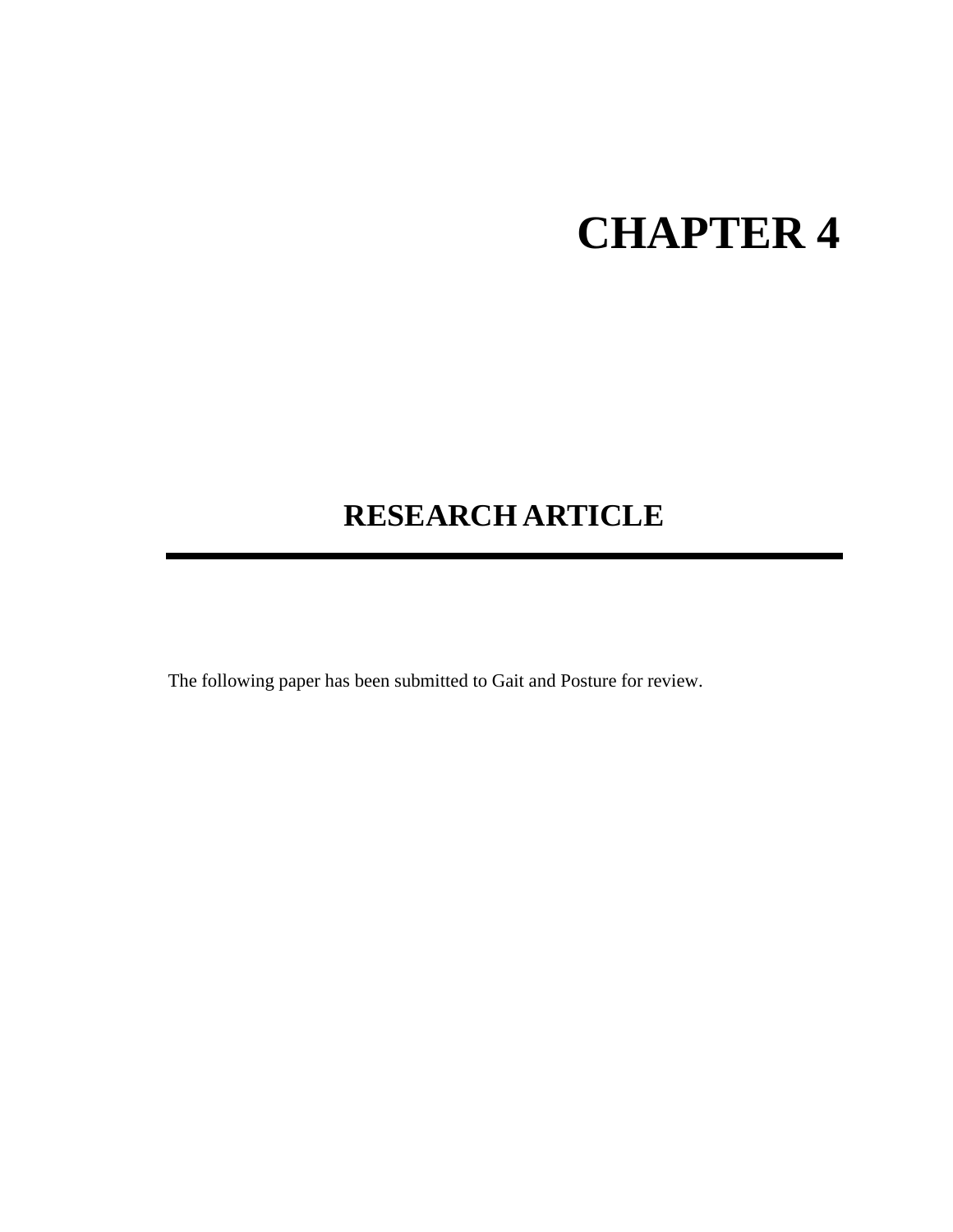# CHAPTER 4

## RESEARCH ARTICLE

---

The following paper has been submitted to Gait and Posture for review.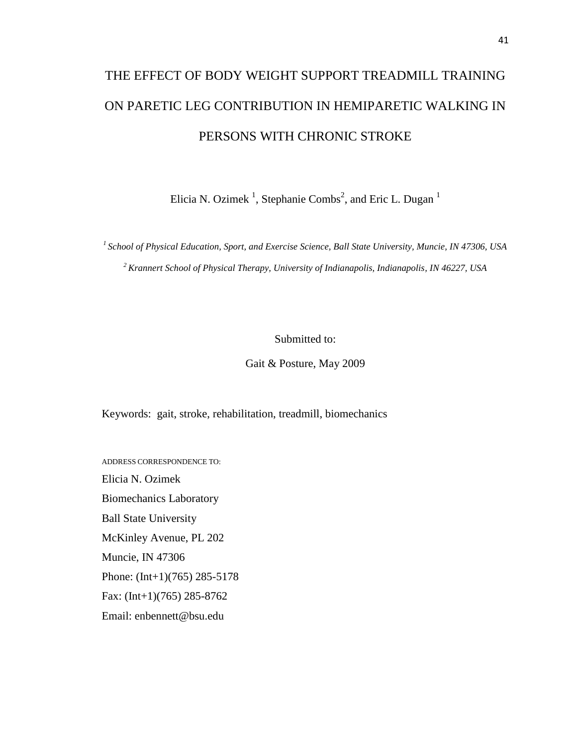# THE EFFECT OF BODY WEIGHT SUPPORT TREADMILL TRAINING ON PARETIC LEG CONTRIBUTION IN HEMIPARETIC WALKING IN PERSONS WITH CHRONIC STROKE

Elicia N. Ozimek [1], Stephanie Combs[2], and Eric L. Dugan [1]

[1] *School of Physical Education, Sport, and Exercise Science, Ball State University, Muncie, IN 47306, USA*

[2] *Krannert School of Physical Therapy, University of Indianapolis, Indianapolis, IN 46227, USA*

Submitted to:

Gait & Posture, May 2009

Keywords: gait, stroke, rehabilitation, treadmill, biomechanics

ADDRESS CORRESPONDENCE TO:

Elicia N. Ozimek
Biomechanics Laboratory
Ball State University
McKinley Avenue, PL 202
Muncie, IN 47306
Phone: (Int+1)(765) 285-5178
Fax: (Int+1)(765) 285-8762
Email: enbennett@bsu.edu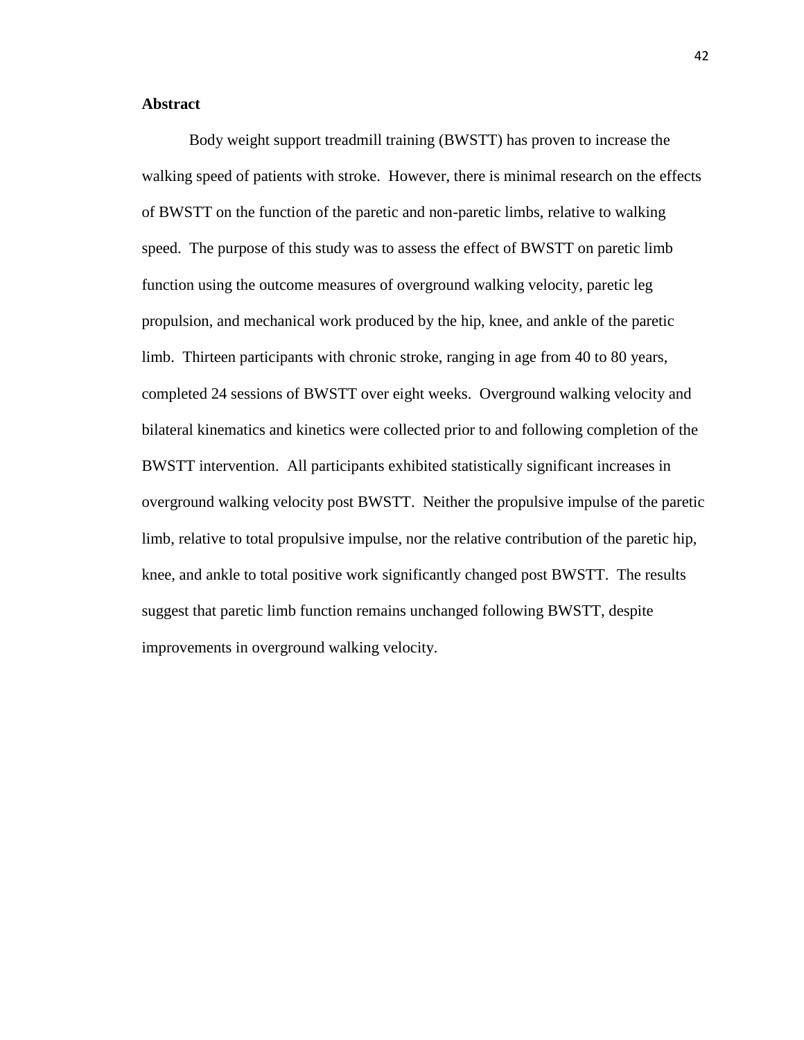## Abstract

Body weight support treadmill training (BWSTT) has proven to increase the walking speed of patients with stroke. However, there is minimal research on the effects of BWSTT on the function of the paretic and non-paretic limbs, relative to walking speed. The purpose of this study was to assess the effect of BWSTT on paretic limb function using the outcome measures of overground walking velocity, paretic leg propulsion, and mechanical work produced by the hip, knee, and ankle of the paretic limb. Thirteen participants with chronic stroke, ranging in age from 40 to 80 years, completed 24 sessions of BWSTT over eight weeks. Overground walking velocity and bilateral kinematics and kinetics were collected prior to and following completion of the BWSTT intervention. All participants exhibited statistically significant increases in overground walking velocity post BWSTT. Neither the propulsive impulse of the paretic limb, relative to total propulsive impulse, nor the relative contribution of the paretic hip, knee, and ankle to total positive work significantly changed post BWSTT. The results suggest that paretic limb function remains unchanged following BWSTT, despite improvements in overground walking velocity.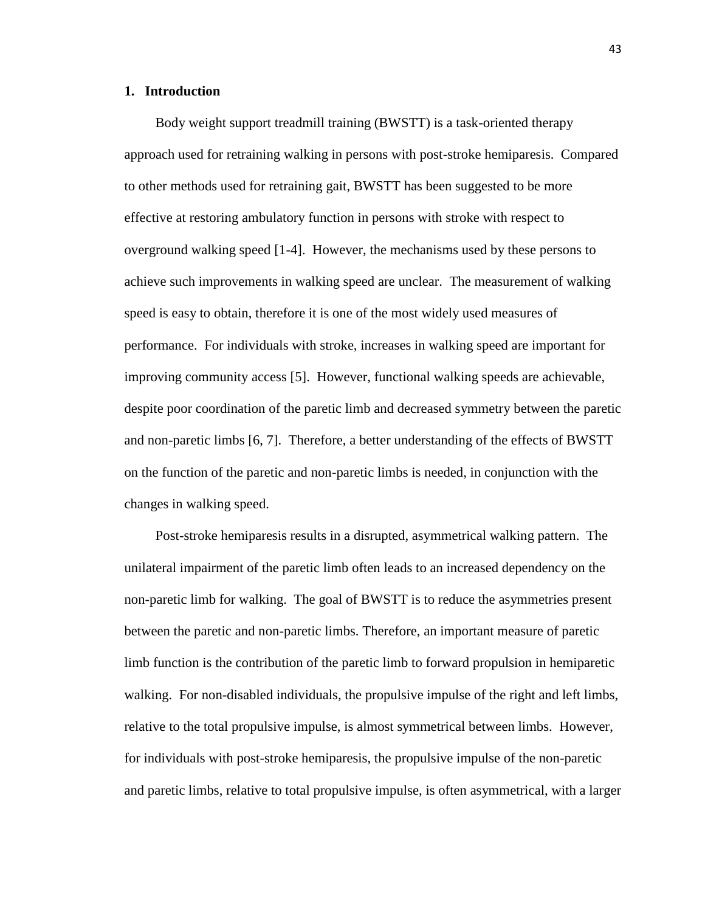## 1. Introduction

Body weight support treadmill training (BWSTT) is a task-oriented therapy approach used for retraining walking in persons with post-stroke hemiparesis. Compared to other methods used for retraining gait, BWSTT has been suggested to be more effective at restoring ambulatory function in persons with stroke with respect to overground walking speed [1-4]. However, the mechanisms used by these persons to achieve such improvements in walking speed are unclear. The measurement of walking speed is easy to obtain, therefore it is one of the most widely used measures of performance. For individuals with stroke, increases in walking speed are important for improving community access [5]. However, functional walking speeds are achievable, despite poor coordination of the paretic limb and decreased symmetry between the paretic and non-paretic limbs [6, 7]. Therefore, a better understanding of the effects of BWSTT on the function of the paretic and non-paretic limbs is needed, in conjunction with the changes in walking speed.

Post-stroke hemiparesis results in a disrupted, asymmetrical walking pattern. The unilateral impairment of the paretic limb often leads to an increased dependency on the non-paretic limb for walking. The goal of BWSTT is to reduce the asymmetries present between the paretic and non-paretic limbs. Therefore, an important measure of paretic limb function is the contribution of the paretic limb to forward propulsion in hemiparetic walking. For non-disabled individuals, the propulsive impulse of the right and left limbs, relative to the total propulsive impulse, is almost symmetrical between limbs. However, for individuals with post-stroke hemiparesis, the propulsive impulse of the non-paretic and paretic limbs, relative to total propulsive impulse, is often asymmetrical, with a larger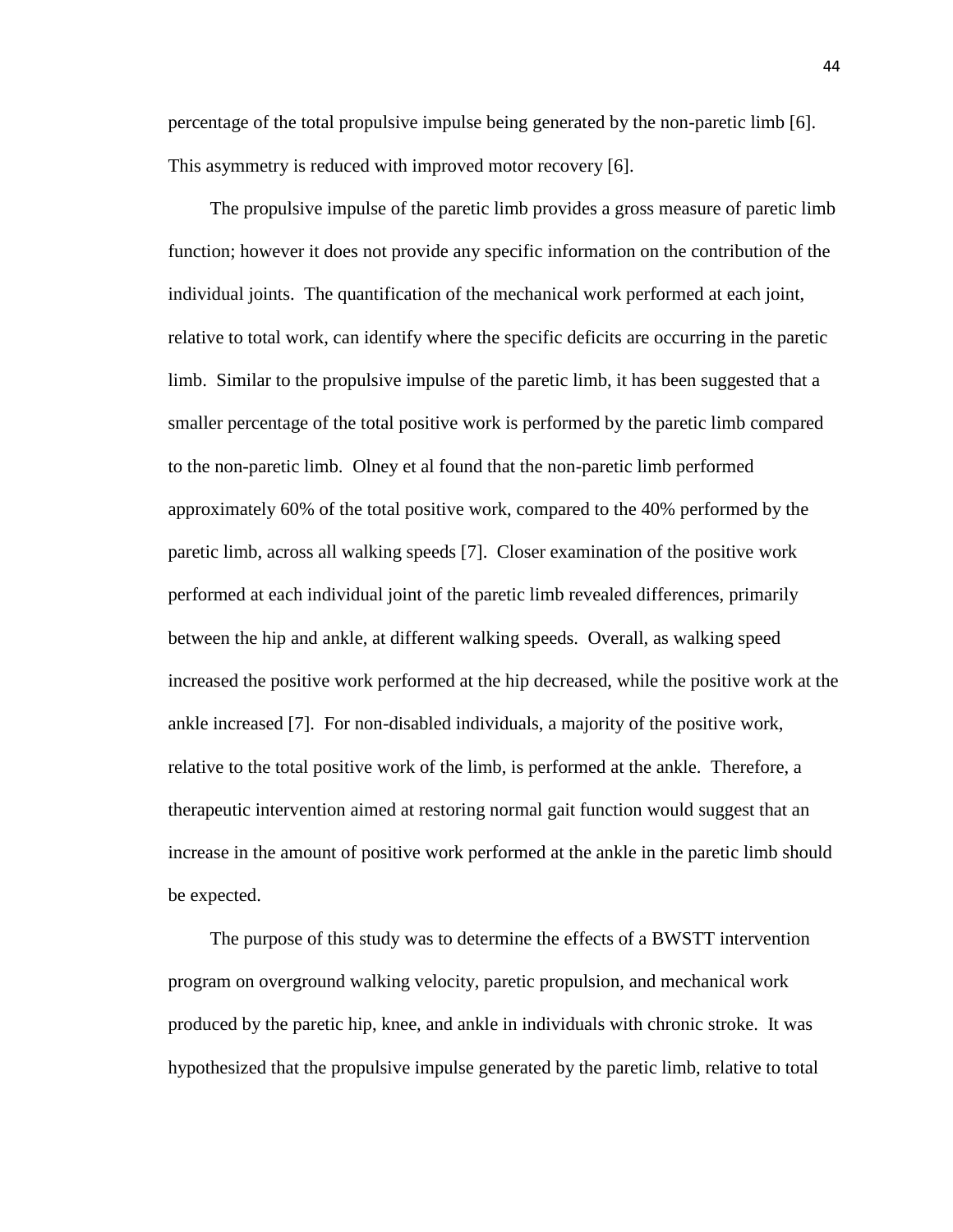percentage of the total propulsive impulse being generated by the non-paretic limb [6]. This asymmetry is reduced with improved motor recovery [6].

The propulsive impulse of the paretic limb provides a gross measure of paretic limb function; however it does not provide any specific information on the contribution of the individual joints. The quantification of the mechanical work performed at each joint, relative to total work, can identify where the specific deficits are occurring in the paretic limb. Similar to the propulsive impulse of the paretic limb, it has been suggested that a smaller percentage of the total positive work is performed by the paretic limb compared to the non-paretic limb. Olney et al found that the non-paretic limb performed approximately 60% of the total positive work, compared to the 40% performed by the paretic limb, across all walking speeds [7]. Closer examination of the positive work performed at each individual joint of the paretic limb revealed differences, primarily between the hip and ankle, at different walking speeds. Overall, as walking speed increased the positive work performed at the hip decreased, while the positive work at the ankle increased [7]. For non-disabled individuals, a majority of the positive work, relative to the total positive work of the limb, is performed at the ankle. Therefore, a therapeutic intervention aimed at restoring normal gait function would suggest that an increase in the amount of positive work performed at the ankle in the paretic limb should be expected.

The purpose of this study was to determine the effects of a BWSTT intervention program on overground walking velocity, paretic propulsion, and mechanical work produced by the paretic hip, knee, and ankle in individuals with chronic stroke. It was hypothesized that the propulsive impulse generated by the paretic limb, relative to total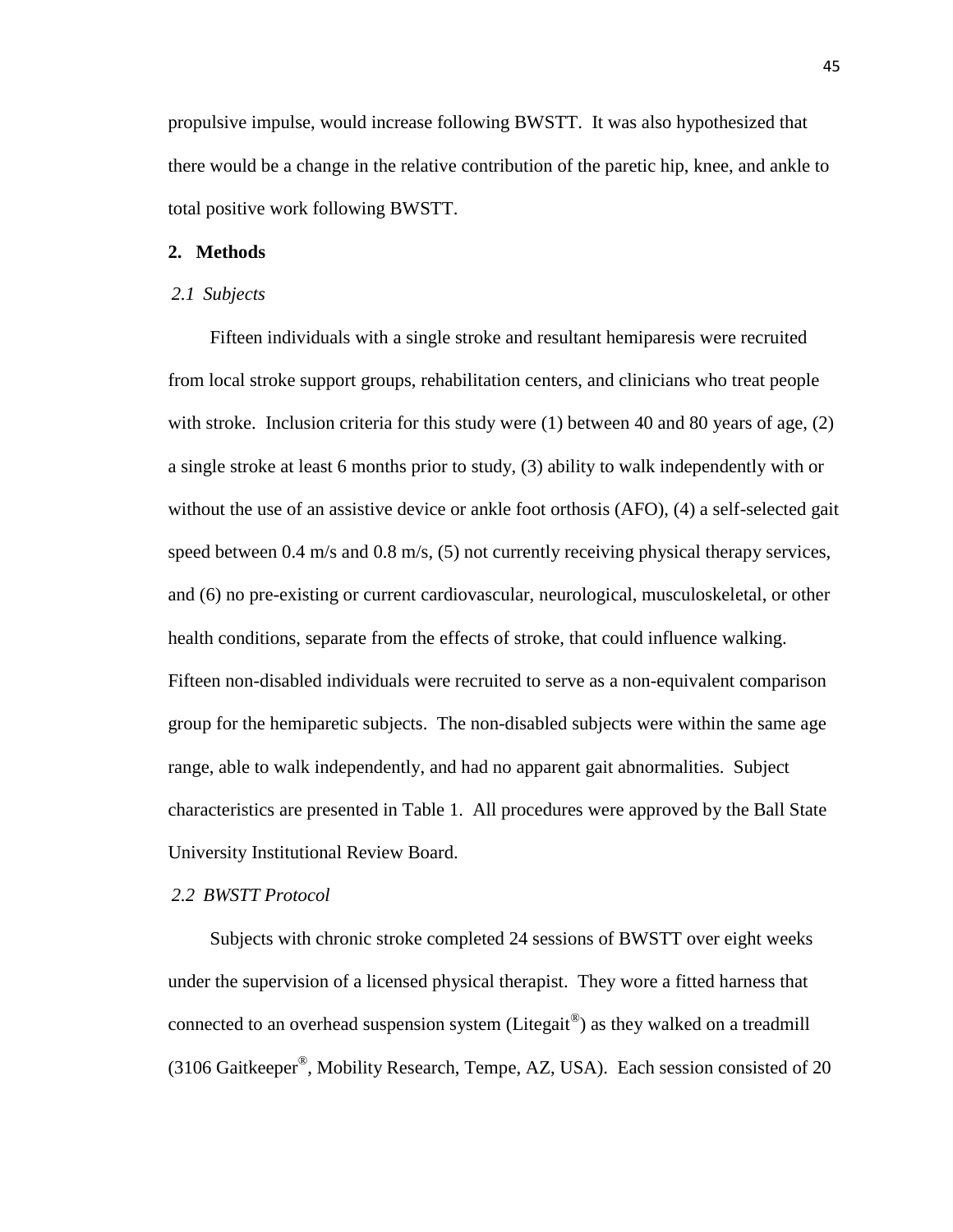propulsive impulse, would increase following BWSTT. It was also hypothesized that there would be a change in the relative contribution of the paretic hip, knee, and ankle to total positive work following BWSTT.

## 2. Methods

### *2.1 Subjects*

Fifteen individuals with a single stroke and resultant hemiparesis were recruited from local stroke support groups, rehabilitation centers, and clinicians who treat people with stroke. Inclusion criteria for this study were (1) between 40 and 80 years of age, (2) a single stroke at least 6 months prior to study, (3) ability to walk independently with or without the use of an assistive device or ankle foot orthosis (AFO), (4) a self-selected gait speed between 0.4 m/s and 0.8 m/s, (5) not currently receiving physical therapy services, and (6) no pre-existing or current cardiovascular, neurological, musculoskeletal, or other health conditions, separate from the effects of stroke, that could influence walking. Fifteen non-disabled individuals were recruited to serve as a non-equivalent comparison group for the hemiparetic subjects. The non-disabled subjects were within the same age range, able to walk independently, and had no apparent gait abnormalities. Subject characteristics are presented in Table 1. All procedures were approved by the Ball State University Institutional Review Board.

### *2.2 BWSTT Protocol*

Subjects with chronic stroke completed 24 sessions of BWSTT over eight weeks under the supervision of a licensed physical therapist. They wore a fitted harness that connected to an overhead suspension system (Litegait®) as they walked on a treadmill (3106 Gaitkeeper®, Mobility Research, Tempe, AZ, USA). Each session consisted of 20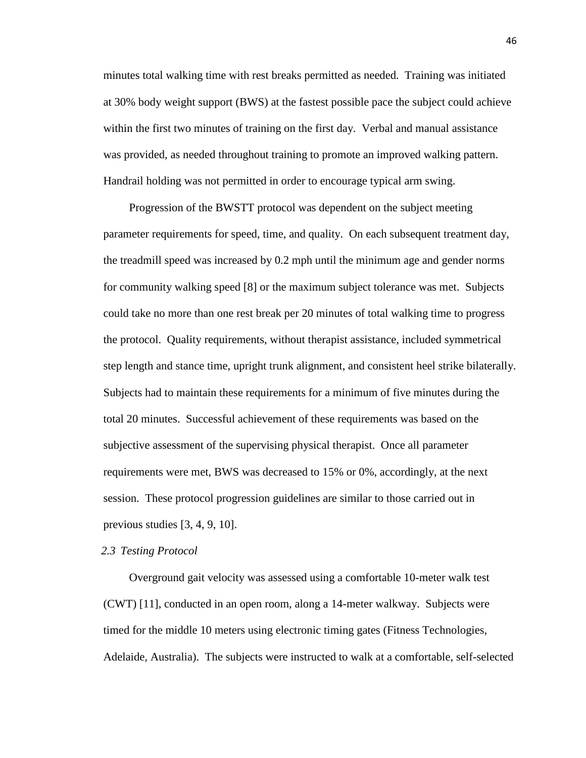minutes total walking time with rest breaks permitted as needed. Training was initiated at 30% body weight support (BWS) at the fastest possible pace the subject could achieve within the first two minutes of training on the first day. Verbal and manual assistance was provided, as needed throughout training to promote an improved walking pattern. Handrail holding was not permitted in order to encourage typical arm swing.

Progression of the BWSTT protocol was dependent on the subject meeting parameter requirements for speed, time, and quality. On each subsequent treatment day, the treadmill speed was increased by 0.2 mph until the minimum age and gender norms for community walking speed [8] or the maximum subject tolerance was met. Subjects could take no more than one rest break per 20 minutes of total walking time to progress the protocol. Quality requirements, without therapist assistance, included symmetrical step length and stance time, upright trunk alignment, and consistent heel strike bilaterally. Subjects had to maintain these requirements for a minimum of five minutes during the total 20 minutes. Successful achievement of these requirements was based on the subjective assessment of the supervising physical therapist. Once all parameter requirements were met, BWS was decreased to 15% or 0%, accordingly, at the next session. These protocol progression guidelines are similar to those carried out in previous studies [3, 4, 9, 10].

### *2.3 Testing Protocol*

Overground gait velocity was assessed using a comfortable 10-meter walk test (CWT) [11], conducted in an open room, along a 14-meter walkway. Subjects were timed for the middle 10 meters using electronic timing gates (Fitness Technologies, Adelaide, Australia). The subjects were instructed to walk at a comfortable, self-selected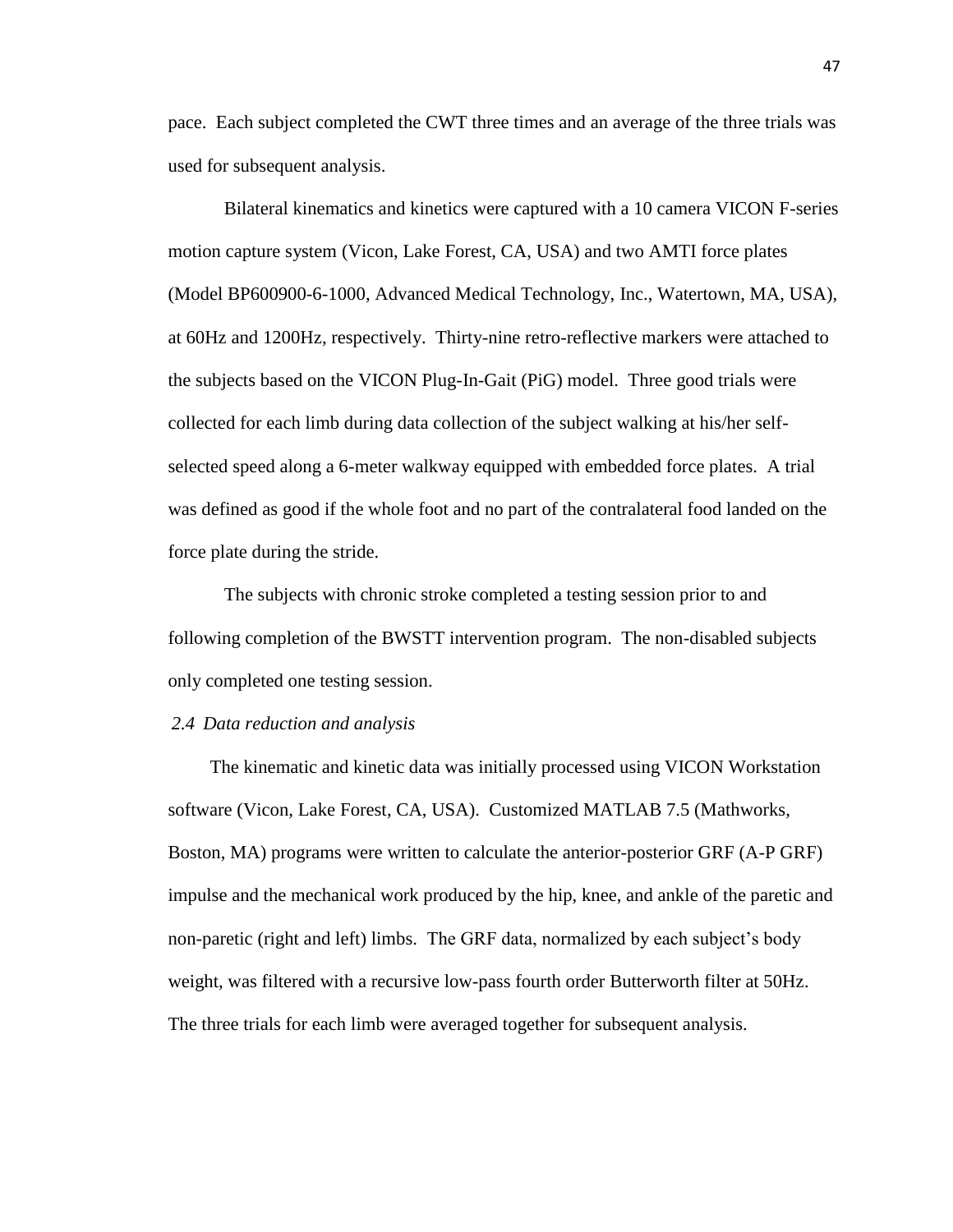pace. Each subject completed the CWT three times and an average of the three trials was used for subsequent analysis.

Bilateral kinematics and kinetics were captured with a 10 camera VICON F-series motion capture system (Vicon, Lake Forest, CA, USA) and two AMTI force plates (Model BP600900-6-1000, Advanced Medical Technology, Inc., Watertown, MA, USA), at 60Hz and 1200Hz, respectively. Thirty-nine retro-reflective markers were attached to the subjects based on the VICON Plug-In-Gait (PiG) model. Three good trials were collected for each limb during data collection of the subject walking at his/her self-selected speed along a 6-meter walkway equipped with embedded force plates. A trial was defined as good if the whole foot and no part of the contralateral food landed on the force plate during the stride.

The subjects with chronic stroke completed a testing session prior to and following completion of the BWSTT intervention program. The non-disabled subjects only completed one testing session.

### *2.4 Data reduction and analysis*

The kinematic and kinetic data was initially processed using VICON Workstation software (Vicon, Lake Forest, CA, USA). Customized MATLAB 7.5 (Mathworks, Boston, MA) programs were written to calculate the anterior-posterior GRF (A-P GRF) impulse and the mechanical work produced by the hip, knee, and ankle of the paretic and non-paretic (right and left) limbs. The GRF data, normalized by each subject's body weight, was filtered with a recursive low-pass fourth order Butterworth filter at 50Hz. The three trials for each limb were averaged together for subsequent analysis.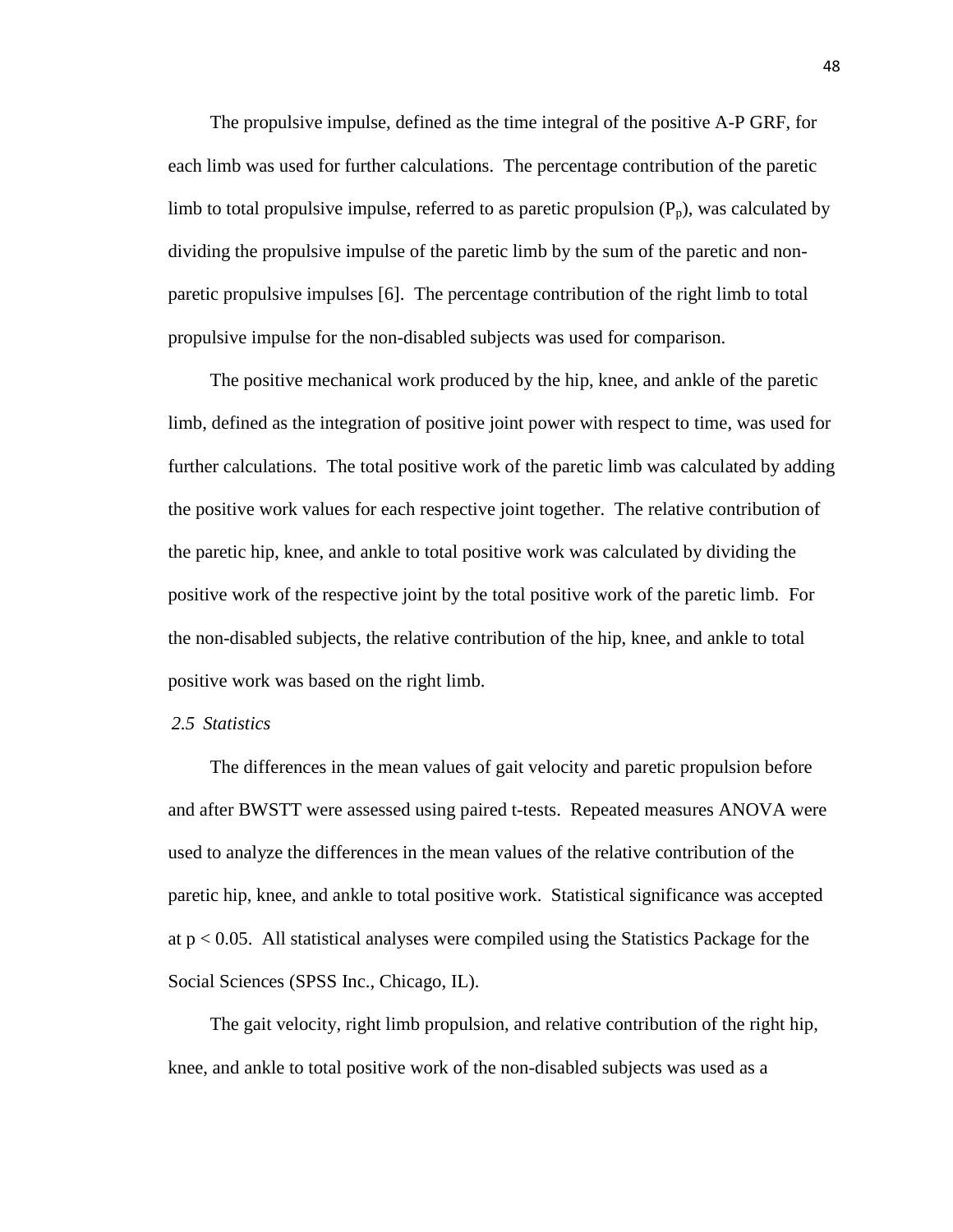The propulsive impulse, defined as the time integral of the positive A-P GRF, for each limb was used for further calculations. The percentage contribution of the paretic limb to total propulsive impulse, referred to as paretic propulsion ($P_p$), was calculated by dividing the propulsive impulse of the paretic limb by the sum of the paretic and non-paretic propulsive impulses [6]. The percentage contribution of the right limb to total propulsive impulse for the non-disabled subjects was used for comparison.

The positive mechanical work produced by the hip, knee, and ankle of the paretic limb, defined as the integration of positive joint power with respect to time, was used for further calculations. The total positive work of the paretic limb was calculated by adding the positive work values for each respective joint together. The relative contribution of the paretic hip, knee, and ankle to total positive work was calculated by dividing the positive work of the respective joint by the total positive work of the paretic limb. For the non-disabled subjects, the relative contribution of the hip, knee, and ankle to total positive work was based on the right limb.

### *2.5 Statistics*

The differences in the mean values of gait velocity and paretic propulsion before and after BWSTT were assessed using paired t-tests. Repeated measures ANOVA were used to analyze the differences in the mean values of the relative contribution of the paretic hip, knee, and ankle to total positive work. Statistical significance was accepted at $p < 0.05$. All statistical analyses were compiled using the Statistics Package for the Social Sciences (SPSS Inc., Chicago, IL).

The gait velocity, right limb propulsion, and relative contribution of the right hip, knee, and ankle to total positive work of the non-disabled subjects was used as a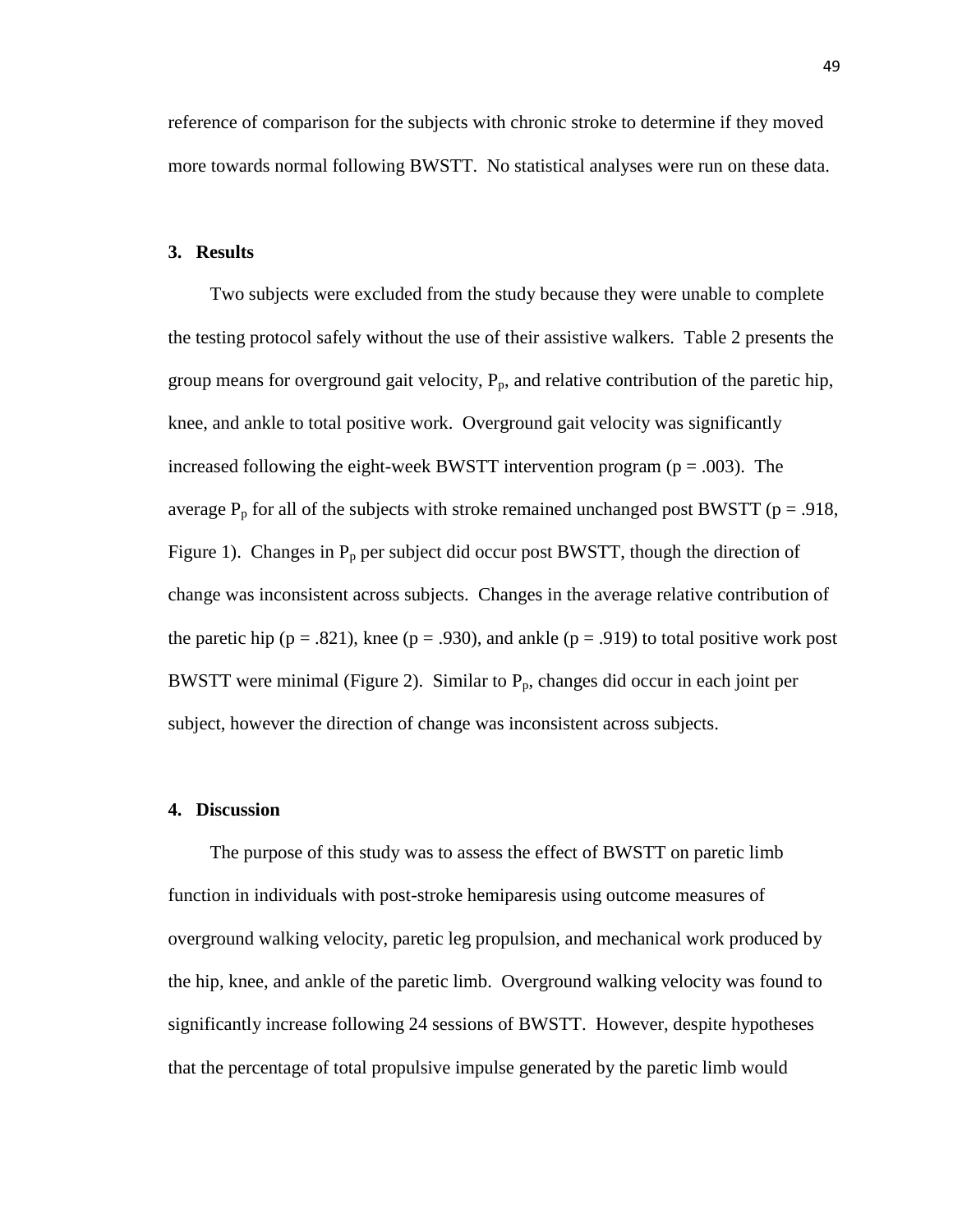reference of comparison for the subjects with chronic stroke to determine if they moved more towards normal following BWSTT. No statistical analyses were run on these data.

## 3. Results

Two subjects were excluded from the study because they were unable to complete the testing protocol safely without the use of their assistive walkers. Table 2 presents the group means for overground gait velocity, $P_p$, and relative contribution of the paretic hip, knee, and ankle to total positive work. Overground gait velocity was significantly increased following the eight-week BWSTT intervention program ($p = .003$). The average $P_p$ for all of the subjects with stroke remained unchanged post BWSTT ($p = .918$, Figure 1). Changes in $P_p$ per subject did occur post BWSTT, though the direction of change was inconsistent across subjects. Changes in the average relative contribution of the paretic hip ($p = .821$), knee ($p = .930$), and ankle ($p = .919$) to total positive work post BWSTT were minimal (Figure 2). Similar to $P_p$, changes did occur in each joint per subject, however the direction of change was inconsistent across subjects.

## 4. Discussion

The purpose of this study was to assess the effect of BWSTT on paretic limb function in individuals with post-stroke hemiparesis using outcome measures of overground walking velocity, paretic leg propulsion, and mechanical work produced by the hip, knee, and ankle of the paretic limb. Overground walking velocity was found to significantly increase following 24 sessions of BWSTT. However, despite hypotheses that the percentage of total propulsive impulse generated by the paretic limb would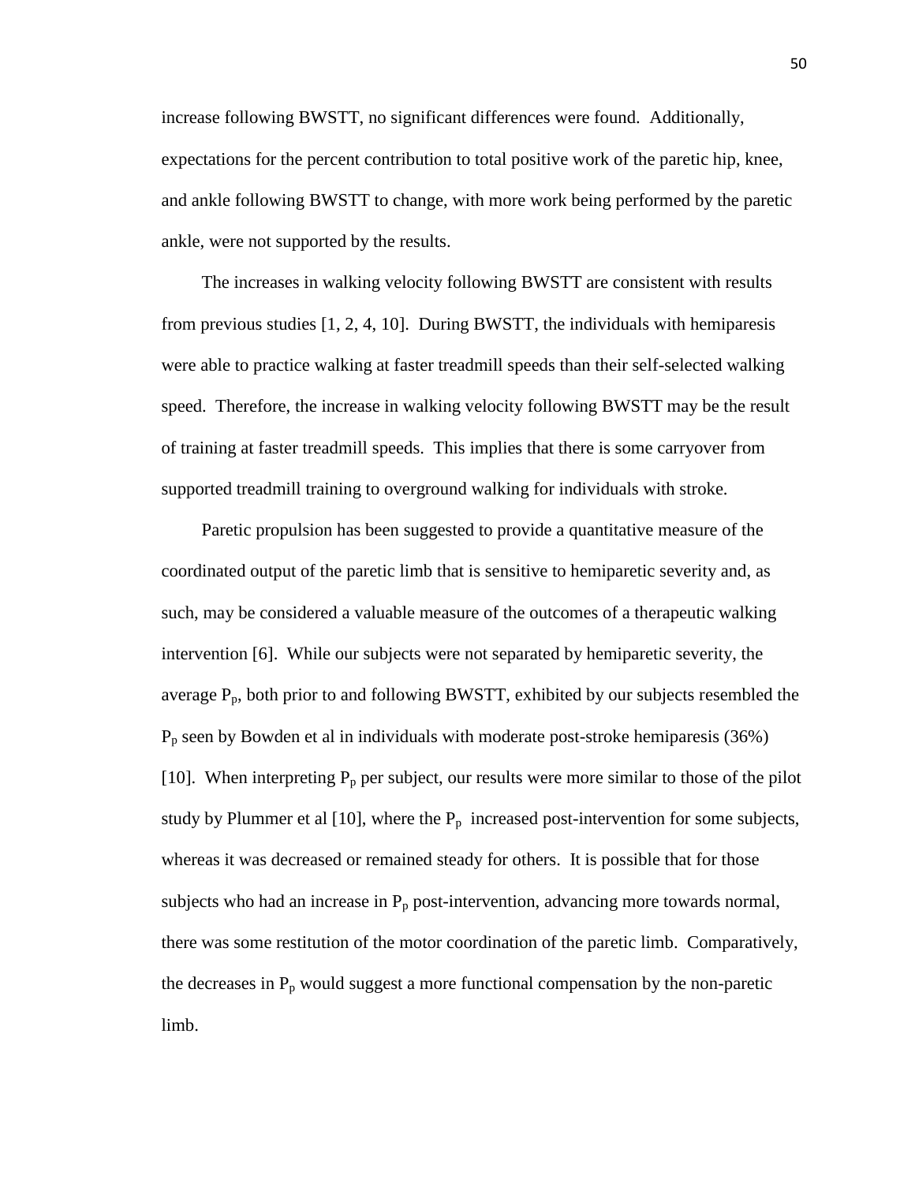increase following BWSTT, no significant differences were found. Additionally, expectations for the percent contribution to total positive work of the paretic hip, knee, and ankle following BWSTT to change, with more work being performed by the paretic ankle, were not supported by the results.

The increases in walking velocity following BWSTT are consistent with results from previous studies [1, 2, 4, 10]. During BWSTT, the individuals with hemiparesis were able to practice walking at faster treadmill speeds than their self-selected walking speed. Therefore, the increase in walking velocity following BWSTT may be the result of training at faster treadmill speeds. This implies that there is some carryover from supported treadmill training to overground walking for individuals with stroke.

Paretic propulsion has been suggested to provide a quantitative measure of the coordinated output of the paretic limb that is sensitive to hemiparetic severity and, as such, may be considered a valuable measure of the outcomes of a therapeutic walking intervention [6]. While our subjects were not separated by hemiparetic severity, the average $P_p$, both prior to and following BWSTT, exhibited by our subjects resembled the $P_p$ seen by Bowden et al in individuals with moderate post-stroke hemiparesis (36%) [10]. When interpreting $P_p$ per subject, our results were more similar to those of the pilot study by Plummer et al [10], where the $P_p$ increased post-intervention for some subjects, whereas it was decreased or remained steady for others. It is possible that for those subjects who had an increase in $P_p$ post-intervention, advancing more towards normal, there was some restitution of the motor coordination of the paretic limb. Comparatively, the decreases in $P_p$ would suggest a more functional compensation by the non-paretic limb.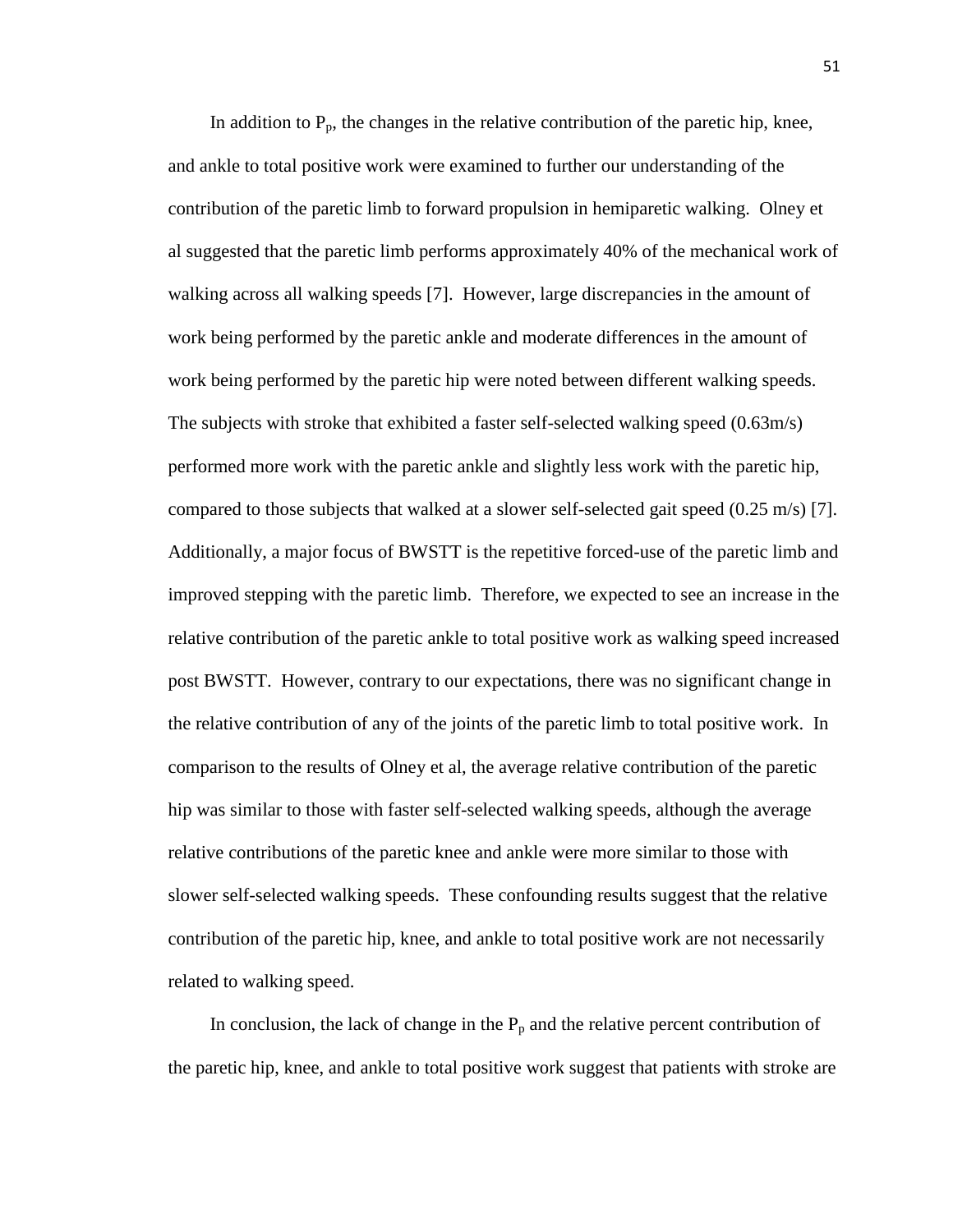In addition to $P_p$, the changes in the relative contribution of the paretic hip, knee, and ankle to total positive work were examined to further our understanding of the contribution of the paretic limb to forward propulsion in hemiparetic walking. Olney et al suggested that the paretic limb performs approximately 40% of the mechanical work of walking across all walking speeds [7]. However, large discrepancies in the amount of work being performed by the paretic ankle and moderate differences in the amount of work being performed by the paretic hip were noted between different walking speeds. The subjects with stroke that exhibited a faster self-selected walking speed (0.63m/s) performed more work with the paretic ankle and slightly less work with the paretic hip, compared to those subjects that walked at a slower self-selected gait speed (0.25 m/s) [7]. Additionally, a major focus of BWSTT is the repetitive forced-use of the paretic limb and improved stepping with the paretic limb. Therefore, we expected to see an increase in the relative contribution of the paretic ankle to total positive work as walking speed increased post BWSTT. However, contrary to our expectations, there was no significant change in the relative contribution of any of the joints of the paretic limb to total positive work. In comparison to the results of Olney et al, the average relative contribution of the paretic hip was similar to those with faster self-selected walking speeds, although the average relative contributions of the paretic knee and ankle were more similar to those with slower self-selected walking speeds. These confounding results suggest that the relative contribution of the paretic hip, knee, and ankle to total positive work are not necessarily related to walking speed.

In conclusion, the lack of change in the $P_p$ and the relative percent contribution of the paretic hip, knee, and ankle to total positive work suggest that patients with stroke are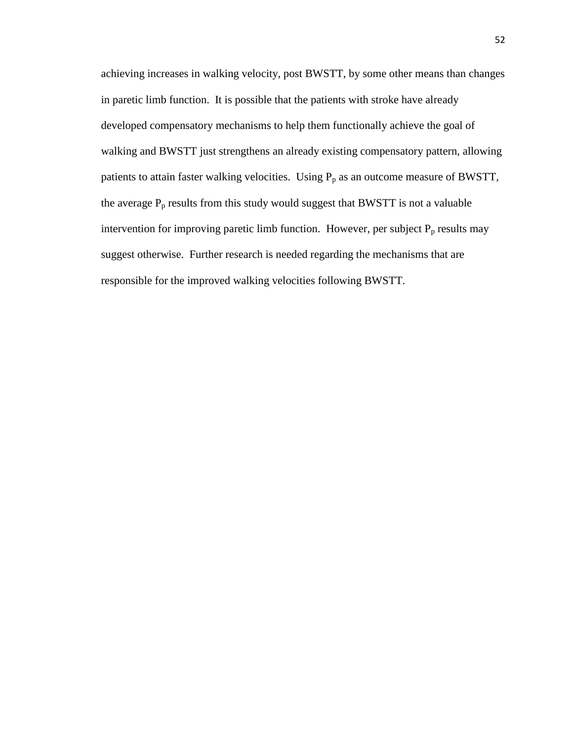achieving increases in walking velocity, post BWSTT, by some other means than changes in paretic limb function. It is possible that the patients with stroke have already developed compensatory mechanisms to help them functionally achieve the goal of walking and BWSTT just strengthens an already existing compensatory pattern, allowing patients to attain faster walking velocities. Using $P_p$ as an outcome measure of BWSTT, the average $P_p$ results from this study would suggest that BWSTT is not a valuable intervention for improving paretic limb function. However, per subject $P_p$ results may suggest otherwise. Further research is needed regarding the mechanisms that are responsible for the improved walking velocities following BWSTT.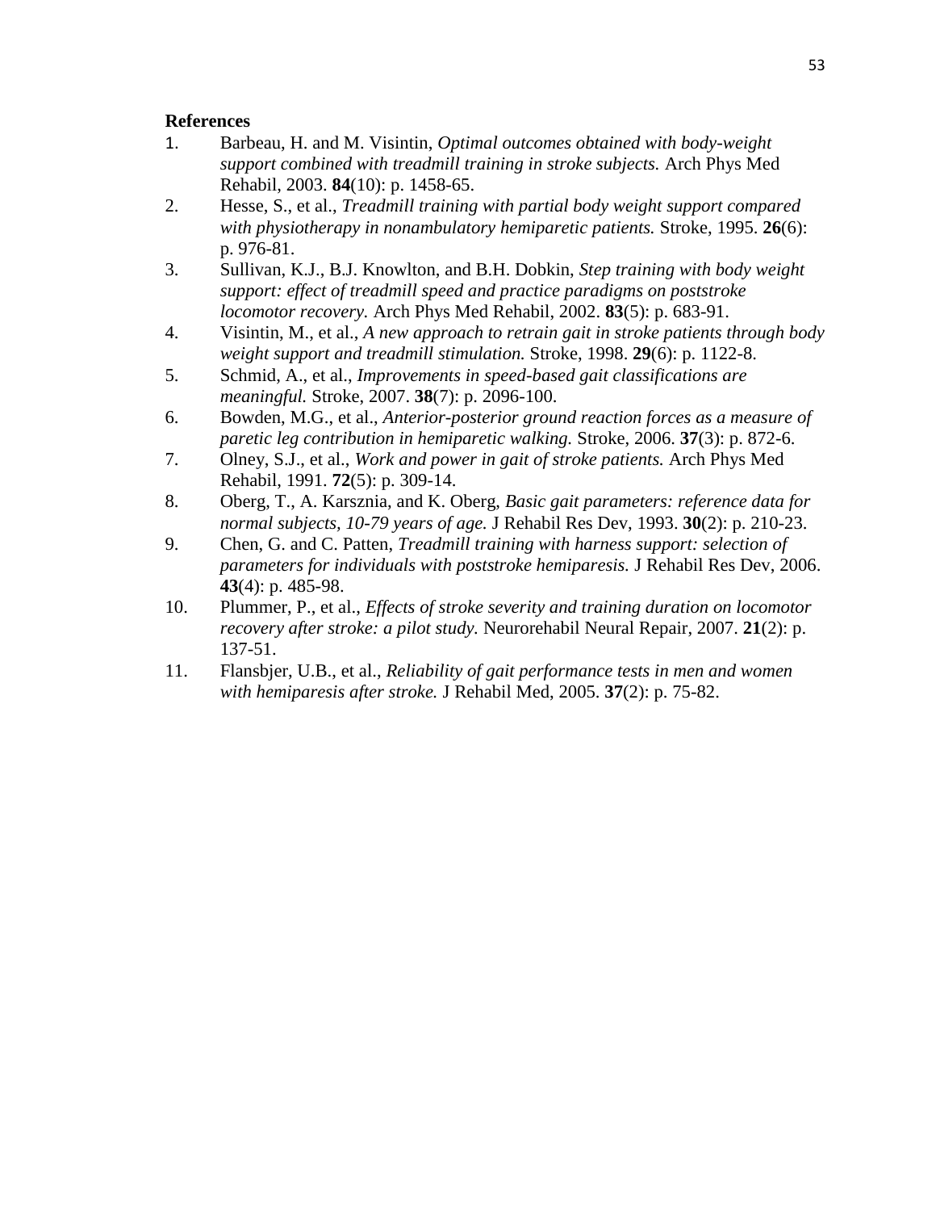**References**

1. Barbeau, H. and M. Visintin, *Optimal outcomes obtained with body-weight support combined with treadmill training in stroke subjects.* Arch Phys Med Rehabil, 2003. **84**(10): p. 1458-65.
2. Hesse, S., et al., *Treadmill training with partial body weight support compared with physiotherapy in nonambulatory hemiparetic patients.* Stroke, 1995. **26**(6): p. 976-81.
3. Sullivan, K.J., B.J. Knowlton, and B.H. Dobkin, *Step training with body weight support: effect of treadmill speed and practice paradigms on poststroke locomotor recovery.* Arch Phys Med Rehabil, 2002. **83**(5): p. 683-91.
4. Visintin, M., et al., *A new approach to retrain gait in stroke patients through body weight support and treadmill stimulation.* Stroke, 1998. **29**(6): p. 1122-8.
5. Schmid, A., et al., *Improvements in speed-based gait classifications are meaningful.* Stroke, 2007. **38**(7): p. 2096-100.
6. Bowden, M.G., et al., *Anterior-posterior ground reaction forces as a measure of paretic leg contribution in hemiparetic walking.* Stroke, 2006. **37**(3): p. 872-6.
7. Olney, S.J., et al., *Work and power in gait of stroke patients.* Arch Phys Med Rehabil, 1991. **72**(5): p. 309-14.
8. Oberg, T., A. Karsznia, and K. Oberg, *Basic gait parameters: reference data for normal subjects, 10-79 years of age.* J Rehabil Res Dev, 1993. **30**(2): p. 210-23.
9. Chen, G. and C. Patten, *Treadmill training with harness support: selection of parameters for individuals with poststroke hemiparesis.* J Rehabil Res Dev, 2006. **43**(4): p. 485-98.
10. Plummer, P., et al., *Effects of stroke severity and training duration on locomotor recovery after stroke: a pilot study.* Neurorehabil Neural Repair, 2007. **21**(2): p. 137-51.
11. Flansbjer, U.B., et al., *Reliability of gait performance tests in men and women with hemiparesis after stroke.* J Rehabil Med, 2005. **37**(2): p. 75-82.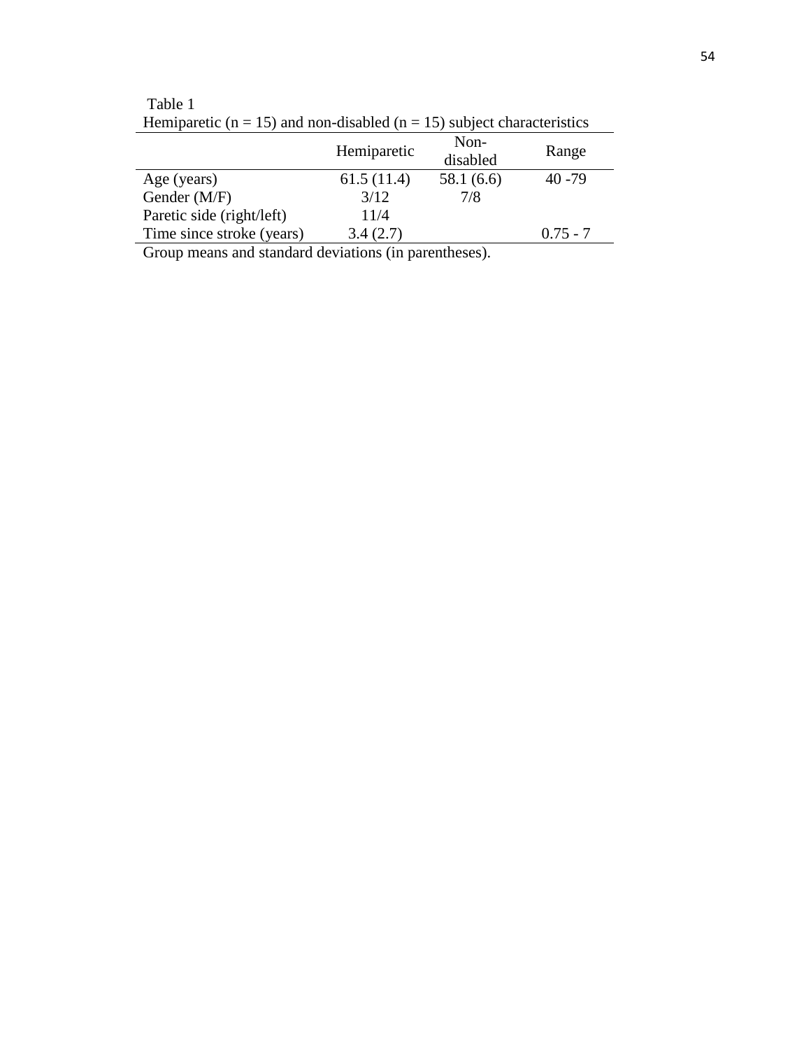Table 1

Hemiparetic (n = 15) and non-disabled (n = 15) subject characteristics

| | Hemiparetic | Non-disabled | Range |
|---|---|---|---|
| Age (years) | 61.5 (11.4) | 58.1 (6.6) | 40 -79 |
| Gender (M/F) | 3/12 | 7/8 | |
| Paretic side (right/left) | 11/4 | | |
| Time since stroke (years) | 3.4 (2.7) | | 0.75 - 7 |

Group means and standard deviations (in parentheses).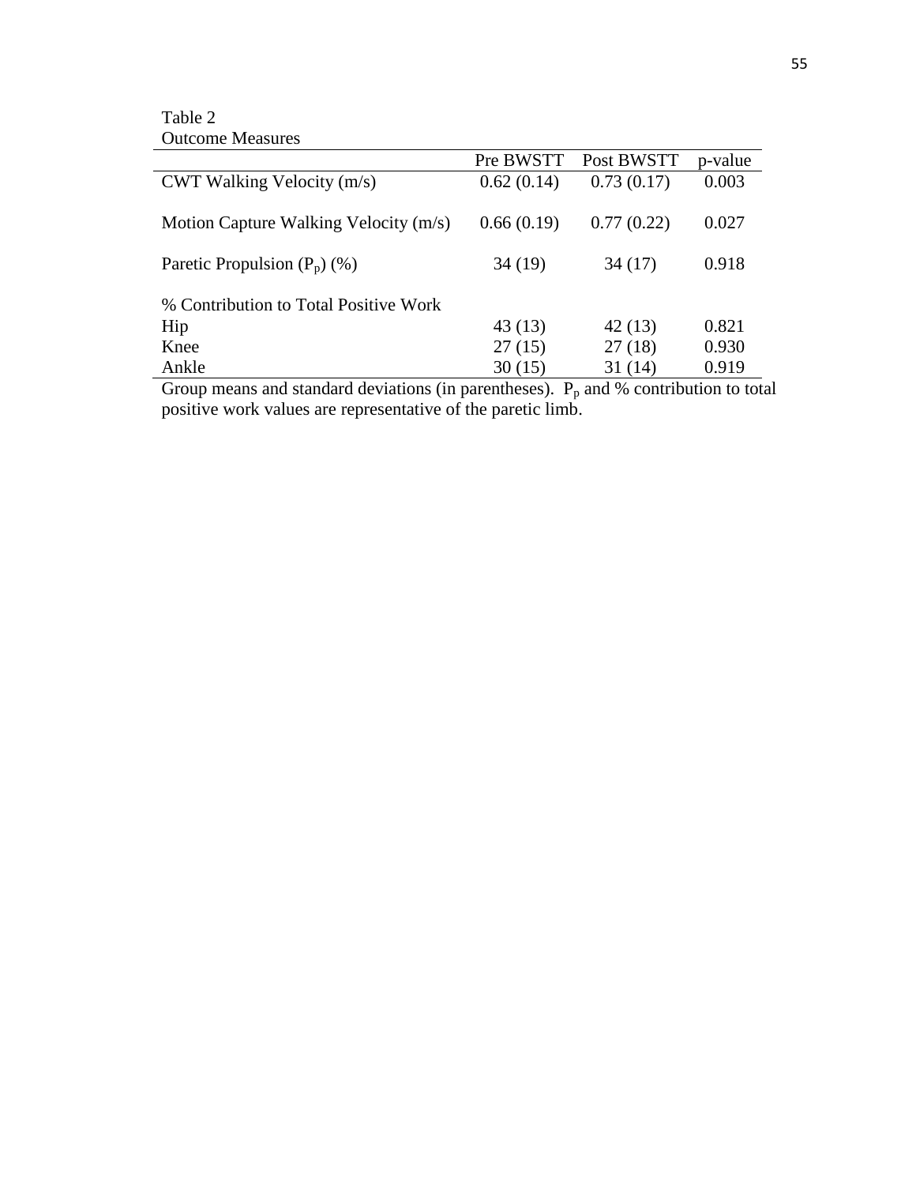Table 2
Outcome Measures

| | Pre BWSTT | Post BWSTT | p-value |
|---|---|---|---|
| CWT Walking Velocity (m/s) | 0.62 (0.14) | 0.73 (0.17) | 0.003 |
| Motion Capture Walking Velocity (m/s) | 0.66 (0.19) | 0.77 (0.22) | 0.027 |
| Paretic Propulsion ($P_p$) (%) | 34 (19) | 34 (17) | 0.918 |
| % Contribution to Total Positive Work | | | |
| Hip | 43 (13) | 42 (13) | 0.821 |
| Knee | 27 (15) | 27 (18) | 0.930 |
| Ankle | 30 (15) | 31 (14) | 0.919 |

Group means and standard deviations (in parentheses). $P_p$ and % contribution to total positive work values are representative of the paretic limb.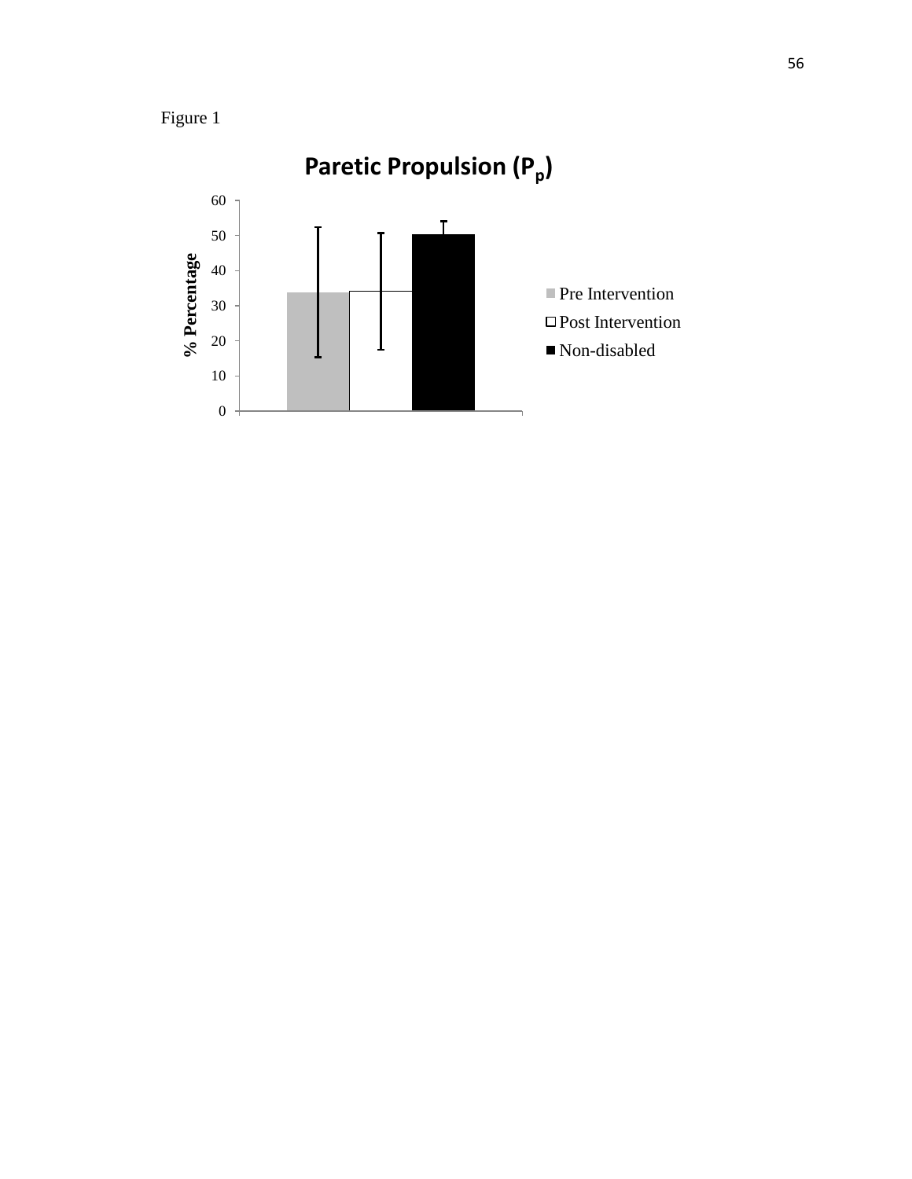Figure 1

**Paretic Propulsion ($P_p$)**

% Percentage

60
50
40
30
20
10
0

Pre Intervention
Post Intervention
Non-disabled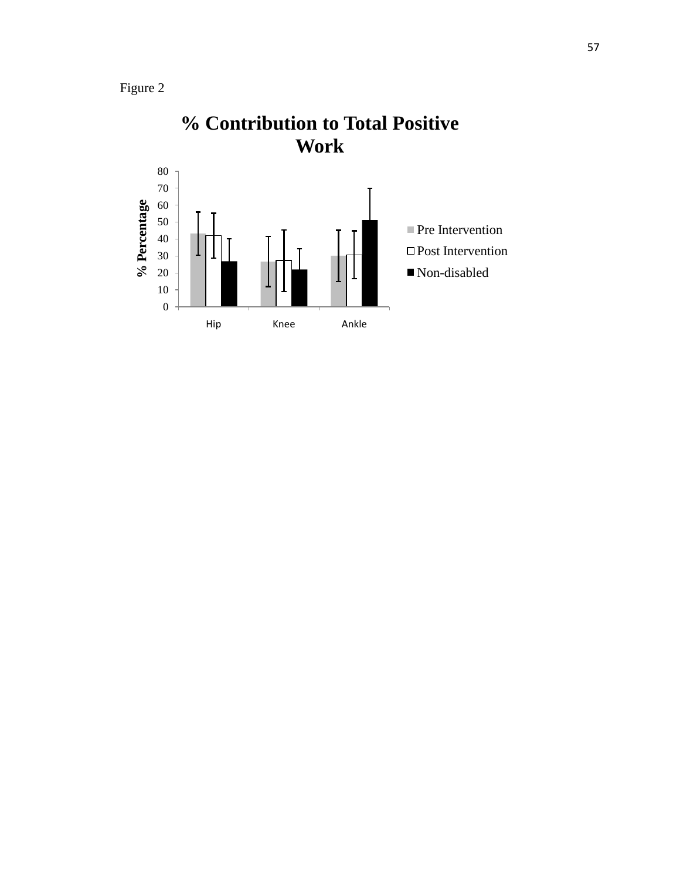Figure 2

**% Contribution to Total Positive Work**

% Percentage

Pre Intervention
Post Intervention
Non-disabled

Hip Knee Ankle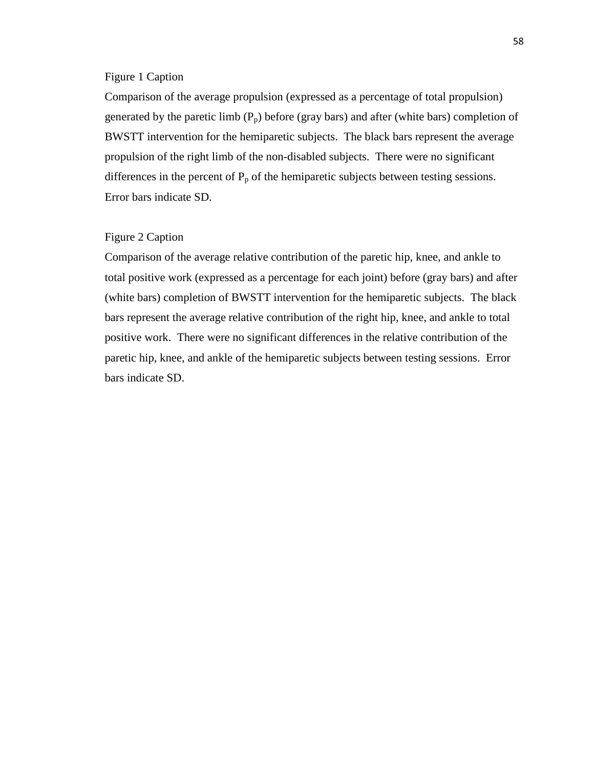Figure 1 Caption

Comparison of the average propulsion (expressed as a percentage of total propulsion) generated by the paretic limb ($P_p$) before (gray bars) and after (white bars) completion of BWSTT intervention for the hemiparetic subjects. The black bars represent the average propulsion of the right limb of the non-disabled subjects. There were no significant differences in the percent of $P_p$ of the hemiparetic subjects between testing sessions. Error bars indicate SD.

Figure 2 Caption

Comparison of the average relative contribution of the paretic hip, knee, and ankle to total positive work (expressed as a percentage for each joint) before (gray bars) and after (white bars) completion of BWSTT intervention for the hemiparetic subjects. The black bars represent the average relative contribution of the right hip, knee, and ankle to total positive work. There were no significant differences in the relative contribution of the paretic hip, knee, and ankle of the hemiparetic subjects between testing sessions. Error bars indicate SD.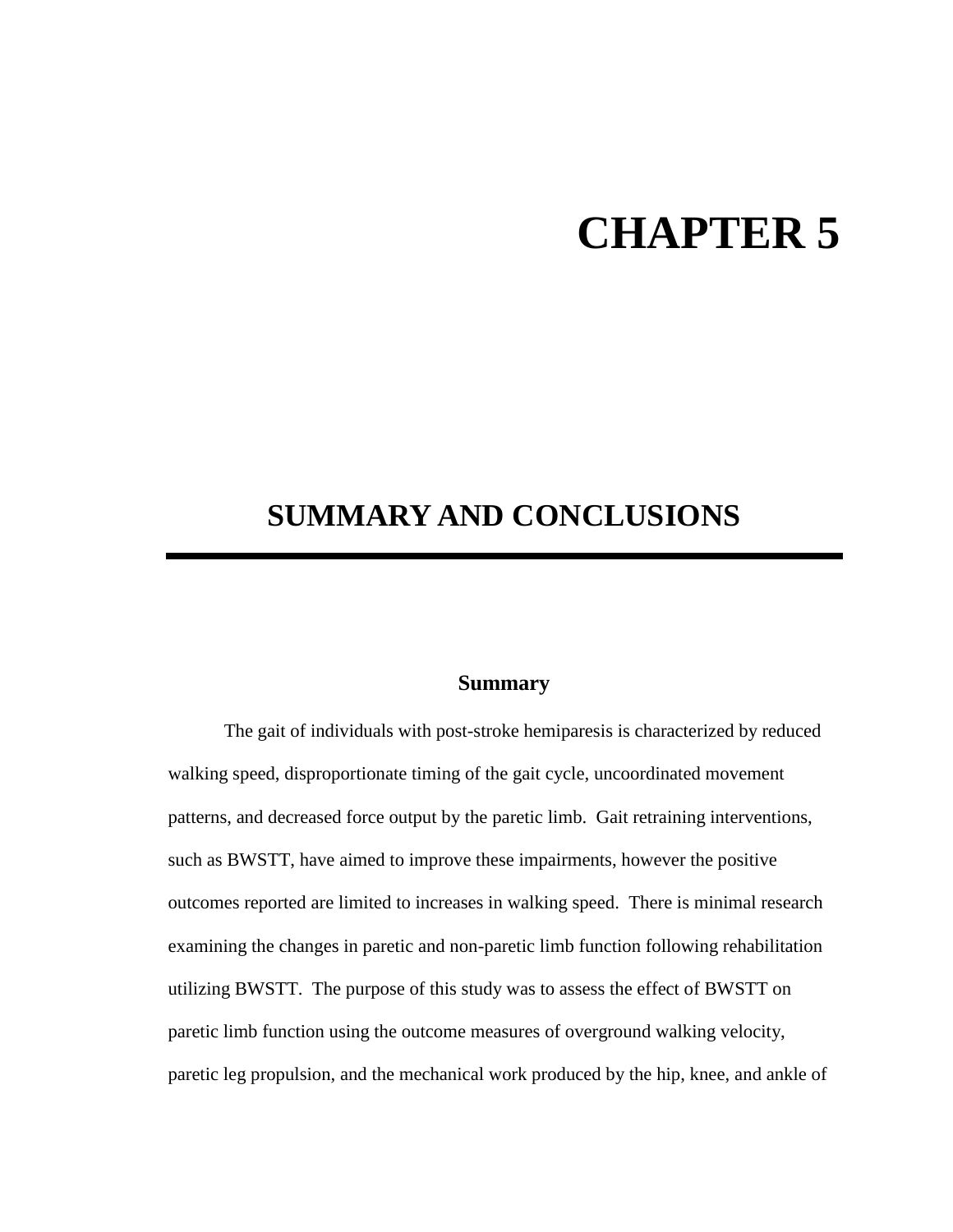# CHAPTER 5

# SUMMARY AND CONCLUSIONS

## Summary

The gait of individuals with post-stroke hemiparesis is characterized by reduced walking speed, disproportionate timing of the gait cycle, uncoordinated movement patterns, and decreased force output by the paretic limb. Gait retraining interventions, such as BWSTT, have aimed to improve these impairments, however the positive outcomes reported are limited to increases in walking speed. There is minimal research examining the changes in paretic and non-paretic limb function following rehabilitation utilizing BWSTT. The purpose of this study was to assess the effect of BWSTT on paretic limb function using the outcome measures of overground walking velocity, paretic leg propulsion, and the mechanical work produced by the hip, knee, and ankle of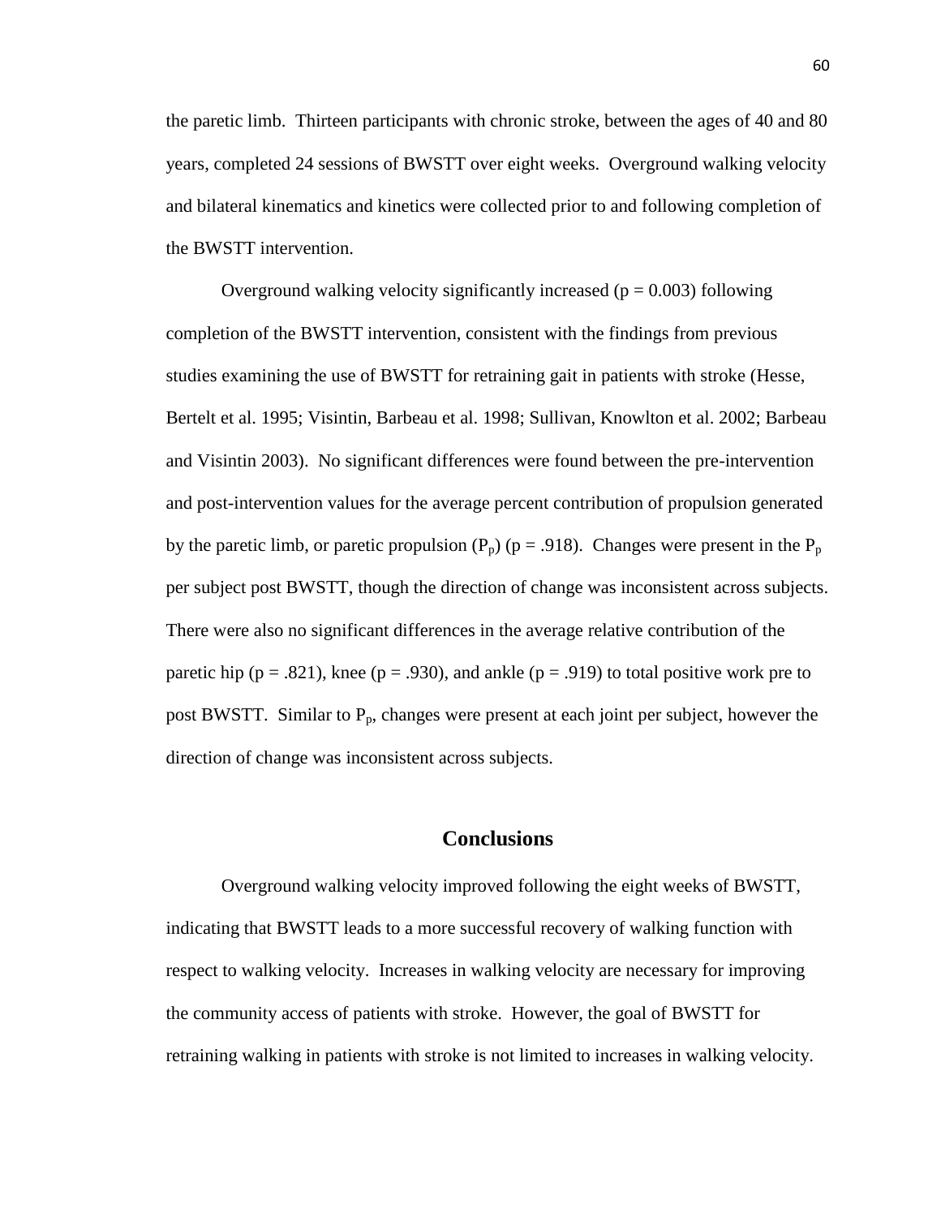the paretic limb. Thirteen participants with chronic stroke, between the ages of 40 and 80 years, completed 24 sessions of BWSTT over eight weeks. Overground walking velocity and bilateral kinematics and kinetics were collected prior to and following completion of the BWSTT intervention.

Overground walking velocity significantly increased ($p = 0.003$) following completion of the BWSTT intervention, consistent with the findings from previous studies examining the use of BWSTT for retraining gait in patients with stroke (Hesse, Bertelt et al. 1995; Visintin, Barbeau et al. 1998; Sullivan, Knowlton et al. 2002; Barbeau and Visintin 2003). No significant differences were found between the pre-intervention and post-intervention values for the average percent contribution of propulsion generated by the paretic limb, or paretic propulsion ($P_p$) ($p = .918$). Changes were present in the $P_p$ per subject post BWSTT, though the direction of change was inconsistent across subjects. There were also no significant differences in the average relative contribution of the paretic hip ($p = .821$), knee ($p = .930$), and ankle ($p = .919$) to total positive work pre to post BWSTT. Similar to $P_p$, changes were present at each joint per subject, however the direction of change was inconsistent across subjects.

## Conclusions

Overground walking velocity improved following the eight weeks of BWSTT, indicating that BWSTT leads to a more successful recovery of walking function with respect to walking velocity. Increases in walking velocity are necessary for improving the community access of patients with stroke. However, the goal of BWSTT for retraining walking in patients with stroke is not limited to increases in walking velocity.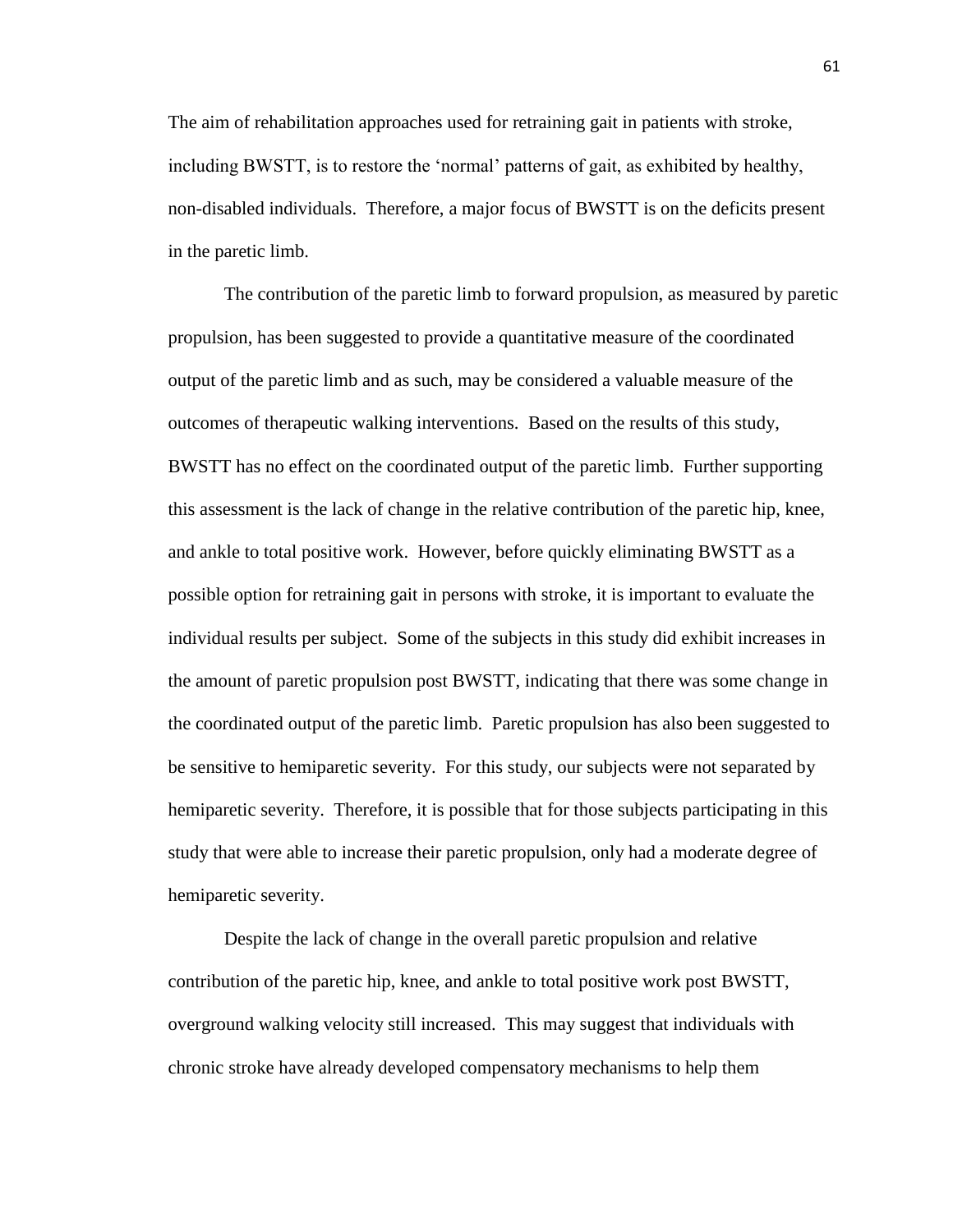The aim of rehabilitation approaches used for retraining gait in patients with stroke, including BWSTT, is to restore the 'normal' patterns of gait, as exhibited by healthy, non-disabled individuals. Therefore, a major focus of BWSTT is on the deficits present in the paretic limb.

The contribution of the paretic limb to forward propulsion, as measured by paretic propulsion, has been suggested to provide a quantitative measure of the coordinated output of the paretic limb and as such, may be considered a valuable measure of the outcomes of therapeutic walking interventions. Based on the results of this study, BWSTT has no effect on the coordinated output of the paretic limb. Further supporting this assessment is the lack of change in the relative contribution of the paretic hip, knee, and ankle to total positive work. However, before quickly eliminating BWSTT as a possible option for retraining gait in persons with stroke, it is important to evaluate the individual results per subject. Some of the subjects in this study did exhibit increases in the amount of paretic propulsion post BWSTT, indicating that there was some change in the coordinated output of the paretic limb. Paretic propulsion has also been suggested to be sensitive to hemiparetic severity. For this study, our subjects were not separated by hemiparetic severity. Therefore, it is possible that for those subjects participating in this study that were able to increase their paretic propulsion, only had a moderate degree of hemiparetic severity.

Despite the lack of change in the overall paretic propulsion and relative contribution of the paretic hip, knee, and ankle to total positive work post BWSTT, overground walking velocity still increased. This may suggest that individuals with chronic stroke have already developed compensatory mechanisms to help them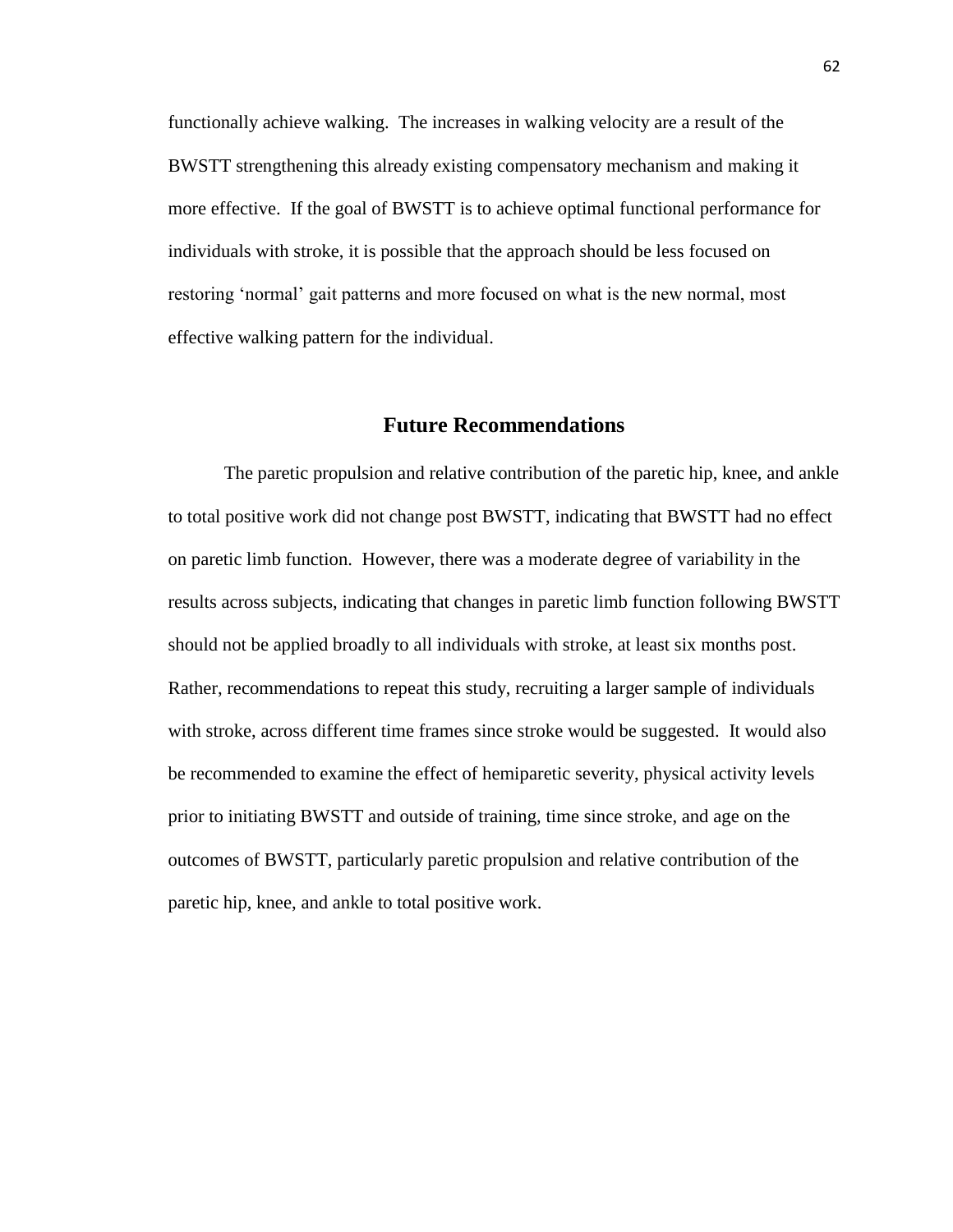functionally achieve walking. The increases in walking velocity are a result of the BWSTT strengthening this already existing compensatory mechanism and making it more effective. If the goal of BWSTT is to achieve optimal functional performance for individuals with stroke, it is possible that the approach should be less focused on restoring 'normal' gait patterns and more focused on what is the new normal, most effective walking pattern for the individual.

## Future Recommendations

The paretic propulsion and relative contribution of the paretic hip, knee, and ankle to total positive work did not change post BWSTT, indicating that BWSTT had no effect on paretic limb function. However, there was a moderate degree of variability in the results across subjects, indicating that changes in paretic limb function following BWSTT should not be applied broadly to all individuals with stroke, at least six months post. Rather, recommendations to repeat this study, recruiting a larger sample of individuals with stroke, across different time frames since stroke would be suggested. It would also be recommended to examine the effect of hemiparetic severity, physical activity levels prior to initiating BWSTT and outside of training, time since stroke, and age on the outcomes of BWSTT, particularly paretic propulsion and relative contribution of the paretic hip, knee, and ankle to total positive work.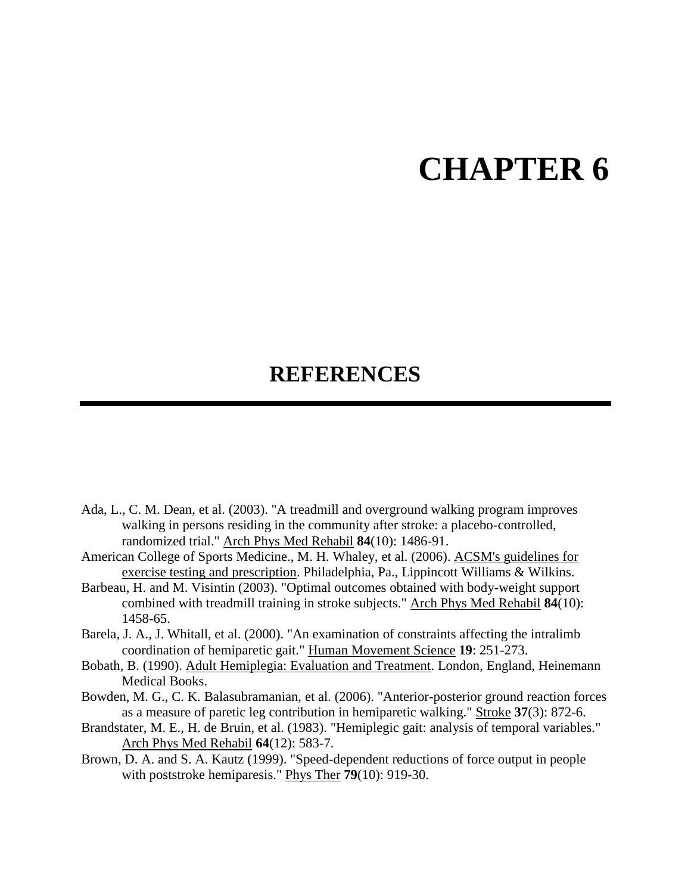# CHAPTER 6

## REFERENCES

Ada, L., C. M. Dean, et al. (2003). "A treadmill and overground walking program improves walking in persons residing in the community after stroke: a placebo-controlled, randomized trial." Arch Phys Med Rehabil **84**(10): 1486-91.

American College of Sports Medicine., M. H. Whaley, et al. (2006). ACSM's guidelines for exercise testing and prescription. Philadelphia, Pa., Lippincott Williams & Wilkins.

Barbeau, H. and M. Visintin (2003). "Optimal outcomes obtained with body-weight support combined with treadmill training in stroke subjects." Arch Phys Med Rehabil **84**(10): 1458-65.

Barela, J. A., J. Whitall, et al. (2000). "An examination of constraints affecting the intralimb coordination of hemiparetic gait." Human Movement Science **19**: 251-273.

Bobath, B. (1990). Adult Hemiplegia: Evaluation and Treatment. London, England, Heinemann Medical Books.

Bowden, M. G., C. K. Balasubramanian, et al. (2006). "Anterior-posterior ground reaction forces as a measure of paretic leg contribution in hemiparetic walking." Stroke **37**(3): 872-6.

Brandstater, M. E., H. de Bruin, et al. (1983). "Hemiplegic gait: analysis of temporal variables." Arch Phys Med Rehabil **64**(12): 583-7.

Brown, D. A. and S. A. Kautz (1999). "Speed-dependent reductions of force output in people with poststroke hemiparesis." Phys Ther **79**(10): 919-30.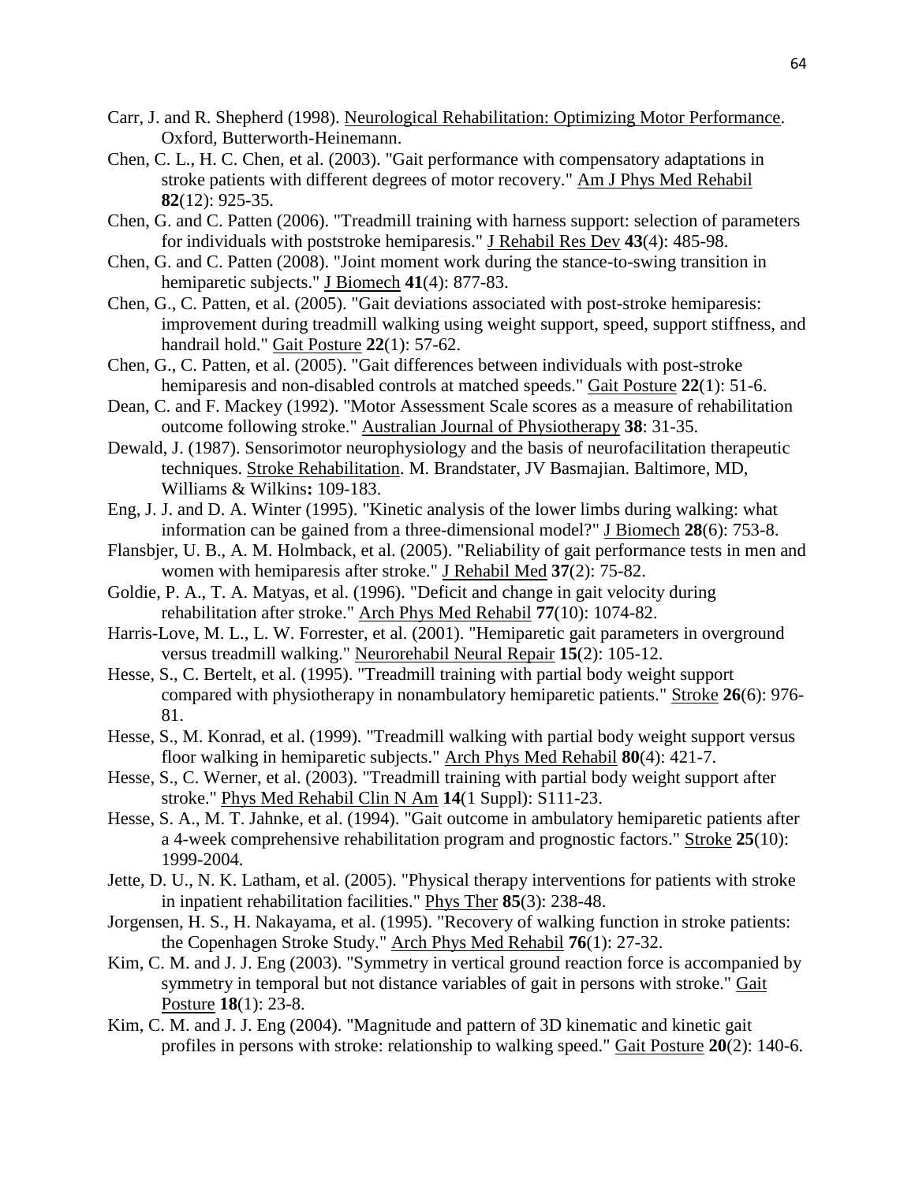Carr, J. and R. Shepherd (1998). Neurological Rehabilitation: Optimizing Motor Performance. Oxford, Butterworth-Heinemann.

Chen, C. L., H. C. Chen, et al. (2003). "Gait performance with compensatory adaptations in stroke patients with different degrees of motor recovery." Am J Phys Med Rehabil **82**(12): 925-35.

Chen, G. and C. Patten (2006). "Treadmill training with harness support: selection of parameters for individuals with poststroke hemiparesis." J Rehabil Res Dev **43**(4): 485-98.

Chen, G. and C. Patten (2008). "Joint moment work during the stance-to-swing transition in hemiparetic subjects." J Biomech **41**(4): 877-83.

Chen, G., C. Patten, et al. (2005). "Gait deviations associated with post-stroke hemiparesis: improvement during treadmill walking using weight support, speed, support stiffness, and handrail hold." Gait Posture **22**(1): 57-62.

Chen, G., C. Patten, et al. (2005). "Gait differences between individuals with post-stroke hemiparesis and non-disabled controls at matched speeds." Gait Posture **22**(1): 51-6.

Dean, C. and F. Mackey (1992). "Motor Assessment Scale scores as a measure of rehabilitation outcome following stroke." Australian Journal of Physiotherapy **38**: 31-35.

Dewald, J. (1987). Sensorimotor neurophysiology and the basis of neurofacilitation therapeutic techniques. Stroke Rehabilitation. M. Brandstater, JV Basmajian. Baltimore, MD, Williams & Wilkins**:** 109-183.

Eng, J. J. and D. A. Winter (1995). "Kinetic analysis of the lower limbs during walking: what information can be gained from a three-dimensional model?" J Biomech **28**(6): 753-8.

Flansbjer, U. B., A. M. Holmback, et al. (2005). "Reliability of gait performance tests in men and women with hemiparesis after stroke." J Rehabil Med **37**(2): 75-82.

Goldie, P. A., T. A. Matyas, et al. (1996). "Deficit and change in gait velocity during rehabilitation after stroke." Arch Phys Med Rehabil **77**(10): 1074-82.

Harris-Love, M. L., L. W. Forrester, et al. (2001). "Hemiparetic gait parameters in overground versus treadmill walking." Neurorehabil Neural Repair **15**(2): 105-12.

Hesse, S., C. Bertelt, et al. (1995). "Treadmill training with partial body weight support compared with physiotherapy in nonambulatory hemiparetic patients." Stroke **26**(6): 976-81.

Hesse, S., M. Konrad, et al. (1999). "Treadmill walking with partial body weight support versus floor walking in hemiparetic subjects." Arch Phys Med Rehabil **80**(4): 421-7.

Hesse, S., C. Werner, et al. (2003). "Treadmill training with partial body weight support after stroke." Phys Med Rehabil Clin N Am **14**(1 Suppl): S111-23.

Hesse, S. A., M. T. Jahnke, et al. (1994). "Gait outcome in ambulatory hemiparetic patients after a 4-week comprehensive rehabilitation program and prognostic factors." Stroke **25**(10): 1999-2004.

Jette, D. U., N. K. Latham, et al. (2005). "Physical therapy interventions for patients with stroke in inpatient rehabilitation facilities." Phys Ther **85**(3): 238-48.

Jorgensen, H. S., H. Nakayama, et al. (1995). "Recovery of walking function in stroke patients: the Copenhagen Stroke Study." Arch Phys Med Rehabil **76**(1): 27-32.

Kim, C. M. and J. J. Eng (2003). "Symmetry in vertical ground reaction force is accompanied by symmetry in temporal but not distance variables of gait in persons with stroke." Gait Posture **18**(1): 23-8.

Kim, C. M. and J. J. Eng (2004). "Magnitude and pattern of 3D kinematic and kinetic gait profiles in persons with stroke: relationship to walking speed." Gait Posture **20**(2): 140-6.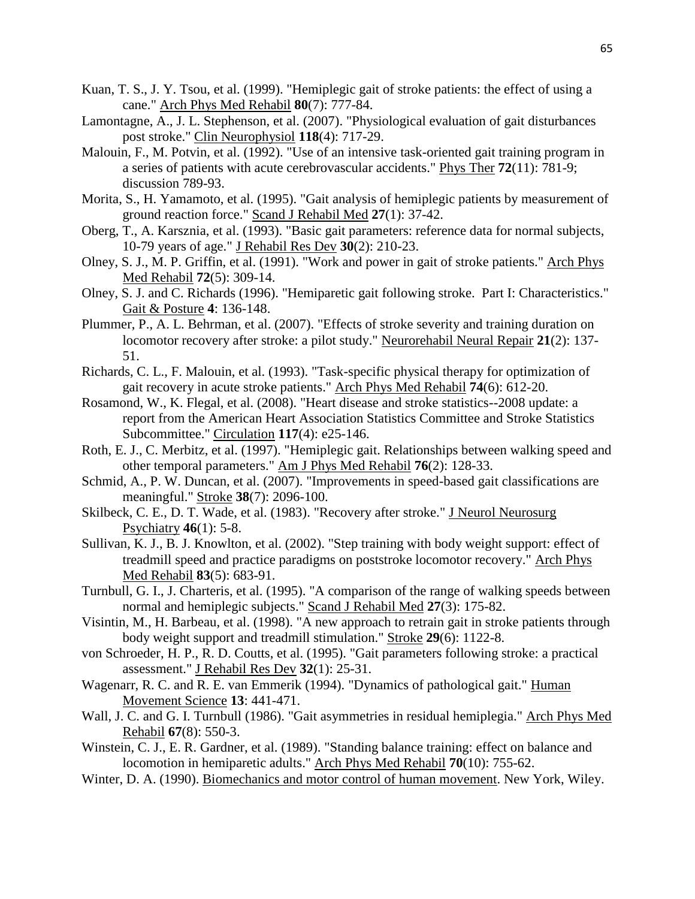Kuan, T. S., J. Y. Tsou, et al. (1999). "Hemiplegic gait of stroke patients: the effect of using a cane." Arch Phys Med Rehabil **80**(7): 777-84.

Lamontagne, A., J. L. Stephenson, et al. (2007). "Physiological evaluation of gait disturbances post stroke." Clin Neurophysiol **118**(4): 717-29.

Malouin, F., M. Potvin, et al. (1992). "Use of an intensive task-oriented gait training program in a series of patients with acute cerebrovascular accidents." Phys Ther **72**(11): 781-9; discussion 789-93.

Morita, S., H. Yamamoto, et al. (1995). "Gait analysis of hemiplegic patients by measurement of ground reaction force." Scand J Rehabil Med **27**(1): 37-42.

Oberg, T., A. Karsznia, et al. (1993). "Basic gait parameters: reference data for normal subjects, 10-79 years of age." J Rehabil Res Dev **30**(2): 210-23.

Olney, S. J., M. P. Griffin, et al. (1991). "Work and power in gait of stroke patients." Arch Phys Med Rehabil **72**(5): 309-14.

Olney, S. J. and C. Richards (1996). "Hemiparetic gait following stroke. Part I: Characteristics." Gait & Posture **4**: 136-148.

Plummer, P., A. L. Behrman, et al. (2007). "Effects of stroke severity and training duration on locomotor recovery after stroke: a pilot study." Neurorehabil Neural Repair **21**(2): 137-51.

Richards, C. L., F. Malouin, et al. (1993). "Task-specific physical therapy for optimization of gait recovery in acute stroke patients." Arch Phys Med Rehabil **74**(6): 612-20.

Rosamond, W., K. Flegal, et al. (2008). "Heart disease and stroke statistics--2008 update: a report from the American Heart Association Statistics Committee and Stroke Statistics Subcommittee." Circulation **117**(4): e25-146.

Roth, E. J., C. Merbitz, et al. (1997). "Hemiplegic gait. Relationships between walking speed and other temporal parameters." Am J Phys Med Rehabil **76**(2): 128-33.

Schmid, A., P. W. Duncan, et al. (2007). "Improvements in speed-based gait classifications are meaningful." Stroke **38**(7): 2096-100.

Skilbeck, C. E., D. T. Wade, et al. (1983). "Recovery after stroke." J Neurol Neurosurg Psychiatry **46**(1): 5-8.

Sullivan, K. J., B. J. Knowlton, et al. (2002). "Step training with body weight support: effect of treadmill speed and practice paradigms on poststroke locomotor recovery." Arch Phys Med Rehabil **83**(5): 683-91.

Turnbull, G. I., J. Charteris, et al. (1995). "A comparison of the range of walking speeds between normal and hemiplegic subjects." Scand J Rehabil Med **27**(3): 175-82.

Visintin, M., H. Barbeau, et al. (1998). "A new approach to retrain gait in stroke patients through body weight support and treadmill stimulation." Stroke **29**(6): 1122-8.

von Schroeder, H. P., R. D. Coutts, et al. (1995). "Gait parameters following stroke: a practical assessment." J Rehabil Res Dev **32**(1): 25-31.

Wagenarr, R. C. and R. E. van Emmerik (1994). "Dynamics of pathological gait." Human Movement Science **13**: 441-471.

Wall, J. C. and G. I. Turnbull (1986). "Gait asymmetries in residual hemiplegia." Arch Phys Med Rehabil **67**(8): 550-3.

Winstein, C. J., E. R. Gardner, et al. (1989). "Standing balance training: effect on balance and locomotion in hemiparetic adults." Arch Phys Med Rehabil **70**(10): 755-62.

Winter, D. A. (1990). Biomechanics and motor control of human movement. New York, Wiley.